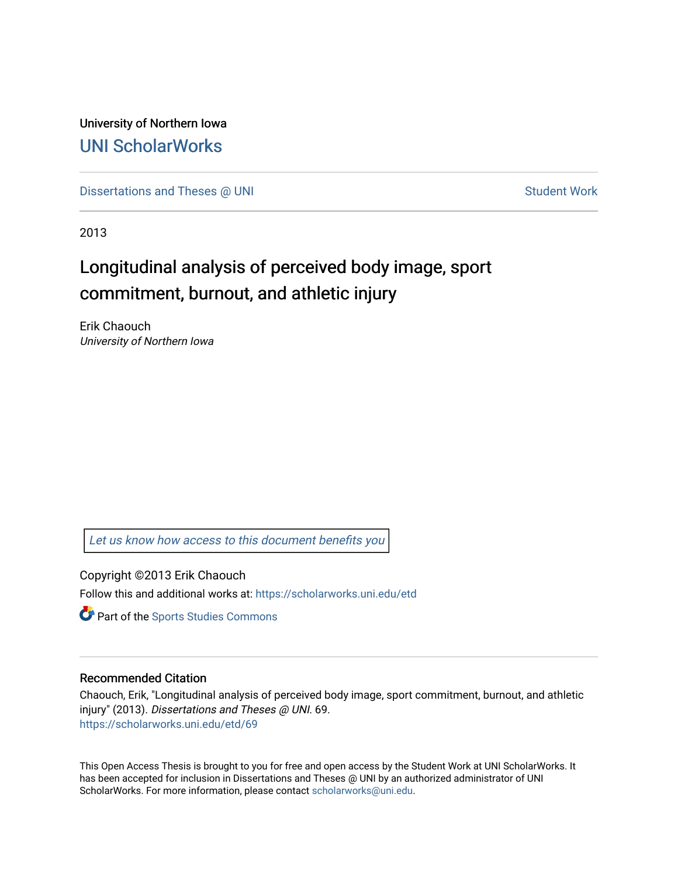University of Northern Iowa

# UNI ScholarWorks

Dissertations and Theses @ UNI | Student Work

2013

## Longitudinal analysis of perceived body image, sport commitment, burnout, and athletic injury

Erik Chaouch
*University of Northern Iowa*

*Let us know how access to this document benefits you*

Copyright ©2013 Erik Chaouch

Follow this and additional works at: https://scholarworks.uni.edu/etd

Part of the Sports Studies Commons

### Recommended Citation

Chaouch, Erik, "Longitudinal analysis of perceived body image, sport commitment, burnout, and athletic injury" (2013). *Dissertations and Theses @ UNI*. 69.
https://scholarworks.uni.edu/etd/69

This Open Access Thesis is brought to you for free and open access by the Student Work at UNI ScholarWorks. It has been accepted for inclusion in Dissertations and Theses @ UNI by an authorized administrator of UNI ScholarWorks. For more information, please contact scholarworks@uni.edu.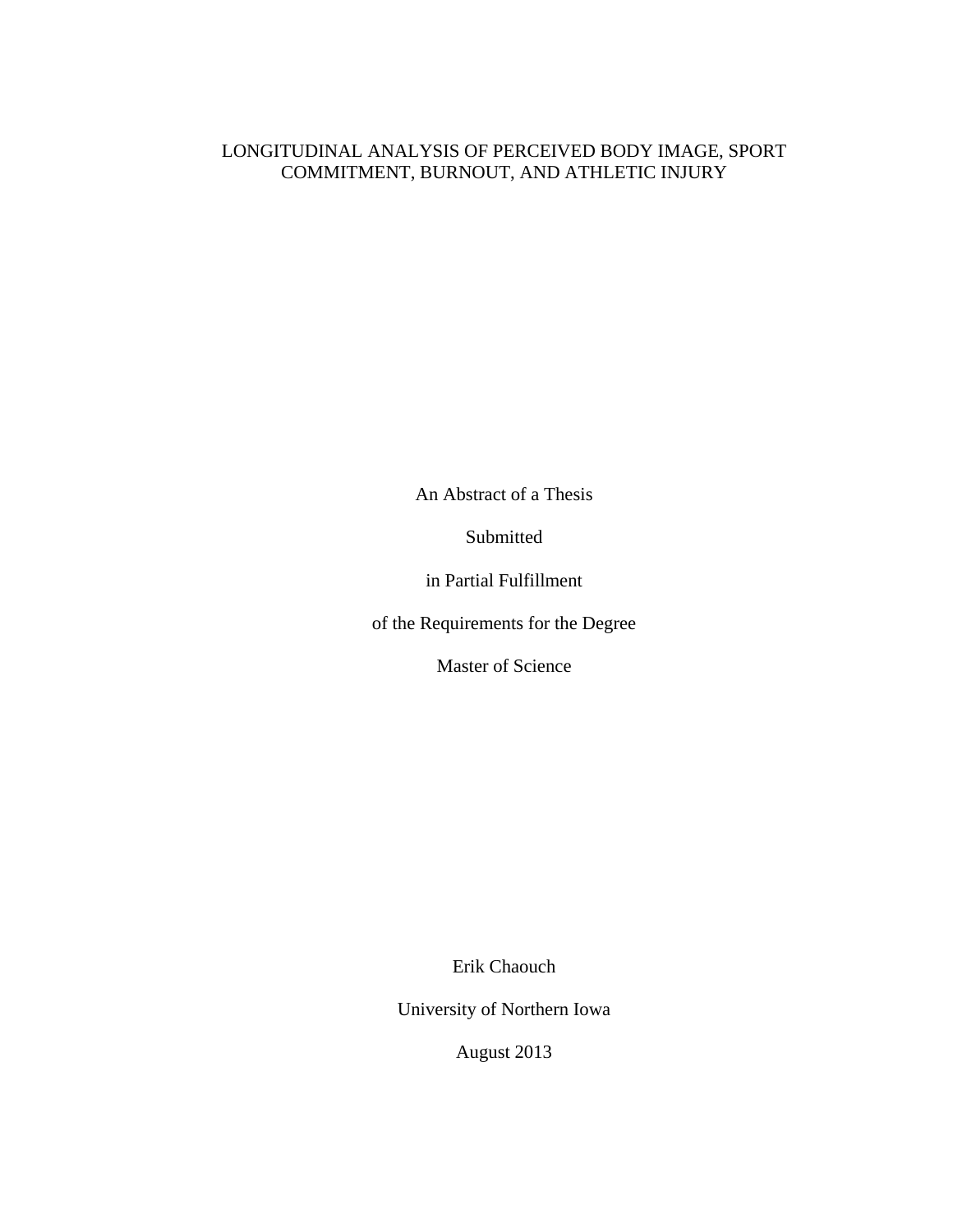# LONGITUDINAL ANALYSIS OF PERCEIVED BODY IMAGE, SPORT COMMITMENT, BURNOUT, AND ATHLETIC INJURY

An Abstract of a Thesis

Submitted

in Partial Fulfillment

of the Requirements for the Degree

Master of Science

Erik Chaouch

University of Northern Iowa

August 2013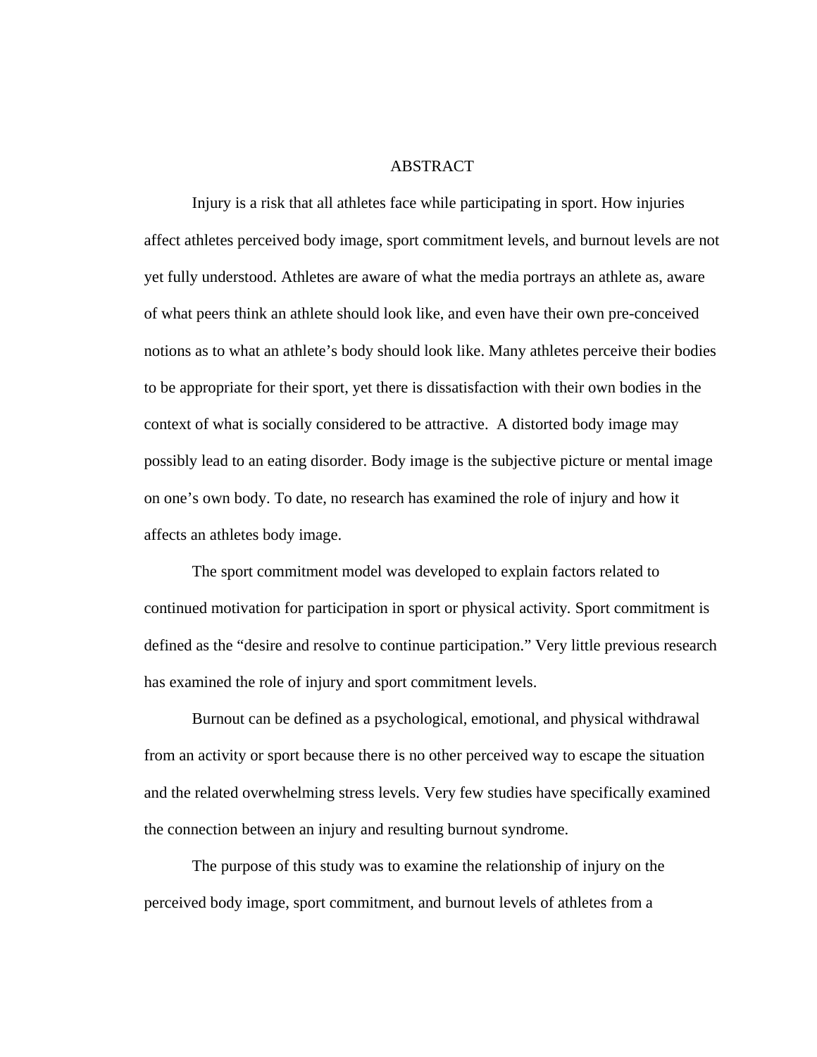# ABSTRACT

Injury is a risk that all athletes face while participating in sport. How injuries affect athletes perceived body image, sport commitment levels, and burnout levels are not yet fully understood. Athletes are aware of what the media portrays an athlete as, aware of what peers think an athlete should look like, and even have their own pre-conceived notions as to what an athlete's body should look like. Many athletes perceive their bodies to be appropriate for their sport, yet there is dissatisfaction with their own bodies in the context of what is socially considered to be attractive. A distorted body image may possibly lead to an eating disorder. Body image is the subjective picture or mental image on one's own body. To date, no research has examined the role of injury and how it affects an athletes body image.

The sport commitment model was developed to explain factors related to continued motivation for participation in sport or physical activity. Sport commitment is defined as the "desire and resolve to continue participation." Very little previous research has examined the role of injury and sport commitment levels.

Burnout can be defined as a psychological, emotional, and physical withdrawal from an activity or sport because there is no other perceived way to escape the situation and the related overwhelming stress levels. Very few studies have specifically examined the connection between an injury and resulting burnout syndrome.

The purpose of this study was to examine the relationship of injury on the perceived body image, sport commitment, and burnout levels of athletes from a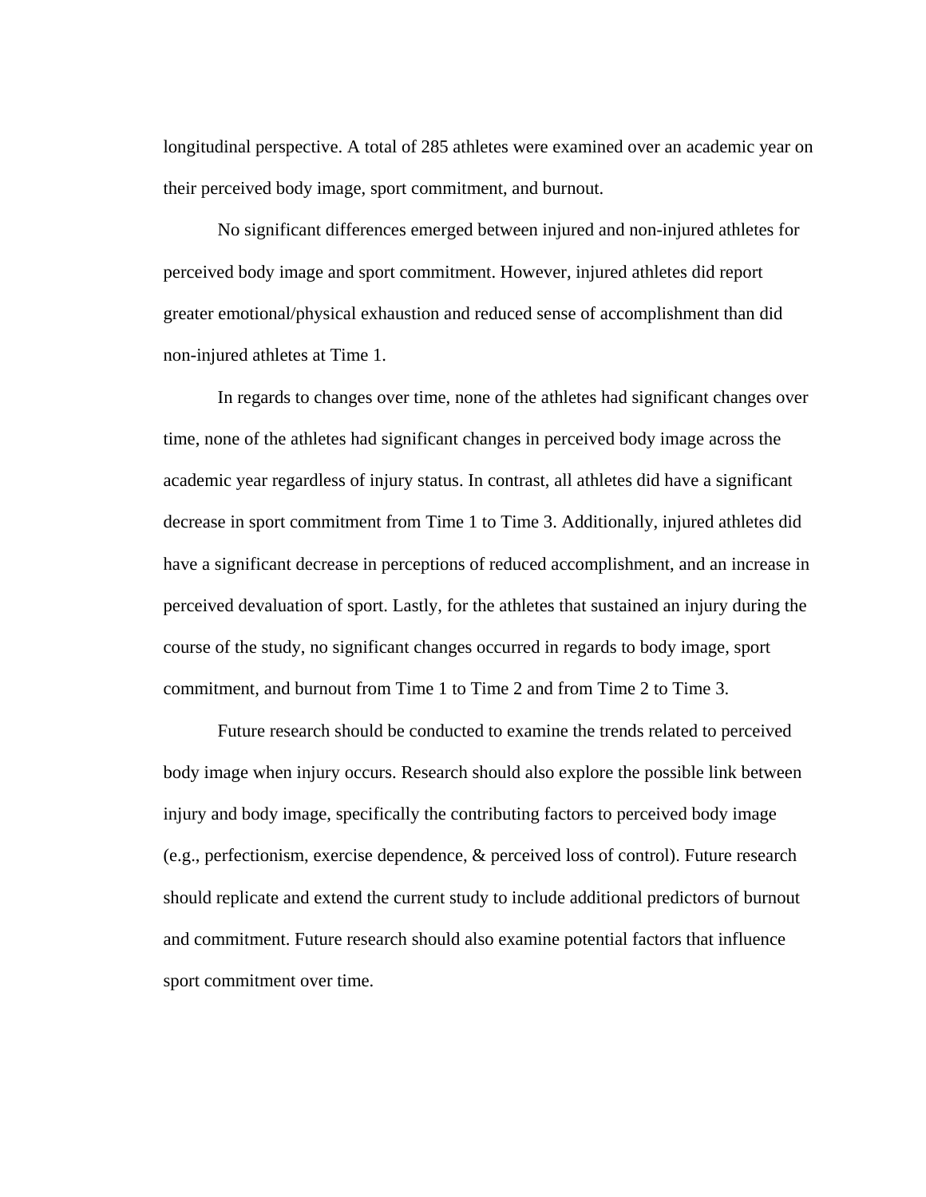longitudinal perspective. A total of 285 athletes were examined over an academic year on their perceived body image, sport commitment, and burnout.

No significant differences emerged between injured and non-injured athletes for perceived body image and sport commitment. However, injured athletes did report greater emotional/physical exhaustion and reduced sense of accomplishment than did non-injured athletes at Time 1.

In regards to changes over time, none of the athletes had significant changes over time, none of the athletes had significant changes in perceived body image across the academic year regardless of injury status. In contrast, all athletes did have a significant decrease in sport commitment from Time 1 to Time 3. Additionally, injured athletes did have a significant decrease in perceptions of reduced accomplishment, and an increase in perceived devaluation of sport. Lastly, for the athletes that sustained an injury during the course of the study, no significant changes occurred in regards to body image, sport commitment, and burnout from Time 1 to Time 2 and from Time 2 to Time 3.

Future research should be conducted to examine the trends related to perceived body image when injury occurs. Research should also explore the possible link between injury and body image, specifically the contributing factors to perceived body image (e.g., perfectionism, exercise dependence, & perceived loss of control). Future research should replicate and extend the current study to include additional predictors of burnout and commitment. Future research should also examine potential factors that influence sport commitment over time.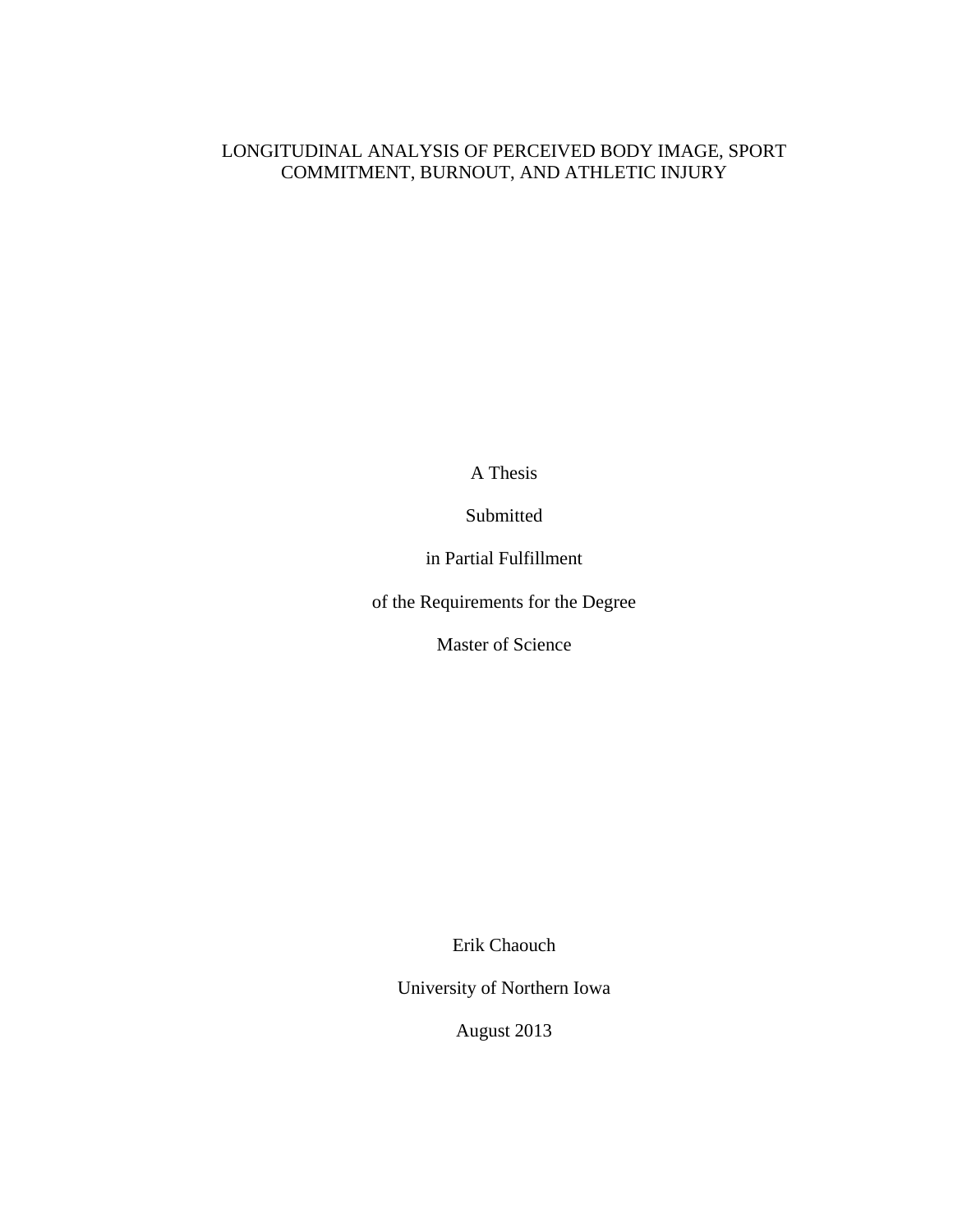# LONGITUDINAL ANALYSIS OF PERCEIVED BODY IMAGE, SPORT COMMITMENT, BURNOUT, AND ATHLETIC INJURY

A Thesis

Submitted

in Partial Fulfillment

of the Requirements for the Degree

Master of Science

Erik Chaouch

University of Northern Iowa

August 2013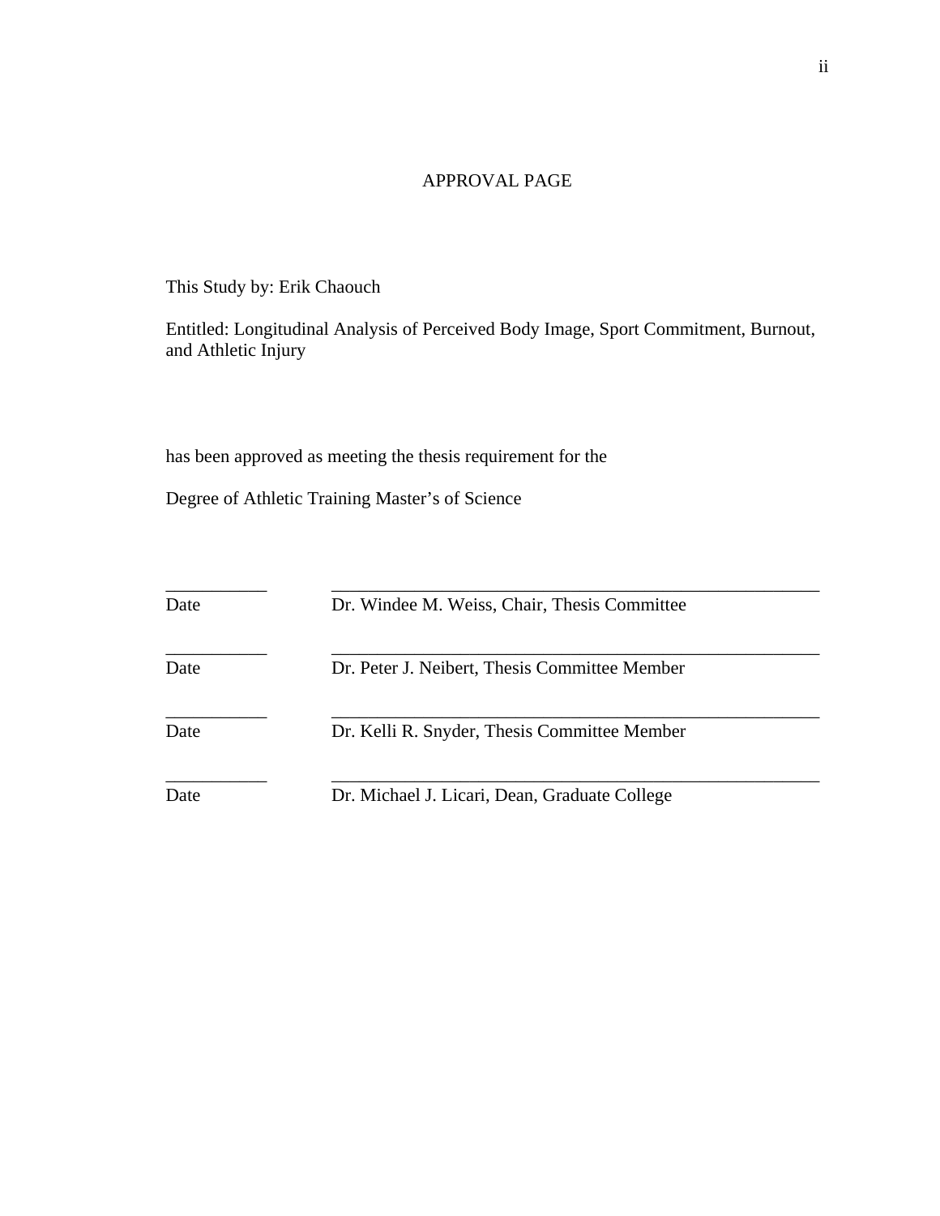# APPROVAL PAGE

This Study by: Erik Chaouch

Entitled: Longitudinal Analysis of Perceived Body Image, Sport Commitment, Burnout, and Athletic Injury

has been approved as meeting the thesis requirement for the

Degree of Athletic Training Master's of Science

| | |
|---|---|
| ___________ | ___________________________________________________ |
| Date | Dr. Windee M. Weiss, Chair, Thesis Committee |
| ___________ | ___________________________________________________ |
| Date | Dr. Peter J. Neibert, Thesis Committee Member |
| ___________ | ___________________________________________________ |
| Date | Dr. Kelli R. Snyder, Thesis Committee Member |
| ___________ | ___________________________________________________ |
| Date | Dr. Michael J. Licari, Dean, Graduate College |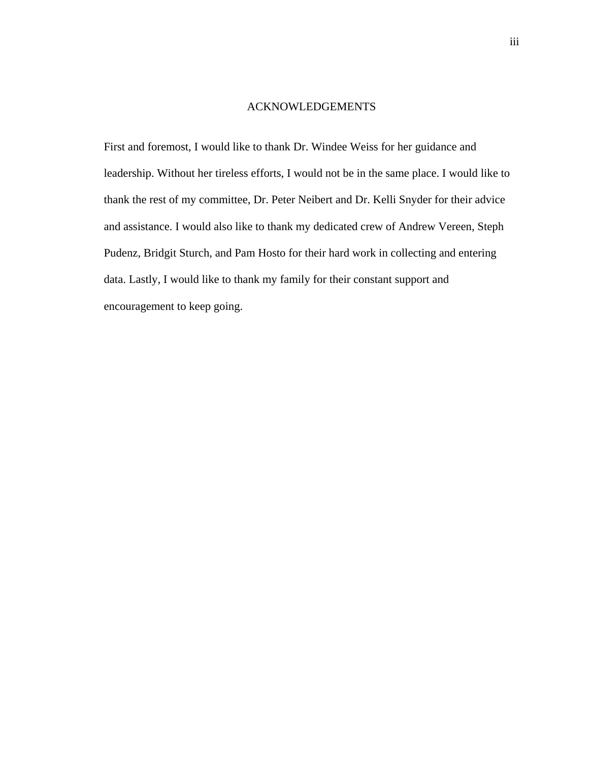# ACKNOWLEDGEMENTS

First and foremost, I would like to thank Dr. Windee Weiss for her guidance and leadership. Without her tireless efforts, I would not be in the same place. I would like to thank the rest of my committee, Dr. Peter Neibert and Dr. Kelli Snyder for their advice and assistance. I would also like to thank my dedicated crew of Andrew Vereen, Steph Pudenz, Bridgit Sturch, and Pam Hosto for their hard work in collecting and entering data. Lastly, I would like to thank my family for their constant support and encouragement to keep going.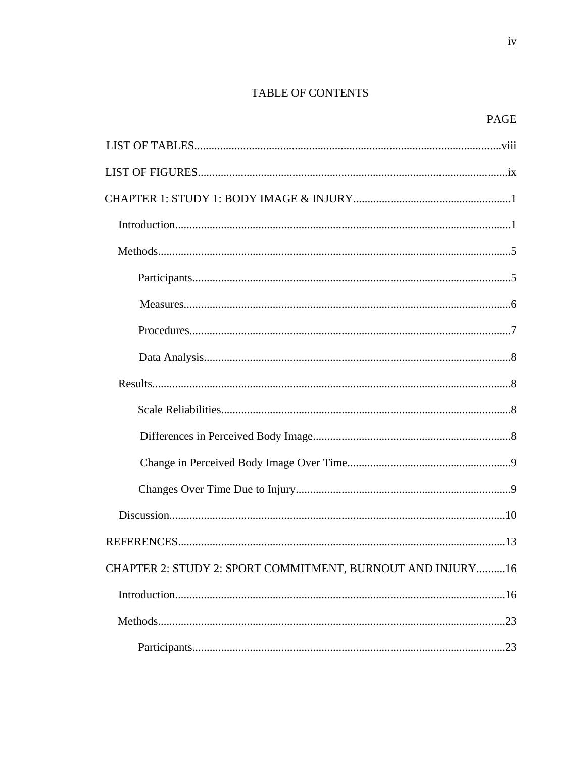# TABLE OF CONTENTS

PAGE

LIST OF TABLES.......................................................................................................viii

LIST OF FIGURES.......................................................................................................ix

CHAPTER 1: STUDY 1: BODY IMAGE & INJURY.......................................................1

- Introduction.......................................................................................................1
- Methods.............................................................................................................5
  - Participants..................................................................................................5
  - Measures......................................................................................................6
  - Procedures...................................................................................................7
  - Data Analysis...............................................................................................8
- Results...............................................................................................................8
  - Scale Reliabilities.........................................................................................8
  - Differences in Perceived Body Image..........................................................8
  - Change in Perceived Body Image Over Time..............................................9
  - Changes Over Time Due to Injury...............................................................9
- Discussion........................................................................................................10

REFERENCES...............................................................................................................13

CHAPTER 2: STUDY 2: SPORT COMMITMENT, BURNOUT AND INJURY..........16

- Introduction.......................................................................................................16
- Methods.............................................................................................................23
  - Participants..................................................................................................23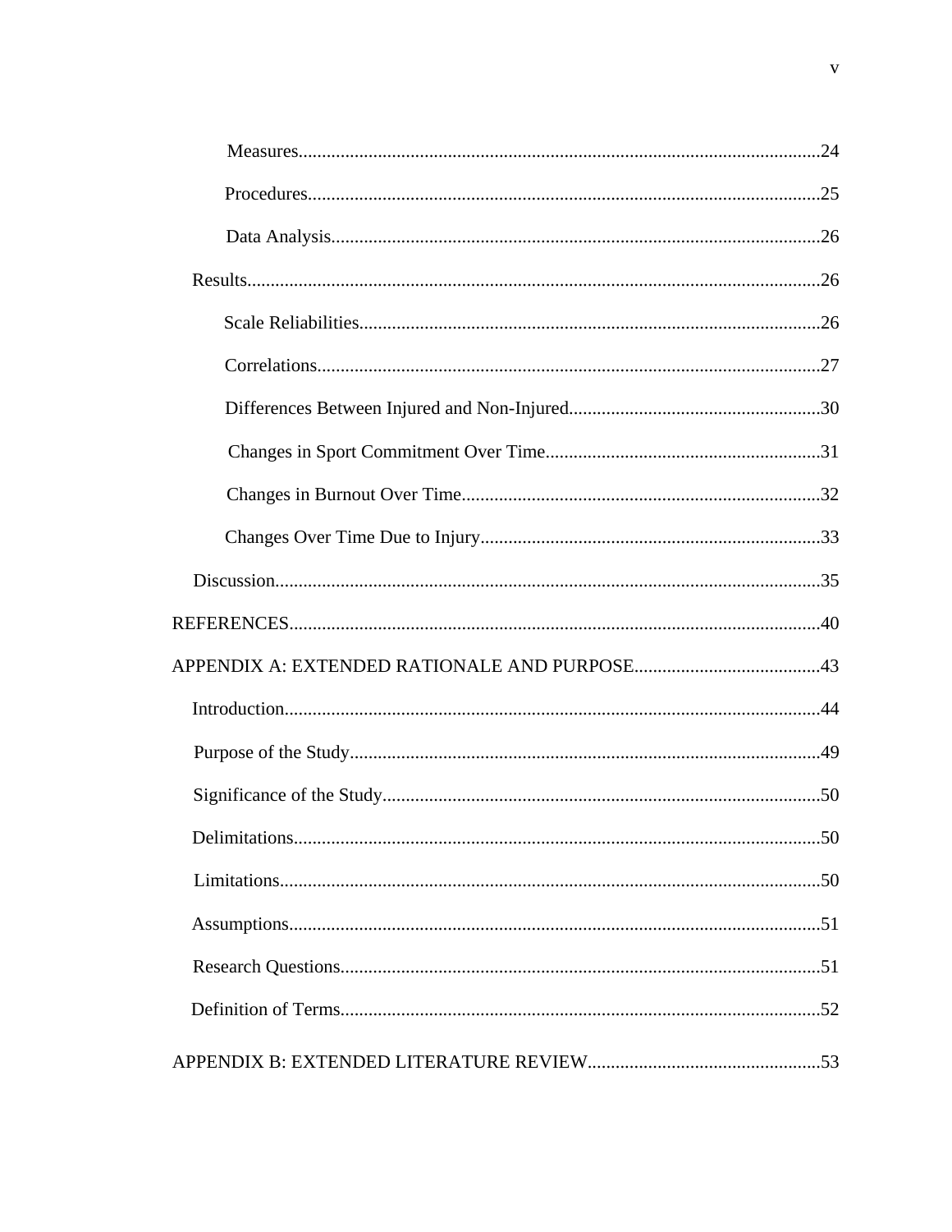Measures......................................................................................................24

Procedures....................................................................................................25

Data Analysis...............................................................................................26

Results.................................................................................................................26

Scale Reliabilities.........................................................................................26

Correlations..................................................................................................27

Differences Between Injured and Non-Injured.............................................30

Changes in Sport Commitment Over Time..................................................31

Changes in Burnout Over Time....................................................................32

Changes Over Time Due to Injury................................................................33

Discussion...........................................................................................................35

REFERENCES.........................................................................................................40

APPENDIX A: EXTENDED RATIONALE AND PURPOSE................................43

Introduction.........................................................................................................44

Purpose of the Study...........................................................................................49

Significance of the Study....................................................................................50

Delimitations.......................................................................................................50

Limitations..........................................................................................................50

Assumptions........................................................................................................51

Research Questions.............................................................................................51

Definition of Terms.............................................................................................52

APPENDIX B: EXTENDED LITERATURE REVIEW..........................................53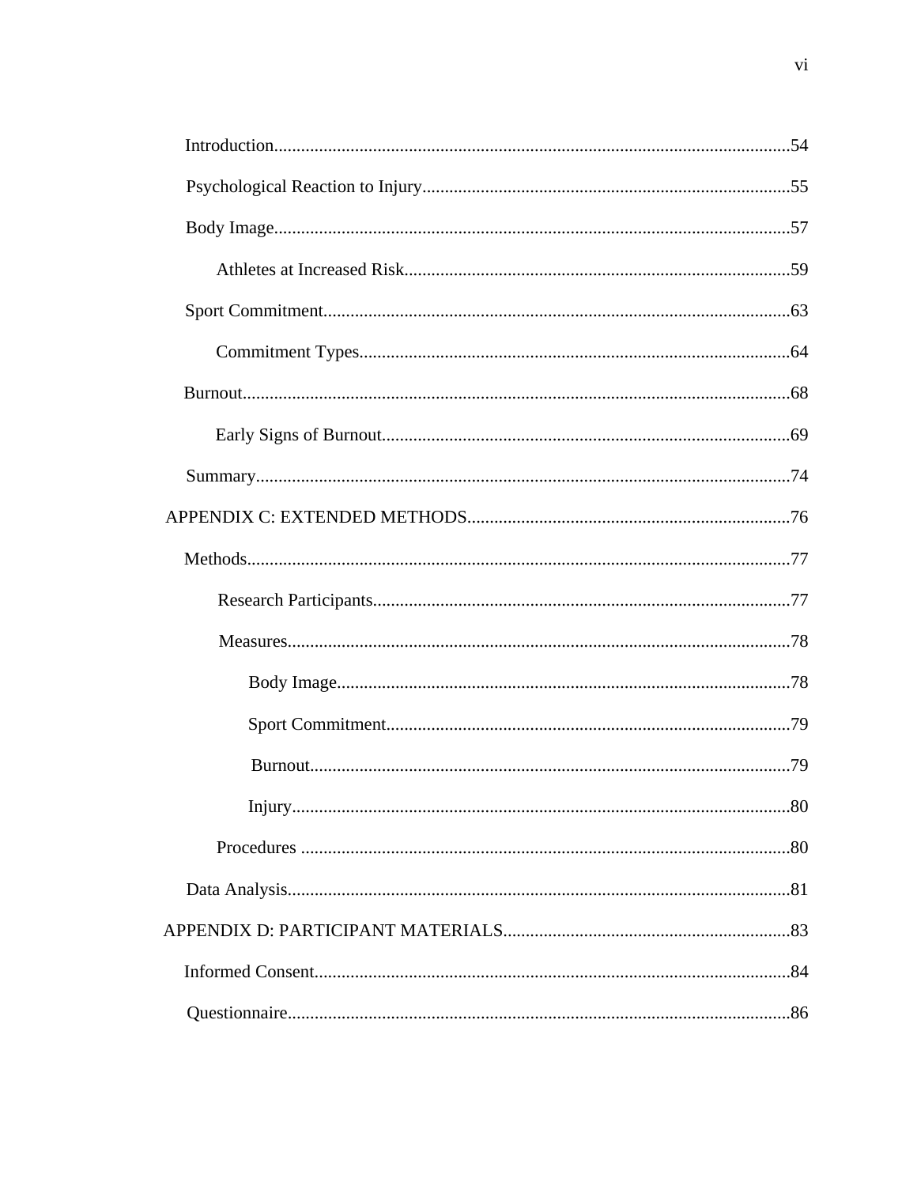Introduction..................................................................................................................54

Psychological Reaction to Injury..................................................................................55

Body Image...................................................................................................................57

Athletes at Increased Risk......................................................................................59

Sport Commitment........................................................................................................63

Commitment Types...............................................................................................64

Burnout..........................................................................................................................68

Early Signs of Burnout...........................................................................................69

Summary.......................................................................................................................74

APPENDIX C: EXTENDED METHODS........................................................................76

Methods.........................................................................................................................77

Research Participants............................................................................................77

Measures................................................................................................................78

Body Image.....................................................................................................78

Sport Commitment..........................................................................................79

Burnout...........................................................................................................79

Injury...............................................................................................................80

Procedures .............................................................................................................80

Data Analysis................................................................................................................81

APPENDIX D: PARTICIPANT MATERIALS................................................................83

Informed Consent..........................................................................................................84

Questionnaire................................................................................................................86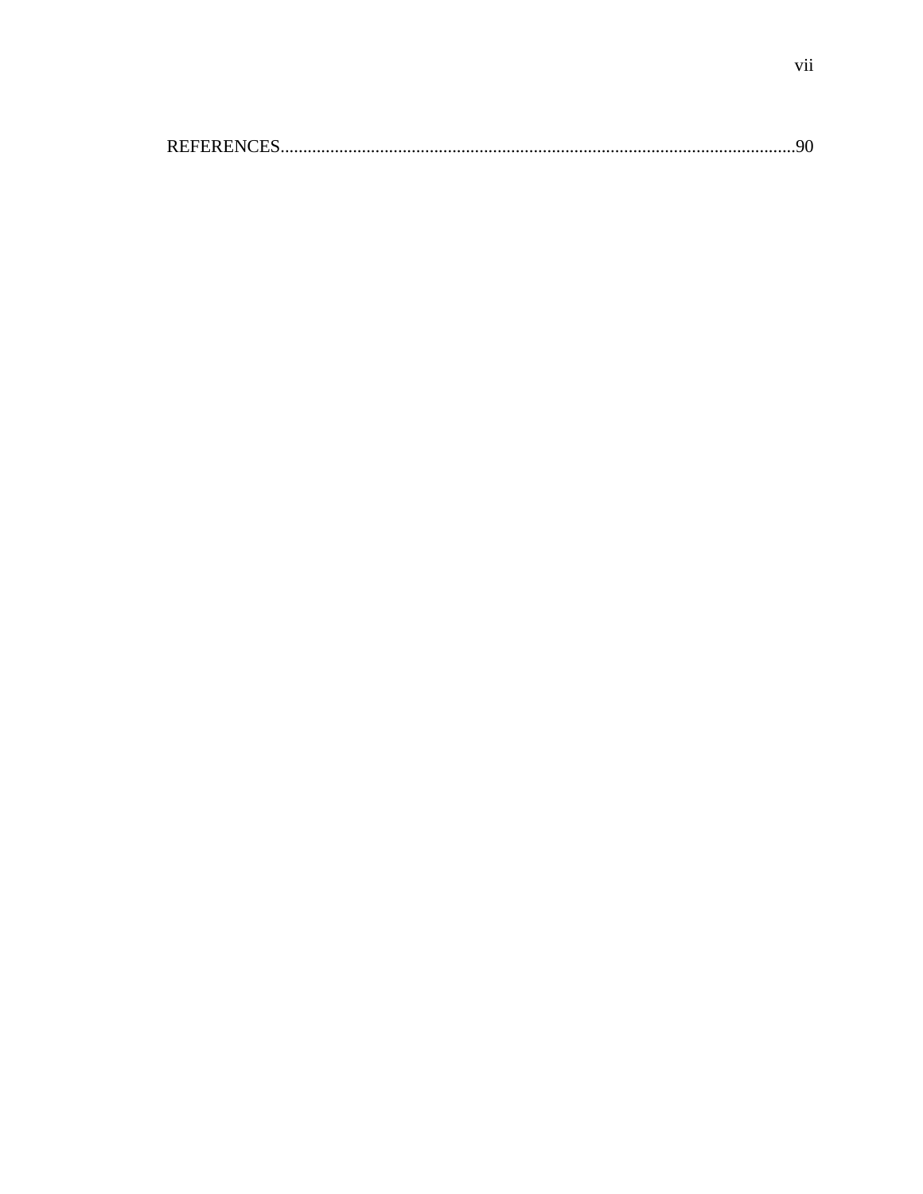REFERENCES......................................................................................................................90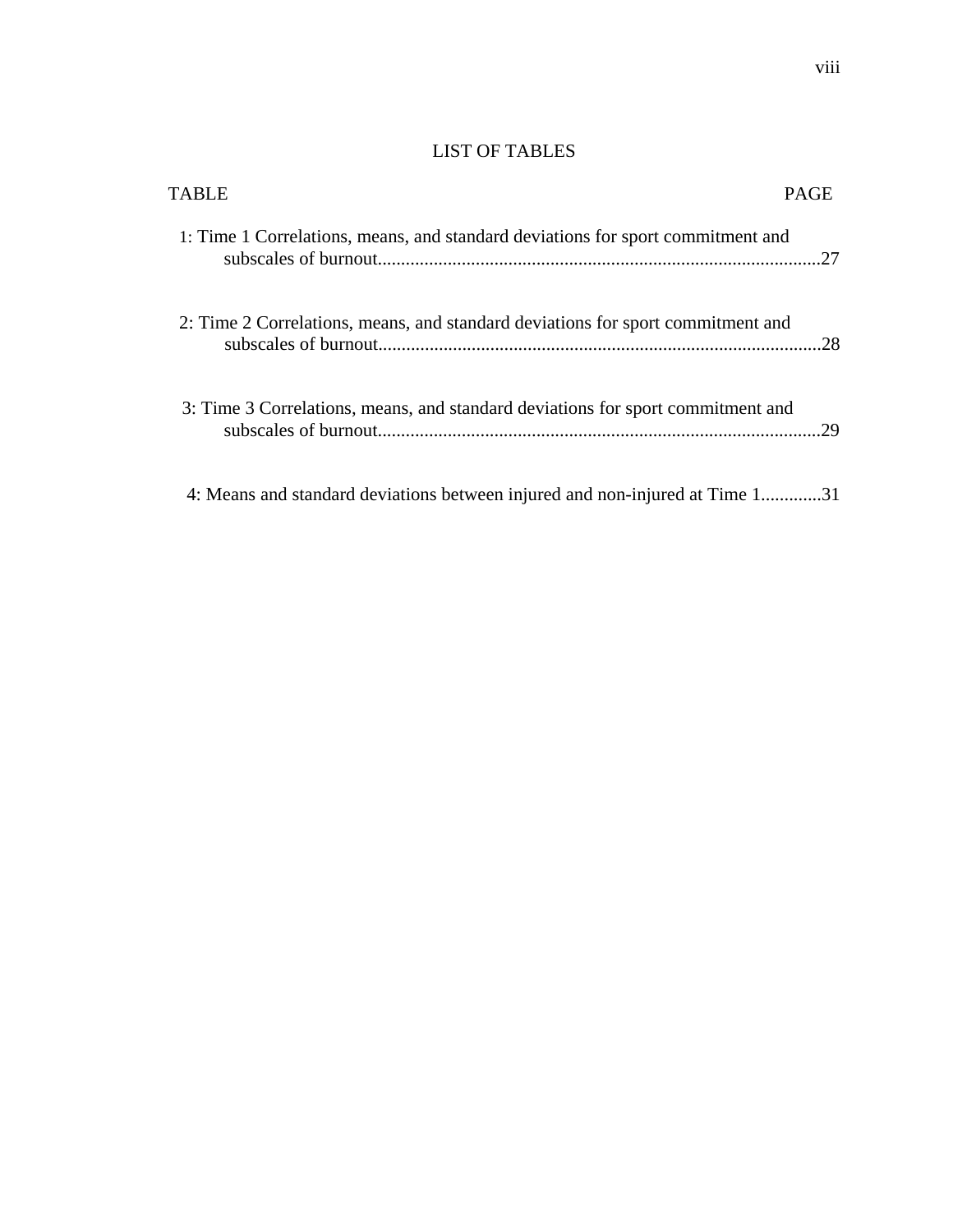# LIST OF TABLES

| TABLE | PAGE |
|---|---|
| 1: Time 1 Correlations, means, and standard deviations for sport commitment and subscales of burnout | 27 |
| 2: Time 2 Correlations, means, and standard deviations for sport commitment and subscales of burnout | 28 |
| 3: Time 3 Correlations, means, and standard deviations for sport commitment and subscales of burnout | 29 |
| 4: Means and standard deviations between injured and non-injured at Time 1 | 31 |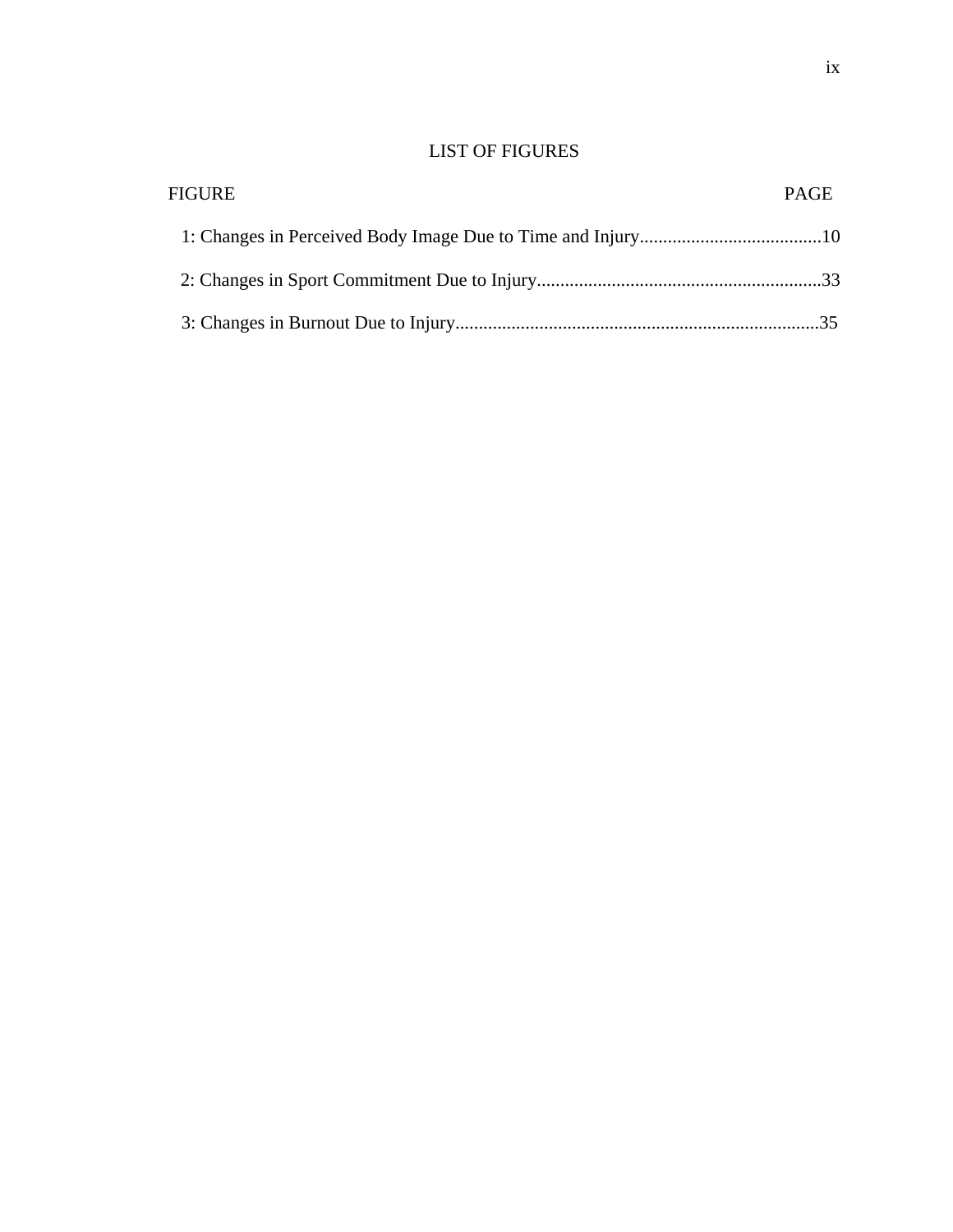# LIST OF FIGURES

FIGURE PAGE

1: Changes in Perceived Body Image Due to Time and Injury.......................................10

2: Changes in Sport Commitment Due to Injury.............................................................33

3: Changes in Burnout Due to Injury..............................................................................35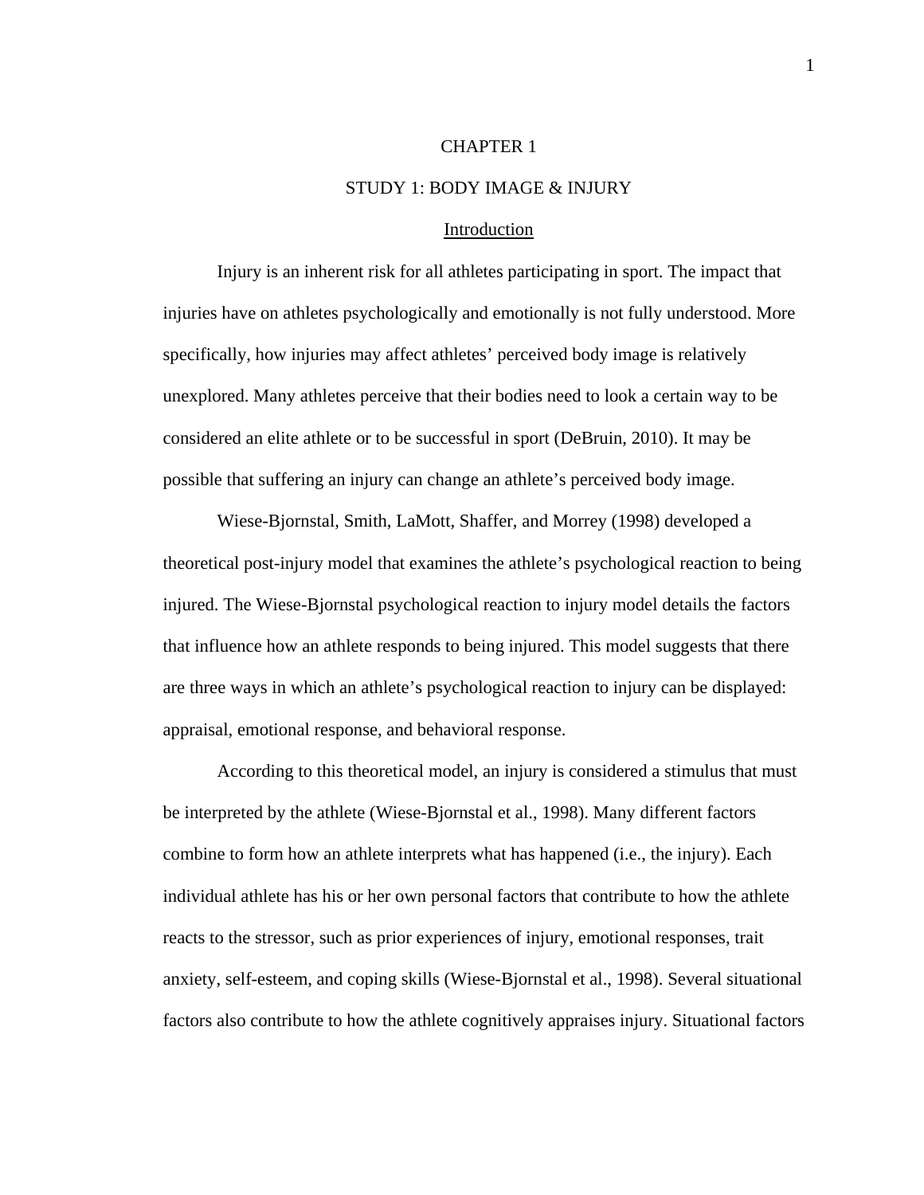# CHAPTER 1

## STUDY 1: BODY IMAGE & INJURY

### Introduction

Injury is an inherent risk for all athletes participating in sport. The impact that injuries have on athletes psychologically and emotionally is not fully understood. More specifically, how injuries may affect athletes' perceived body image is relatively unexplored. Many athletes perceive that their bodies need to look a certain way to be considered an elite athlete or to be successful in sport (DeBruin, 2010). It may be possible that suffering an injury can change an athlete's perceived body image.

Wiese-Bjornstal, Smith, LaMott, Shaffer, and Morrey (1998) developed a theoretical post-injury model that examines the athlete's psychological reaction to being injured. The Wiese-Bjornstal psychological reaction to injury model details the factors that influence how an athlete responds to being injured. This model suggests that there are three ways in which an athlete's psychological reaction to injury can be displayed: appraisal, emotional response, and behavioral response.

According to this theoretical model, an injury is considered a stimulus that must be interpreted by the athlete (Wiese-Bjornstal et al., 1998). Many different factors combine to form how an athlete interprets what has happened (i.e., the injury). Each individual athlete has his or her own personal factors that contribute to how the athlete reacts to the stressor, such as prior experiences of injury, emotional responses, trait anxiety, self-esteem, and coping skills (Wiese-Bjornstal et al., 1998). Several situational factors also contribute to how the athlete cognitively appraises injury. Situational factors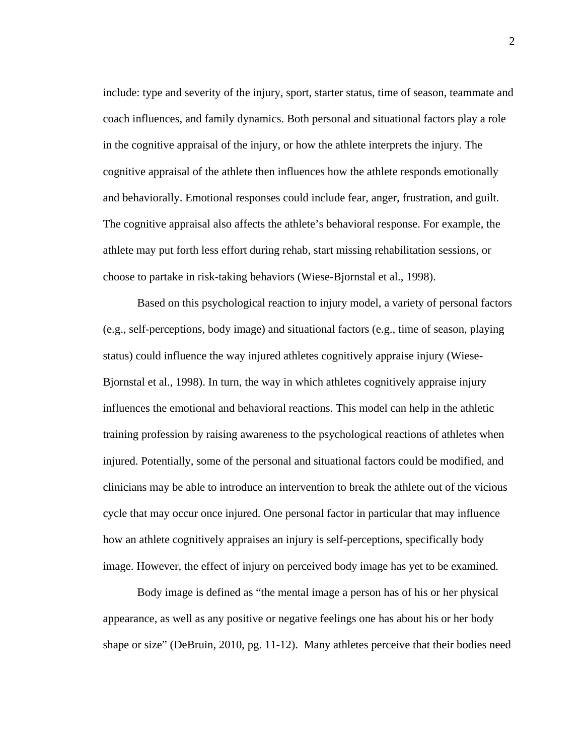include: type and severity of the injury, sport, starter status, time of season, teammate and coach influences, and family dynamics. Both personal and situational factors play a role in the cognitive appraisal of the injury, or how the athlete interprets the injury. The cognitive appraisal of the athlete then influences how the athlete responds emotionally and behaviorally. Emotional responses could include fear, anger, frustration, and guilt. The cognitive appraisal also affects the athlete's behavioral response. For example, the athlete may put forth less effort during rehab, start missing rehabilitation sessions, or choose to partake in risk-taking behaviors (Wiese-Bjornstal et al., 1998).

Based on this psychological reaction to injury model, a variety of personal factors (e.g., self-perceptions, body image) and situational factors (e.g., time of season, playing status) could influence the way injured athletes cognitively appraise injury (Wiese-Bjornstal et al., 1998). In turn, the way in which athletes cognitively appraise injury influences the emotional and behavioral reactions. This model can help in the athletic training profession by raising awareness to the psychological reactions of athletes when injured. Potentially, some of the personal and situational factors could be modified, and clinicians may be able to introduce an intervention to break the athlete out of the vicious cycle that may occur once injured. One personal factor in particular that may influence how an athlete cognitively appraises an injury is self-perceptions, specifically body image. However, the effect of injury on perceived body image has yet to be examined.

Body image is defined as "the mental image a person has of his or her physical appearance, as well as any positive or negative feelings one has about his or her body shape or size" (DeBruin, 2010, pg. 11-12). Many athletes perceive that their bodies need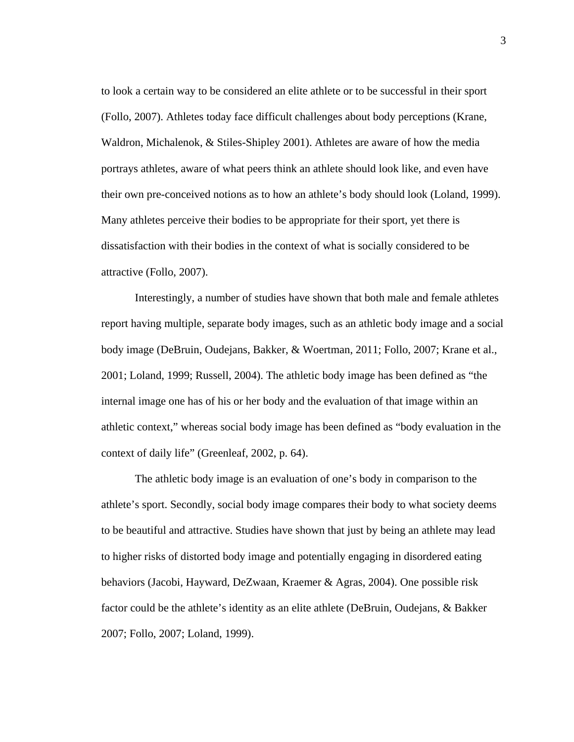to look a certain way to be considered an elite athlete or to be successful in their sport (Follo, 2007). Athletes today face difficult challenges about body perceptions (Krane, Waldron, Michalenok, & Stiles-Shipley 2001). Athletes are aware of how the media portrays athletes, aware of what peers think an athlete should look like, and even have their own pre-conceived notions as to how an athlete's body should look (Loland, 1999). Many athletes perceive their bodies to be appropriate for their sport, yet there is dissatisfaction with their bodies in the context of what is socially considered to be attractive (Follo, 2007).

Interestingly, a number of studies have shown that both male and female athletes report having multiple, separate body images, such as an athletic body image and a social body image (DeBruin, Oudejans, Bakker, & Woertman, 2011; Follo, 2007; Krane et al., 2001; Loland, 1999; Russell, 2004). The athletic body image has been defined as "the internal image one has of his or her body and the evaluation of that image within an athletic context," whereas social body image has been defined as "body evaluation in the context of daily life" (Greenleaf, 2002, p. 64).

The athletic body image is an evaluation of one's body in comparison to the athlete's sport. Secondly, social body image compares their body to what society deems to be beautiful and attractive. Studies have shown that just by being an athlete may lead to higher risks of distorted body image and potentially engaging in disordered eating behaviors (Jacobi, Hayward, DeZwaan, Kraemer & Agras, 2004). One possible risk factor could be the athlete's identity as an elite athlete (DeBruin, Oudejans, & Bakker 2007; Follo, 2007; Loland, 1999).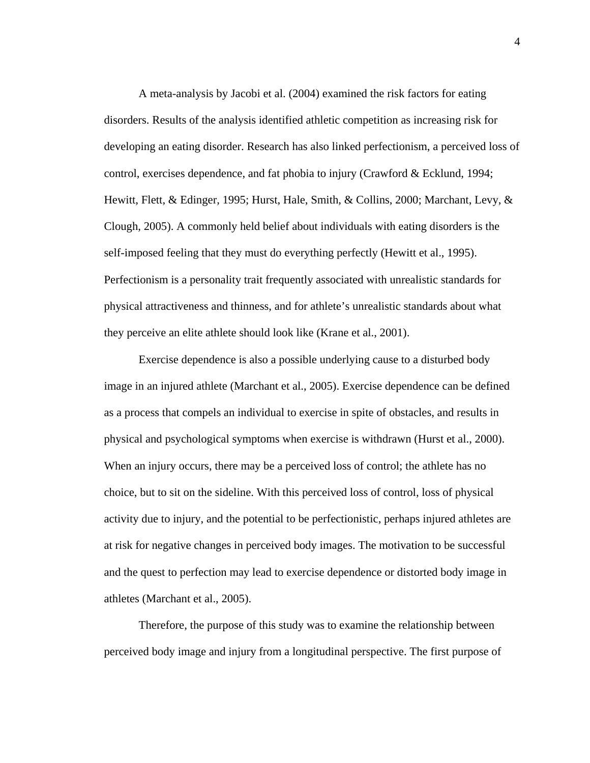A meta-analysis by Jacobi et al. (2004) examined the risk factors for eating disorders. Results of the analysis identified athletic competition as increasing risk for developing an eating disorder. Research has also linked perfectionism, a perceived loss of control, exercises dependence, and fat phobia to injury (Crawford & Ecklund, 1994; Hewitt, Flett, & Edinger, 1995; Hurst, Hale, Smith, & Collins, 2000; Marchant, Levy, & Clough, 2005). A commonly held belief about individuals with eating disorders is the self-imposed feeling that they must do everything perfectly (Hewitt et al., 1995). Perfectionism is a personality trait frequently associated with unrealistic standards for physical attractiveness and thinness, and for athlete's unrealistic standards about what they perceive an elite athlete should look like (Krane et al., 2001).

Exercise dependence is also a possible underlying cause to a disturbed body image in an injured athlete (Marchant et al., 2005). Exercise dependence can be defined as a process that compels an individual to exercise in spite of obstacles, and results in physical and psychological symptoms when exercise is withdrawn (Hurst et al., 2000). When an injury occurs, there may be a perceived loss of control; the athlete has no choice, but to sit on the sideline. With this perceived loss of control, loss of physical activity due to injury, and the potential to be perfectionistic, perhaps injured athletes are at risk for negative changes in perceived body images. The motivation to be successful and the quest to perfection may lead to exercise dependence or distorted body image in athletes (Marchant et al., 2005).

Therefore, the purpose of this study was to examine the relationship between perceived body image and injury from a longitudinal perspective. The first purpose of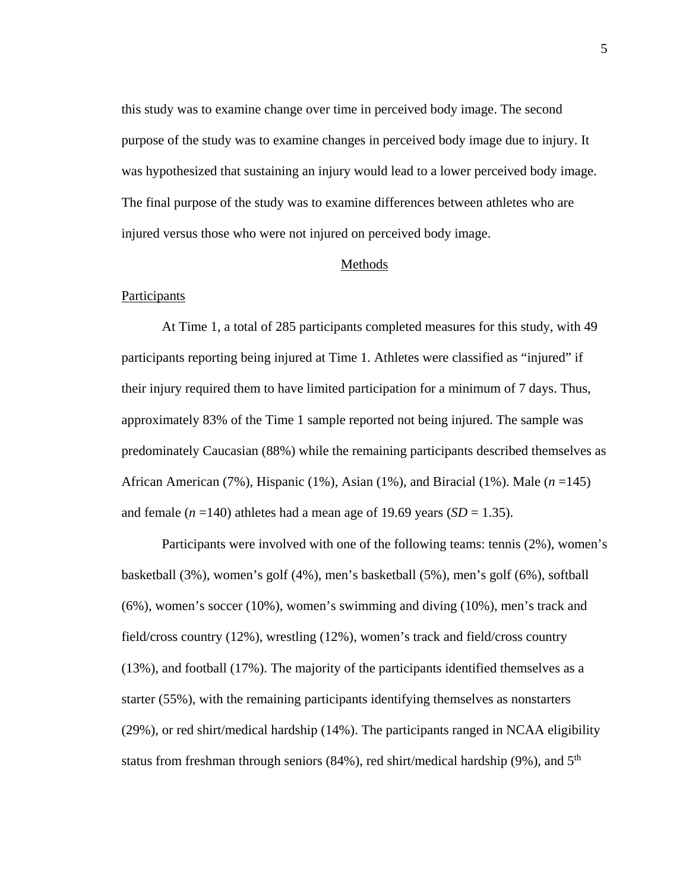this study was to examine change over time in perceived body image. The second purpose of the study was to examine changes in perceived body image due to injury. It was hypothesized that sustaining an injury would lead to a lower perceived body image. The final purpose of the study was to examine differences between athletes who are injured versus those who were not injured on perceived body image.

## Methods

### Participants

At Time 1, a total of 285 participants completed measures for this study, with 49 participants reporting being injured at Time 1. Athletes were classified as "injured" if their injury required them to have limited participation for a minimum of 7 days. Thus, approximately 83% of the Time 1 sample reported not being injured. The sample was predominately Caucasian (88%) while the remaining participants described themselves as African American (7%), Hispanic (1%), Asian (1%), and Biracial (1%). Male ($n$ =145) and female ($n$ =140) athletes had a mean age of 19.69 years ($SD$ = 1.35).

Participants were involved with one of the following teams: tennis (2%), women's basketball (3%), women's golf (4%), men's basketball (5%), men's golf (6%), softball (6%), women's soccer (10%), women's swimming and diving (10%), men's track and field/cross country (12%), wrestling (12%), women's track and field/cross country (13%), and football (17%). The majority of the participants identified themselves as a starter (55%), with the remaining participants identifying themselves as nonstarters (29%), or red shirt/medical hardship (14%). The participants ranged in NCAA eligibility status from freshman through seniors (84%), red shirt/medical hardship (9%), and 5th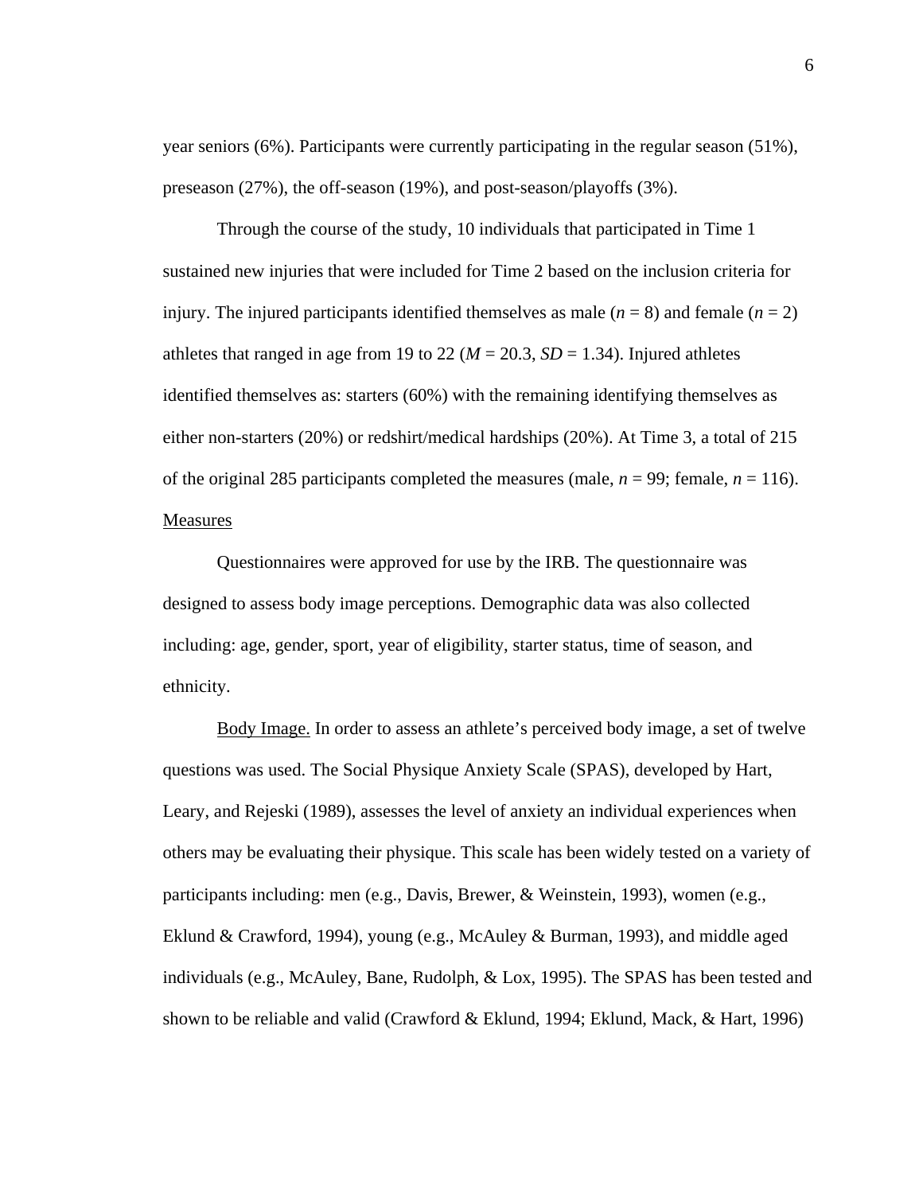year seniors (6%). Participants were currently participating in the regular season (51%), preseason (27%), the off-season (19%), and post-season/playoffs (3%).

Through the course of the study, 10 individuals that participated in Time 1 sustained new injuries that were included for Time 2 based on the inclusion criteria for injury. The injured participants identified themselves as male ($n$ = 8) and female ($n$ = 2) athletes that ranged in age from 19 to 22 ($M$ = 20.3, $SD$ = 1.34). Injured athletes identified themselves as: starters (60%) with the remaining identifying themselves as either non-starters (20%) or redshirt/medical hardships (20%). At Time 3, a total of 215 of the original 285 participants completed the measures (male, $n$ = 99; female, $n$ = 116).

## Measures

Questionnaires were approved for use by the IRB. The questionnaire was designed to assess body image perceptions. Demographic data was also collected including: age, gender, sport, year of eligibility, starter status, time of season, and ethnicity.

Body Image. In order to assess an athlete's perceived body image, a set of twelve questions was used. The Social Physique Anxiety Scale (SPAS), developed by Hart, Leary, and Rejeski (1989), assesses the level of anxiety an individual experiences when others may be evaluating their physique. This scale has been widely tested on a variety of participants including: men (e.g., Davis, Brewer, & Weinstein, 1993), women (e.g., Eklund & Crawford, 1994), young (e.g., McAuley & Burman, 1993), and middle aged individuals (e.g., McAuley, Bane, Rudolph, & Lox, 1995). The SPAS has been tested and shown to be reliable and valid (Crawford & Eklund, 1994; Eklund, Mack, & Hart, 1996)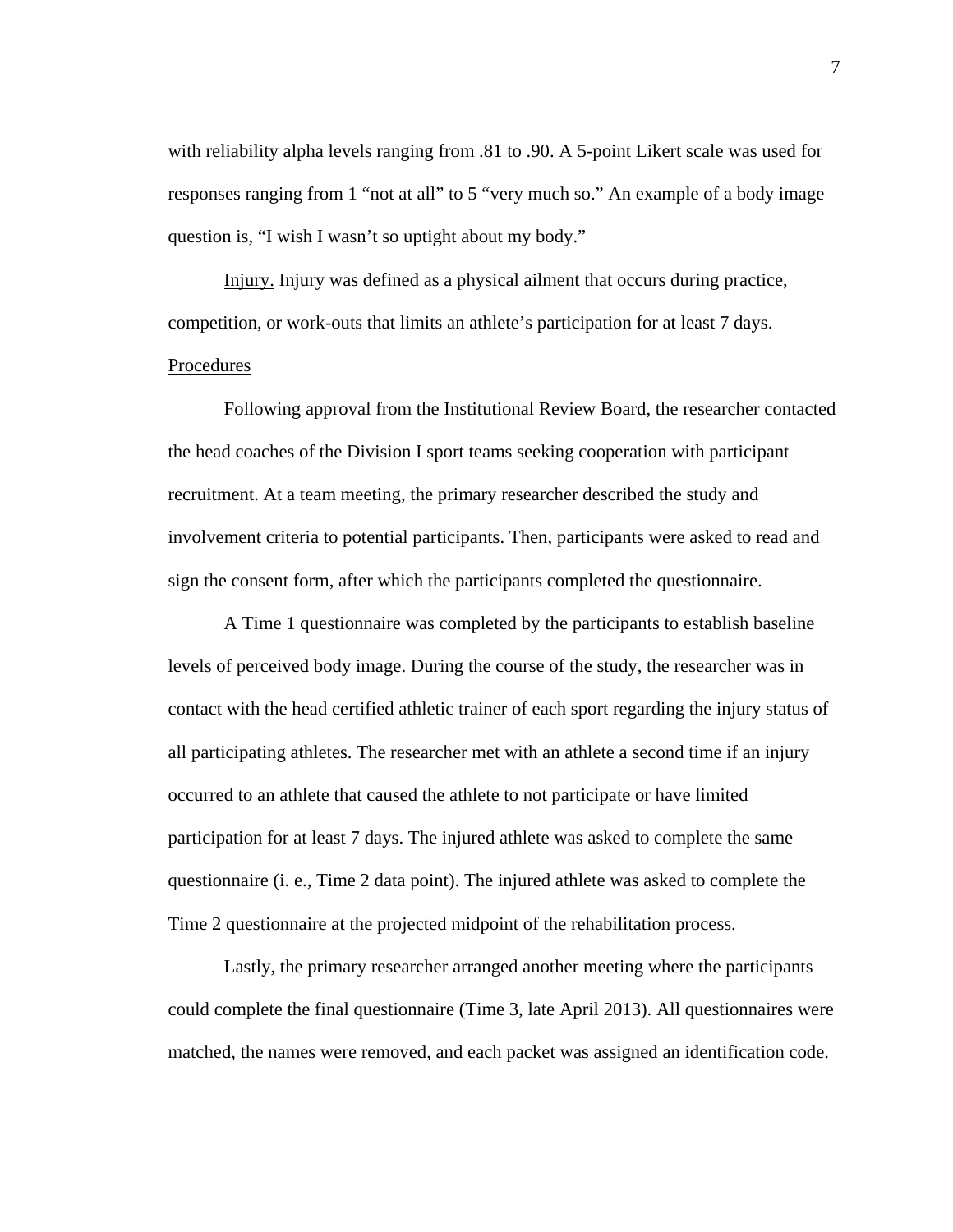with reliability alpha levels ranging from .81 to .90. A 5-point Likert scale was used for responses ranging from 1 "not at all" to 5 "very much so." An example of a body image question is, "I wish I wasn't so uptight about my body."

Injury. Injury was defined as a physical ailment that occurs during practice, competition, or work-outs that limits an athlete's participation for at least 7 days.

## Procedures

Following approval from the Institutional Review Board, the researcher contacted the head coaches of the Division I sport teams seeking cooperation with participant recruitment. At a team meeting, the primary researcher described the study and involvement criteria to potential participants. Then, participants were asked to read and sign the consent form, after which the participants completed the questionnaire.

A Time 1 questionnaire was completed by the participants to establish baseline levels of perceived body image. During the course of the study, the researcher was in contact with the head certified athletic trainer of each sport regarding the injury status of all participating athletes. The researcher met with an athlete a second time if an injury occurred to an athlete that caused the athlete to not participate or have limited participation for at least 7 days. The injured athlete was asked to complete the same questionnaire (i. e., Time 2 data point). The injured athlete was asked to complete the Time 2 questionnaire at the projected midpoint of the rehabilitation process.

Lastly, the primary researcher arranged another meeting where the participants could complete the final questionnaire (Time 3, late April 2013). All questionnaires were matched, the names were removed, and each packet was assigned an identification code.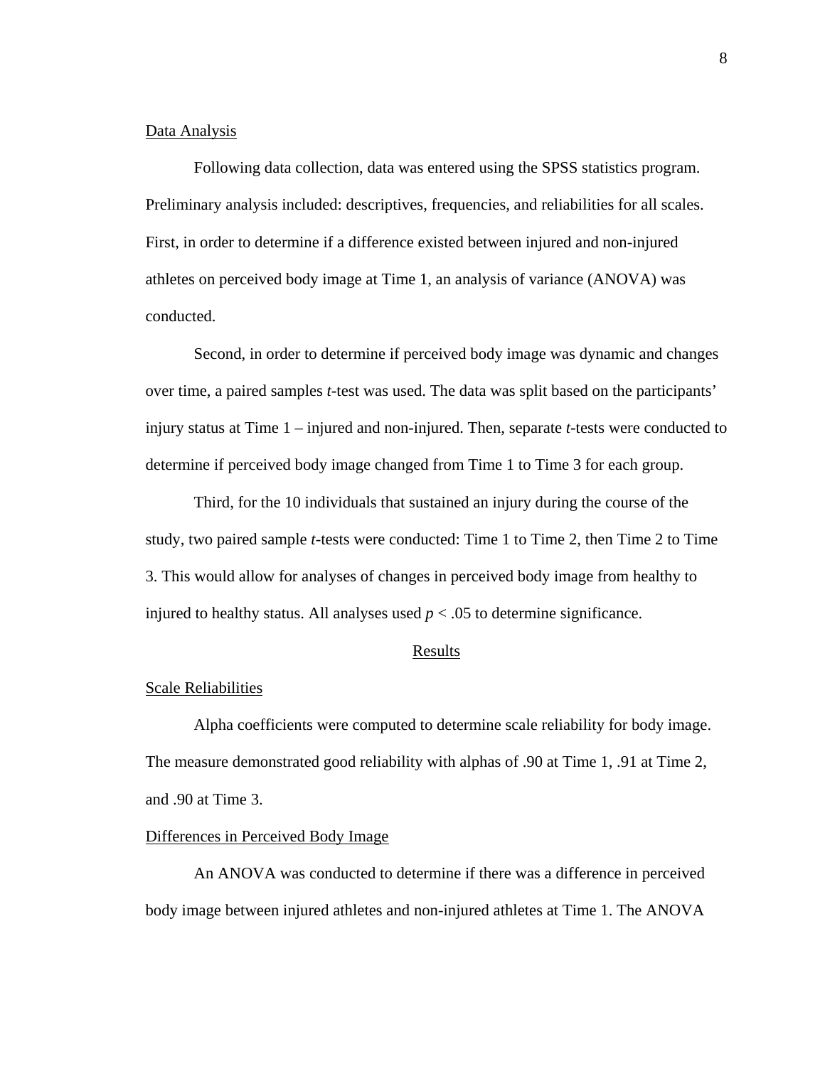Data Analysis

Following data collection, data was entered using the SPSS statistics program. Preliminary analysis included: descriptives, frequencies, and reliabilities for all scales. First, in order to determine if a difference existed between injured and non-injured athletes on perceived body image at Time 1, an analysis of variance (ANOVA) was conducted.

Second, in order to determine if perceived body image was dynamic and changes over time, a paired samples *t*-test was used. The data was split based on the participants' injury status at Time 1 – injured and non-injured. Then, separate *t*-tests were conducted to determine if perceived body image changed from Time 1 to Time 3 for each group.

Third, for the 10 individuals that sustained an injury during the course of the study, two paired sample *t*-tests were conducted: Time 1 to Time 2, then Time 2 to Time 3. This would allow for analyses of changes in perceived body image from healthy to injured to healthy status. All analyses used $p < .05$ to determine significance.

Results

Scale Reliabilities

Alpha coefficients were computed to determine scale reliability for body image. The measure demonstrated good reliability with alphas of .90 at Time 1, .91 at Time 2, and .90 at Time 3.

Differences in Perceived Body Image

An ANOVA was conducted to determine if there was a difference in perceived body image between injured athletes and non-injured athletes at Time 1. The ANOVA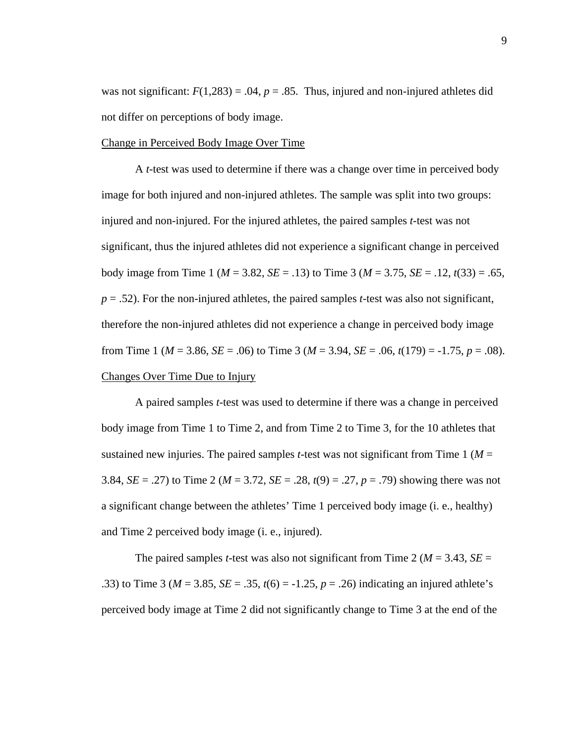was not significant: $F(1,283) = .04$, $p = .85$. Thus, injured and non-injured athletes did not differ on perceptions of body image.

## Change in Perceived Body Image Over Time

A *t*-test was used to determine if there was a change over time in perceived body image for both injured and non-injured athletes. The sample was split into two groups: injured and non-injured. For the injured athletes, the paired samples *t*-test was not significant, thus the injured athletes did not experience a significant change in perceived body image from Time 1 ($M = 3.82$, $SE = .13$) to Time 3 ($M = 3.75$, $SE = .12$, $t(33) = .65$, $p = .52$). For the non-injured athletes, the paired samples *t*-test was also not significant, therefore the non-injured athletes did not experience a change in perceived body image from Time 1 ($M = 3.86$, $SE = .06$) to Time 3 ($M = 3.94$, $SE = .06$, $t(179) = -1.75$, $p = .08$).

## Changes Over Time Due to Injury

A paired samples *t*-test was used to determine if there was a change in perceived body image from Time 1 to Time 2, and from Time 2 to Time 3, for the 10 athletes that sustained new injuries. The paired samples *t*-test was not significant from Time 1 ($M = 3.84$, $SE = .27$) to Time 2 ($M = 3.72$, $SE = .28$, $t(9) = .27$, $p = .79$) showing there was not a significant change between the athletes' Time 1 perceived body image (i. e., healthy) and Time 2 perceived body image (i. e., injured).

The paired samples *t*-test was also not significant from Time 2 ($M = 3.43$, $SE = .33$) to Time 3 ($M = 3.85$, $SE = .35$, $t(6) = -1.25$, $p = .26$) indicating an injured athlete's perceived body image at Time 2 did not significantly change to Time 3 at the end of the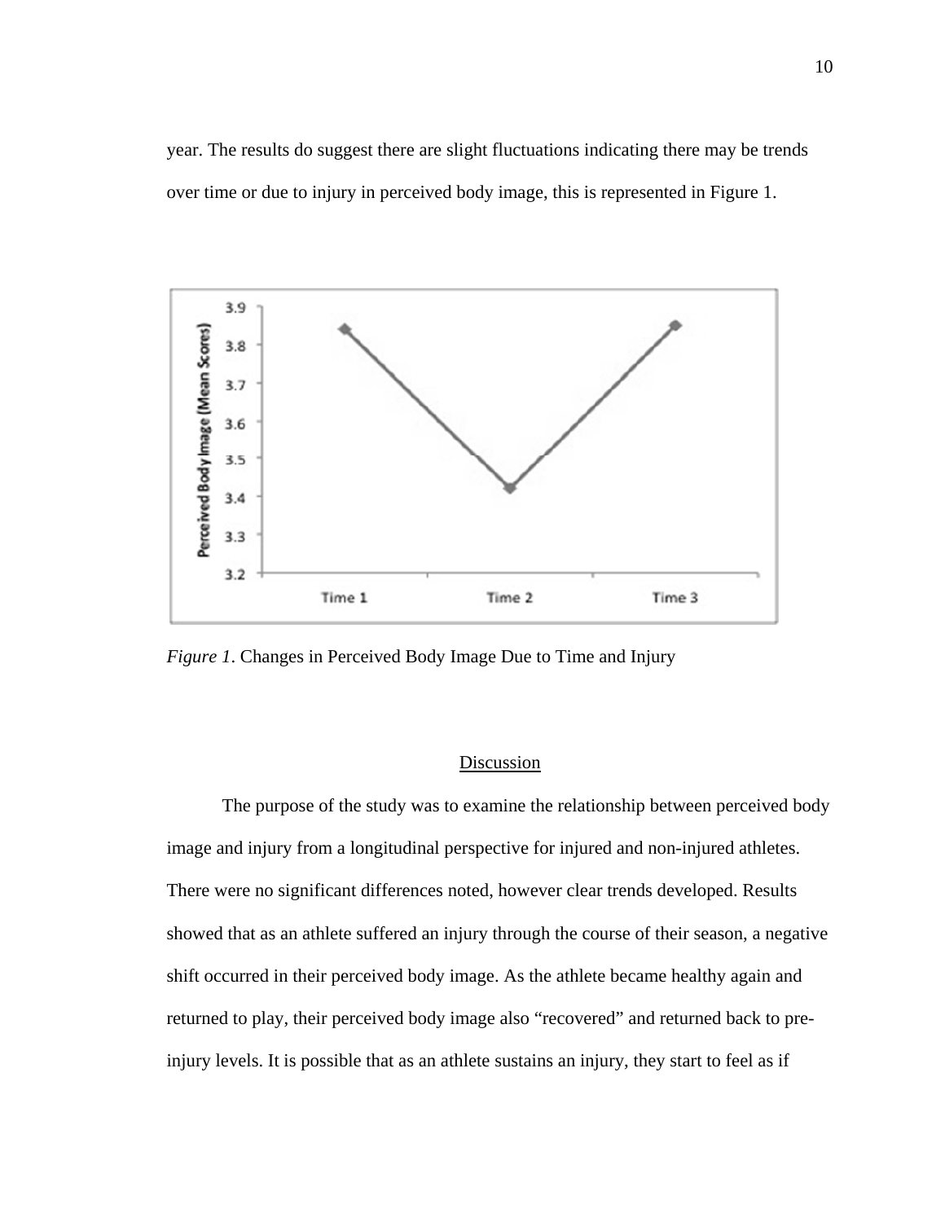year. The results do suggest there are slight fluctuations indicating there may be trends over time or due to injury in perceived body image, this is represented in Figure 1.

*Figure 1*. Changes in Perceived Body Image Due to Time and Injury

## Discussion

The purpose of the study was to examine the relationship between perceived body image and injury from a longitudinal perspective for injured and non-injured athletes. There were no significant differences noted, however clear trends developed. Results showed that as an athlete suffered an injury through the course of their season, a negative shift occurred in their perceived body image. As the athlete became healthy again and returned to play, their perceived body image also "recovered" and returned back to pre-injury levels. It is possible that as an athlete sustains an injury, they start to feel as if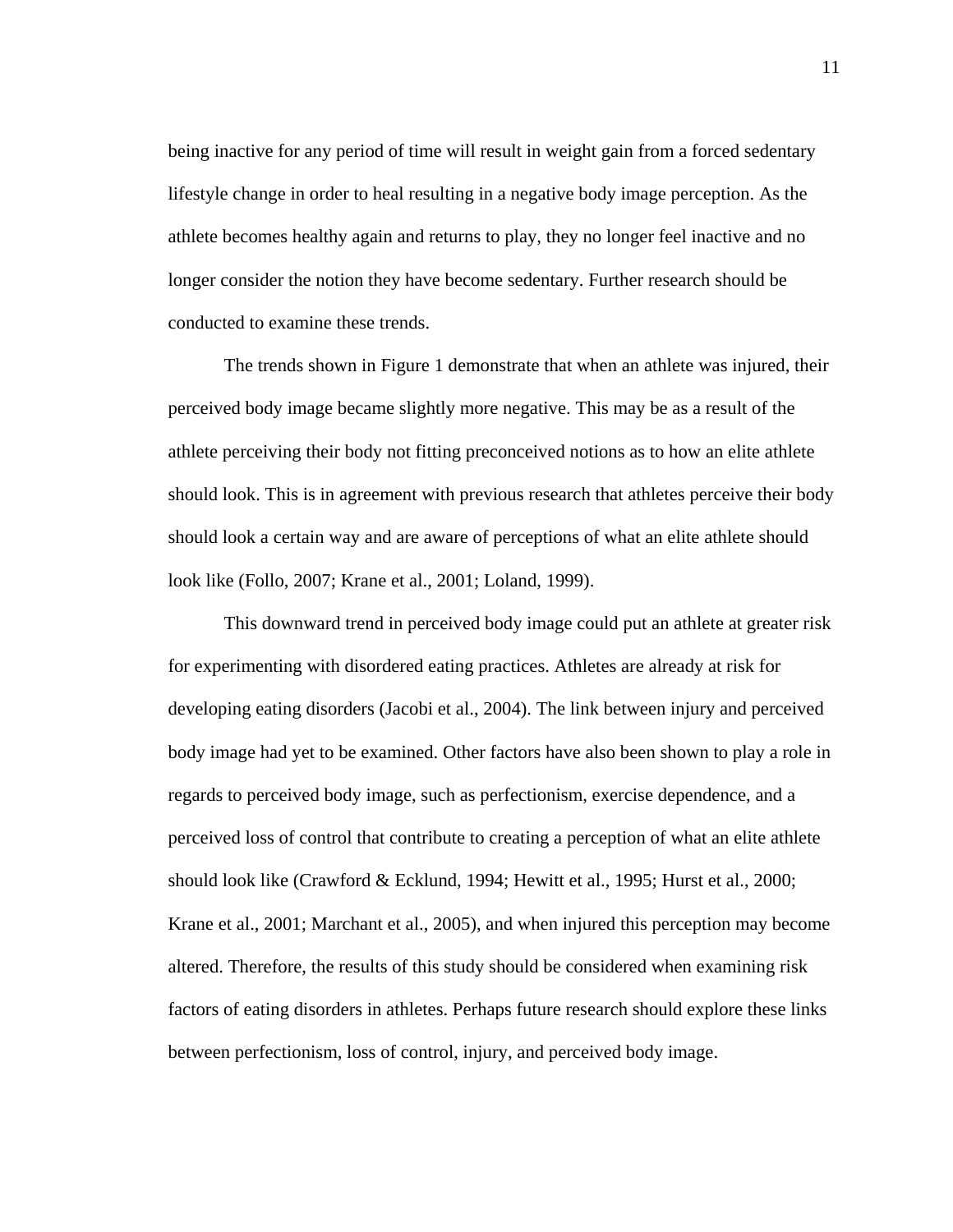being inactive for any period of time will result in weight gain from a forced sedentary lifestyle change in order to heal resulting in a negative body image perception. As the athlete becomes healthy again and returns to play, they no longer feel inactive and no longer consider the notion they have become sedentary. Further research should be conducted to examine these trends.

The trends shown in Figure 1 demonstrate that when an athlete was injured, their perceived body image became slightly more negative. This may be as a result of the athlete perceiving their body not fitting preconceived notions as to how an elite athlete should look. This is in agreement with previous research that athletes perceive their body should look a certain way and are aware of perceptions of what an elite athlete should look like (Follo, 2007; Krane et al., 2001; Loland, 1999).

This downward trend in perceived body image could put an athlete at greater risk for experimenting with disordered eating practices. Athletes are already at risk for developing eating disorders (Jacobi et al., 2004). The link between injury and perceived body image had yet to be examined. Other factors have also been shown to play a role in regards to perceived body image, such as perfectionism, exercise dependence, and a perceived loss of control that contribute to creating a perception of what an elite athlete should look like (Crawford & Ecklund, 1994; Hewitt et al., 1995; Hurst et al., 2000; Krane et al., 2001; Marchant et al., 2005), and when injured this perception may become altered. Therefore, the results of this study should be considered when examining risk factors of eating disorders in athletes. Perhaps future research should explore these links between perfectionism, loss of control, injury, and perceived body image.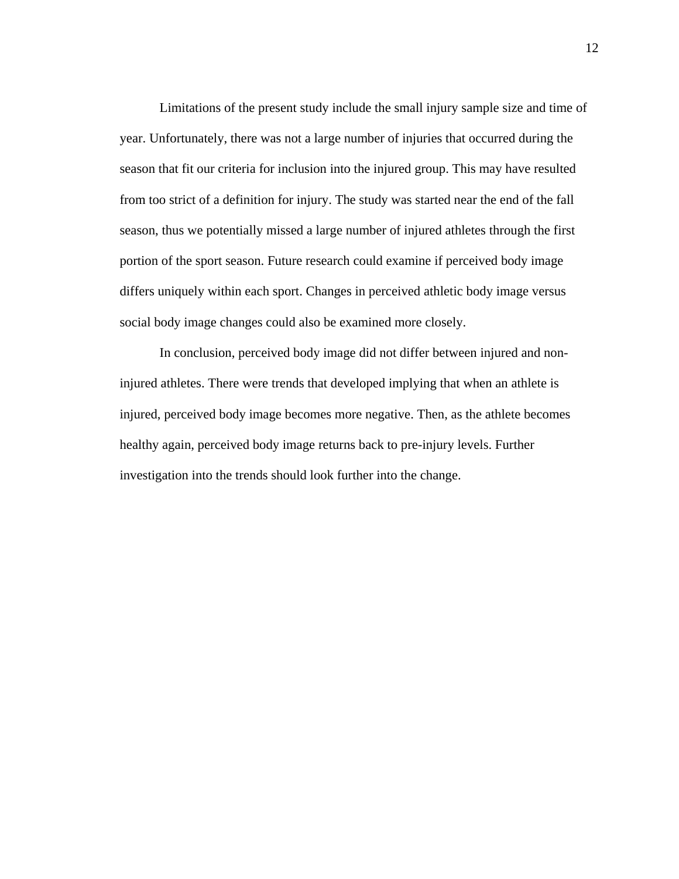Limitations of the present study include the small injury sample size and time of year. Unfortunately, there was not a large number of injuries that occurred during the season that fit our criteria for inclusion into the injured group. This may have resulted from too strict of a definition for injury. The study was started near the end of the fall season, thus we potentially missed a large number of injured athletes through the first portion of the sport season. Future research could examine if perceived body image differs uniquely within each sport. Changes in perceived athletic body image versus social body image changes could also be examined more closely.

In conclusion, perceived body image did not differ between injured and non-injured athletes. There were trends that developed implying that when an athlete is injured, perceived body image becomes more negative. Then, as the athlete becomes healthy again, perceived body image returns back to pre-injury levels. Further investigation into the trends should look further into the change.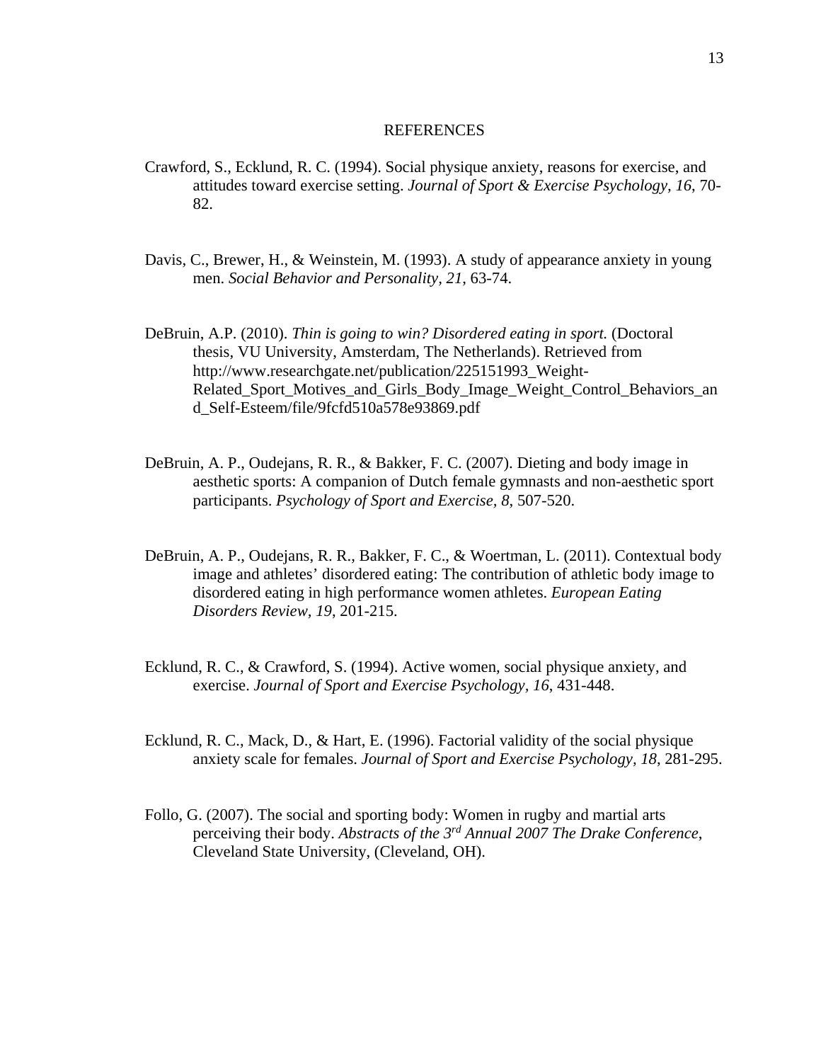# REFERENCES

Crawford, S., Ecklund, R. C. (1994). Social physique anxiety, reasons for exercise, and attitudes toward exercise setting. *Journal of Sport & Exercise Psychology, 16*, 70-82.

Davis, C., Brewer, H., & Weinstein, M. (1993). A study of appearance anxiety in young men. *Social Behavior and Personality, 21*, 63-74.

DeBruin, A.P. (2010). *Thin is going to win? Disordered eating in sport.* (Doctoral thesis, VU University, Amsterdam, The Netherlands). Retrieved from http://www.researchgate.net/publication/225151993_Weight-Related_Sport_Motives_and_Girls_Body_Image_Weight_Control_Behaviors_and_Self-Esteem/file/9fcfd510a578e93869.pdf

DeBruin, A. P., Oudejans, R. R., & Bakker, F. C. (2007). Dieting and body image in aesthetic sports: A companion of Dutch female gymnasts and non-aesthetic sport participants. *Psychology of Sport and Exercise, 8,* 507-520.

DeBruin, A. P., Oudejans, R. R., Bakker, F. C., & Woertman, L. (2011). Contextual body image and athletes' disordered eating: The contribution of athletic body image to disordered eating in high performance women athletes. *European Eating Disorders Review, 19*, 201-215.

Ecklund, R. C., & Crawford, S. (1994). Active women, social physique anxiety, and exercise. *Journal of Sport and Exercise Psychology, 16*, 431-448.

Ecklund, R. C., Mack, D., & Hart, E. (1996). Factorial validity of the social physique anxiety scale for females. *Journal of Sport and Exercise Psychology, 18*, 281-295.

Follo, G. (2007). The social and sporting body: Women in rugby and martial arts perceiving their body. *Abstracts of the 3rd Annual 2007 The Drake Conference*, Cleveland State University, (Cleveland, OH).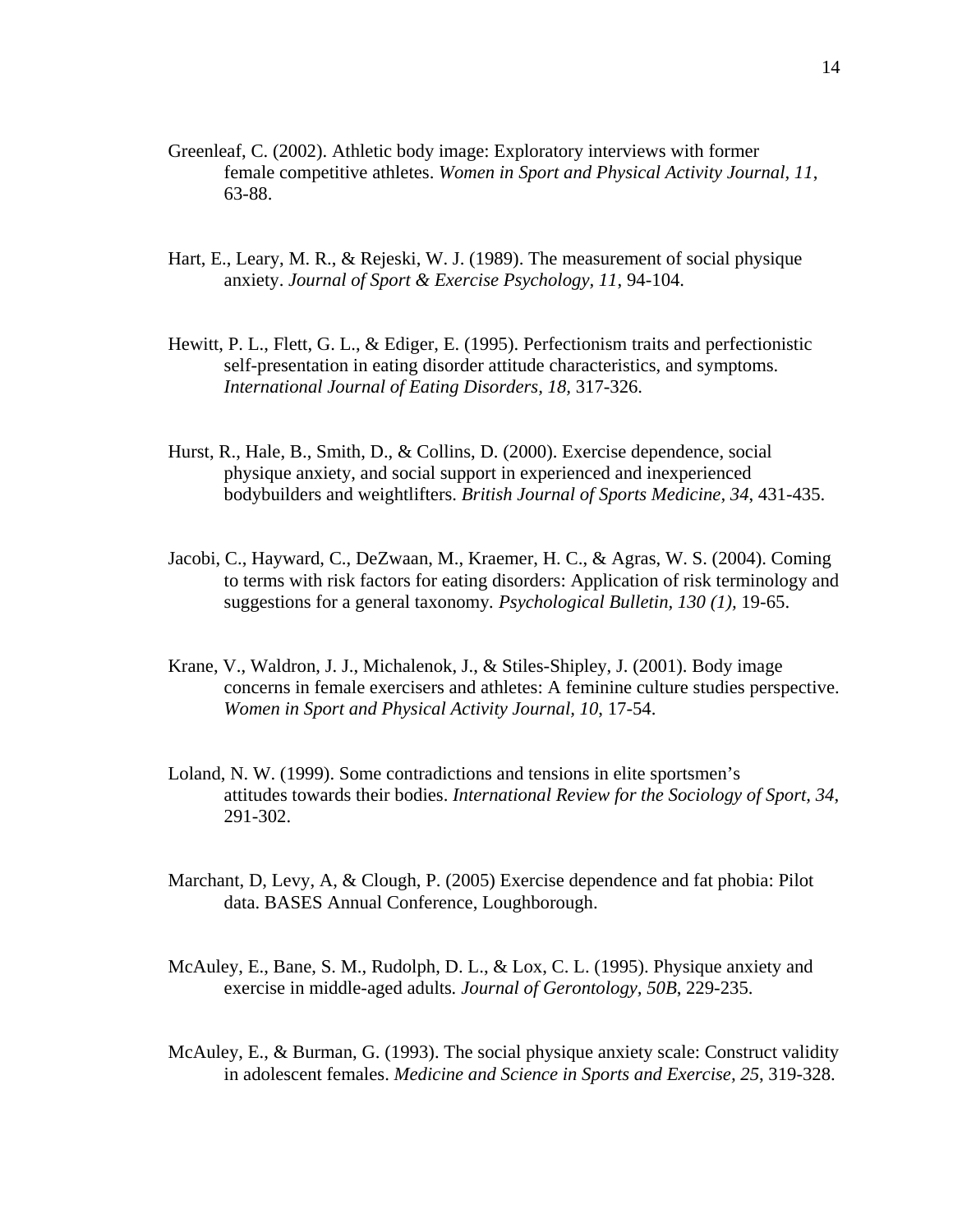Greenleaf, C. (2002). Athletic body image: Exploratory interviews with former female competitive athletes. *Women in Sport and Physical Activity Journal, 11*, 63-88.

Hart, E., Leary, M. R., & Rejeski, W. J. (1989). The measurement of social physique anxiety. *Journal of Sport & Exercise Psychology, 11*, 94-104.

Hewitt, P. L., Flett, G. L., & Ediger, E. (1995). Perfectionism traits and perfectionistic self-presentation in eating disorder attitude characteristics, and symptoms. *International Journal of Eating Disorders, 18,* 317-326.

Hurst, R., Hale, B., Smith, D., & Collins, D. (2000). Exercise dependence, social physique anxiety, and social support in experienced and inexperienced bodybuilders and weightlifters. *British Journal of Sports Medicine, 34*, 431-435.

Jacobi, C., Hayward, C., DeZwaan, M., Kraemer, H. C., & Agras, W. S. (2004). Coming to terms with risk factors for eating disorders: Application of risk terminology and suggestions for a general taxonomy. *Psychological Bulletin, 130 (1),* 19-65.

Krane, V., Waldron, J. J., Michalenok, J., & Stiles-Shipley, J. (2001). Body image concerns in female exercisers and athletes: A feminine culture studies perspective. *Women in Sport and Physical Activity Journal, 10*, 17-54.

Loland, N. W. (1999). Some contradictions and tensions in elite sportsmen's attitudes towards their bodies. *International Review for the Sociology of Sport, 34*, 291-302.

Marchant, D, Levy, A, & Clough, P. (2005) Exercise dependence and fat phobia: Pilot data. BASES Annual Conference, Loughborough.

McAuley, E., Bane, S. M., Rudolph, D. L., & Lox, C. L. (1995). Physique anxiety and exercise in middle-aged adults*. Journal of Gerontology, 50B*, 229-235.

McAuley, E., & Burman, G. (1993). The social physique anxiety scale: Construct validity in adolescent females. *Medicine and Science in Sports and Exercise, 25*, 319-328.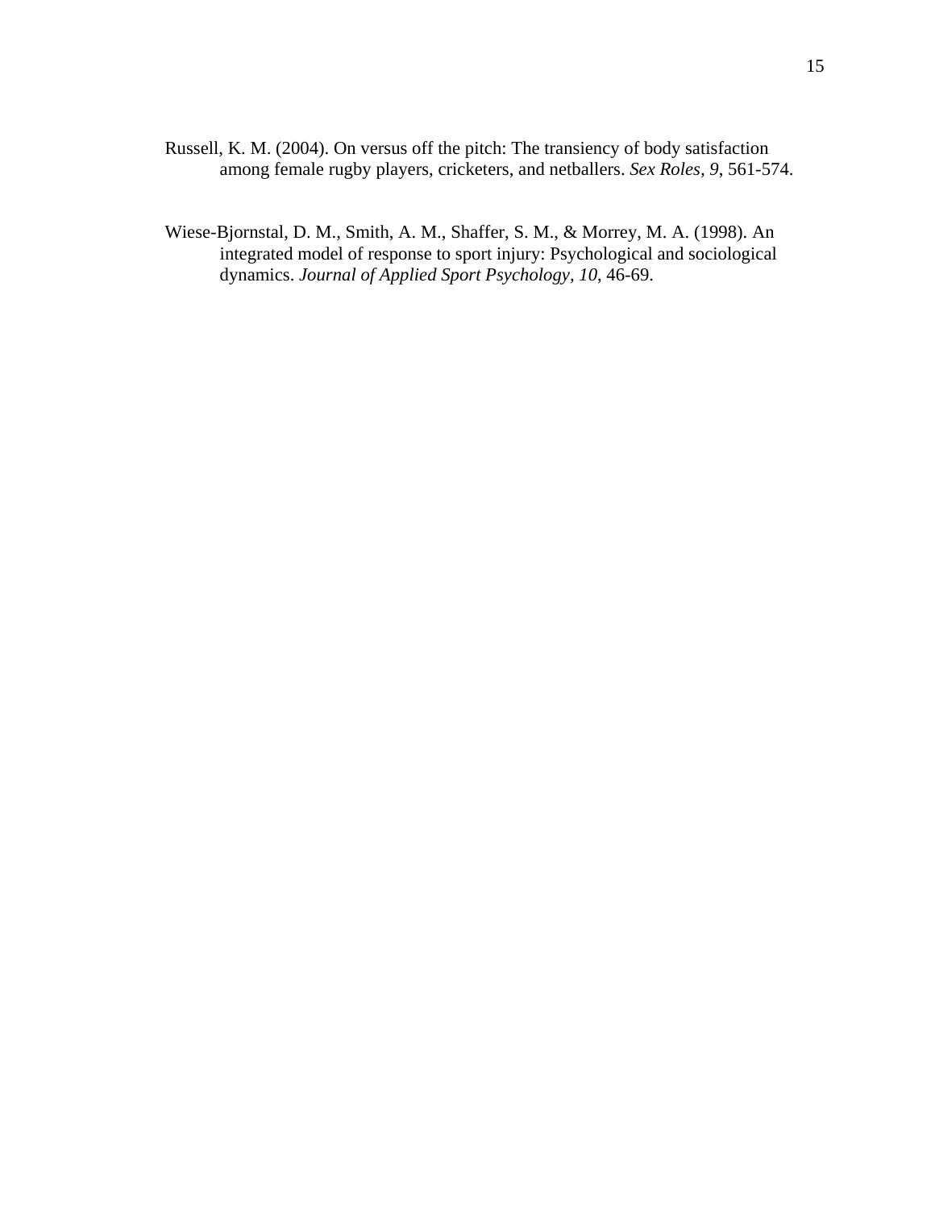Russell, K. M. (2004). On versus off the pitch: The transiency of body satisfaction among female rugby players, cricketers, and netballers. *Sex Roles, 9*, 561-574.

Wiese-Bjornstal, D. M., Smith, A. M., Shaffer, S. M., & Morrey, M. A. (1998). An integrated model of response to sport injury: Psychological and sociological dynamics. *Journal of Applied Sport Psychology, 10*, 46-69.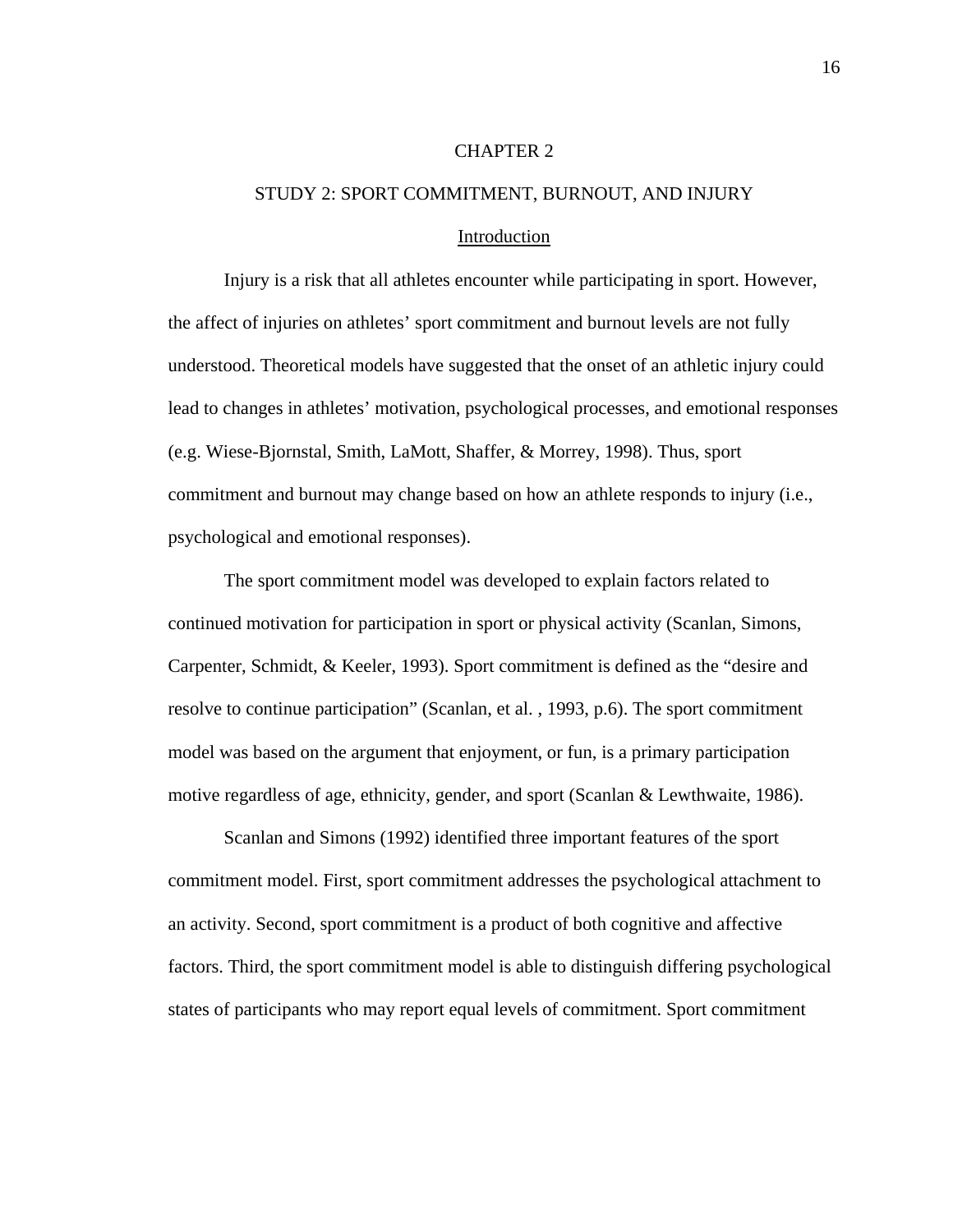# CHAPTER 2

## STUDY 2: SPORT COMMITMENT, BURNOUT, AND INJURY

### Introduction

Injury is a risk that all athletes encounter while participating in sport. However, the affect of injuries on athletes' sport commitment and burnout levels are not fully understood. Theoretical models have suggested that the onset of an athletic injury could lead to changes in athletes' motivation, psychological processes, and emotional responses (e.g. Wiese-Bjornstal, Smith, LaMott, Shaffer, & Morrey, 1998). Thus, sport commitment and burnout may change based on how an athlete responds to injury (i.e., psychological and emotional responses).

The sport commitment model was developed to explain factors related to continued motivation for participation in sport or physical activity (Scanlan, Simons, Carpenter, Schmidt, & Keeler, 1993). Sport commitment is defined as the "desire and resolve to continue participation" (Scanlan, et al. , 1993, p.6). The sport commitment model was based on the argument that enjoyment, or fun, is a primary participation motive regardless of age, ethnicity, gender, and sport (Scanlan & Lewthwaite, 1986).

Scanlan and Simons (1992) identified three important features of the sport commitment model. First, sport commitment addresses the psychological attachment to an activity. Second, sport commitment is a product of both cognitive and affective factors. Third, the sport commitment model is able to distinguish differing psychological states of participants who may report equal levels of commitment. Sport commitment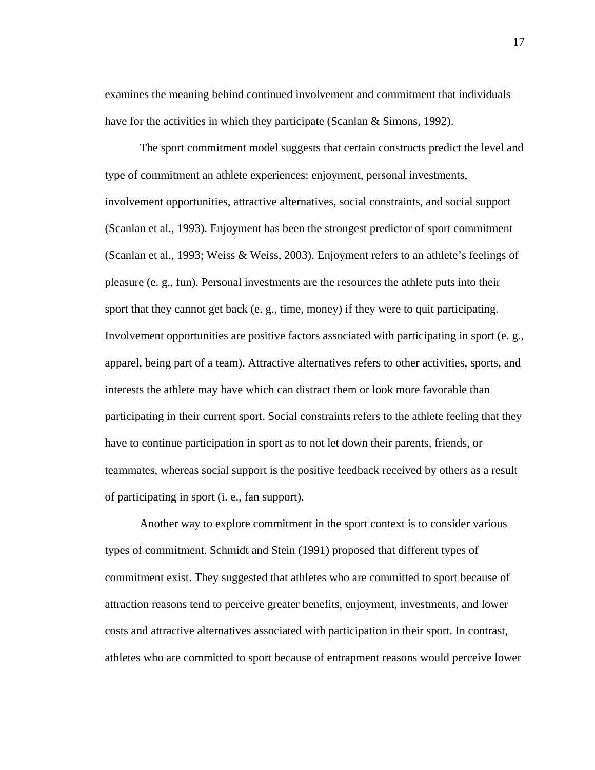examines the meaning behind continued involvement and commitment that individuals have for the activities in which they participate (Scanlan & Simons, 1992).

The sport commitment model suggests that certain constructs predict the level and type of commitment an athlete experiences: enjoyment, personal investments, involvement opportunities, attractive alternatives, social constraints, and social support (Scanlan et al., 1993). Enjoyment has been the strongest predictor of sport commitment (Scanlan et al., 1993; Weiss & Weiss, 2003). Enjoyment refers to an athlete's feelings of pleasure (e. g., fun). Personal investments are the resources the athlete puts into their sport that they cannot get back (e. g., time, money) if they were to quit participating. Involvement opportunities are positive factors associated with participating in sport (e. g., apparel, being part of a team). Attractive alternatives refers to other activities, sports, and interests the athlete may have which can distract them or look more favorable than participating in their current sport. Social constraints refers to the athlete feeling that they have to continue participation in sport as to not let down their parents, friends, or teammates, whereas social support is the positive feedback received by others as a result of participating in sport (i. e., fan support).

Another way to explore commitment in the sport context is to consider various types of commitment. Schmidt and Stein (1991) proposed that different types of commitment exist. They suggested that athletes who are committed to sport because of attraction reasons tend to perceive greater benefits, enjoyment, investments, and lower costs and attractive alternatives associated with participation in their sport. In contrast, athletes who are committed to sport because of entrapment reasons would perceive lower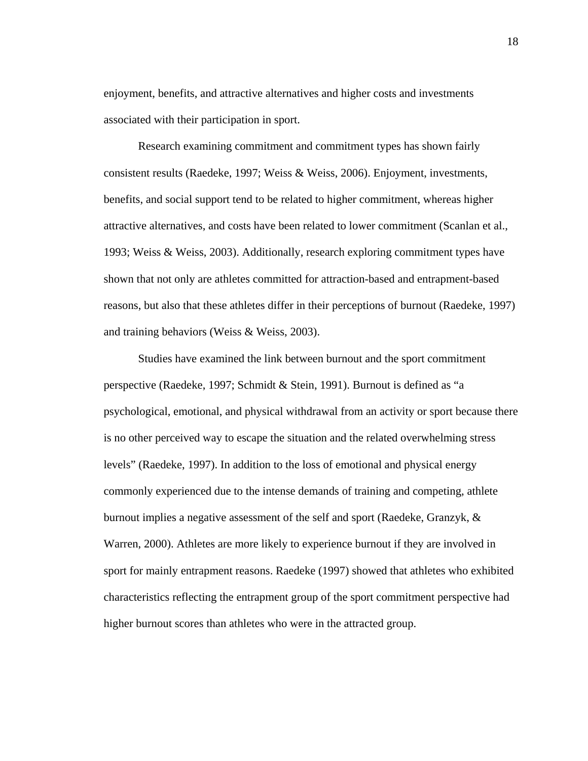enjoyment, benefits, and attractive alternatives and higher costs and investments associated with their participation in sport.

Research examining commitment and commitment types has shown fairly consistent results (Raedeke, 1997; Weiss & Weiss, 2006). Enjoyment, investments, benefits, and social support tend to be related to higher commitment, whereas higher attractive alternatives, and costs have been related to lower commitment (Scanlan et al., 1993; Weiss & Weiss, 2003). Additionally, research exploring commitment types have shown that not only are athletes committed for attraction-based and entrapment-based reasons, but also that these athletes differ in their perceptions of burnout (Raedeke, 1997) and training behaviors (Weiss & Weiss, 2003).

Studies have examined the link between burnout and the sport commitment perspective (Raedeke, 1997; Schmidt & Stein, 1991). Burnout is defined as "a psychological, emotional, and physical withdrawal from an activity or sport because there is no other perceived way to escape the situation and the related overwhelming stress levels" (Raedeke, 1997). In addition to the loss of emotional and physical energy commonly experienced due to the intense demands of training and competing, athlete burnout implies a negative assessment of the self and sport (Raedeke, Granzyk, & Warren, 2000). Athletes are more likely to experience burnout if they are involved in sport for mainly entrapment reasons. Raedeke (1997) showed that athletes who exhibited characteristics reflecting the entrapment group of the sport commitment perspective had higher burnout scores than athletes who were in the attracted group.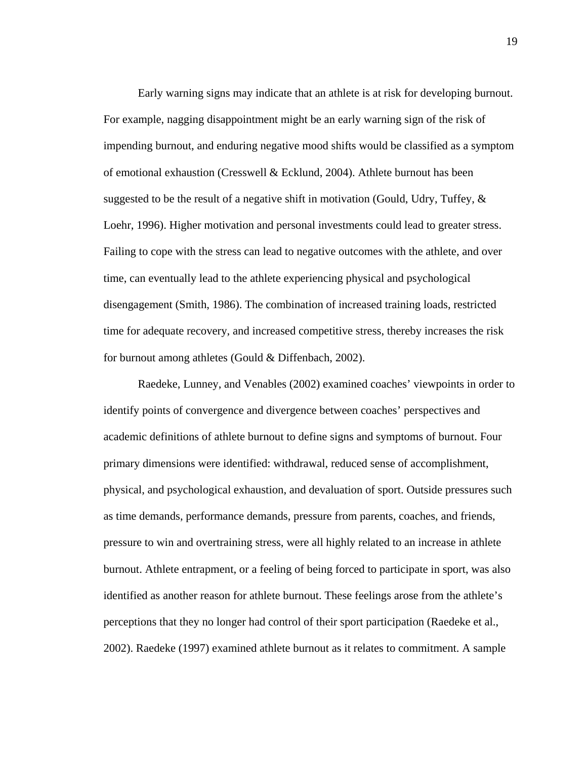Early warning signs may indicate that an athlete is at risk for developing burnout. For example, nagging disappointment might be an early warning sign of the risk of impending burnout, and enduring negative mood shifts would be classified as a symptom of emotional exhaustion (Cresswell & Ecklund, 2004). Athlete burnout has been suggested to be the result of a negative shift in motivation (Gould, Udry, Tuffey, & Loehr, 1996). Higher motivation and personal investments could lead to greater stress. Failing to cope with the stress can lead to negative outcomes with the athlete, and over time, can eventually lead to the athlete experiencing physical and psychological disengagement (Smith, 1986). The combination of increased training loads, restricted time for adequate recovery, and increased competitive stress, thereby increases the risk for burnout among athletes (Gould & Diffenbach, 2002).

Raedeke, Lunney, and Venables (2002) examined coaches' viewpoints in order to identify points of convergence and divergence between coaches' perspectives and academic definitions of athlete burnout to define signs and symptoms of burnout. Four primary dimensions were identified: withdrawal, reduced sense of accomplishment, physical, and psychological exhaustion, and devaluation of sport. Outside pressures such as time demands, performance demands, pressure from parents, coaches, and friends, pressure to win and overtraining stress, were all highly related to an increase in athlete burnout. Athlete entrapment, or a feeling of being forced to participate in sport, was also identified as another reason for athlete burnout. These feelings arose from the athlete's perceptions that they no longer had control of their sport participation (Raedeke et al., 2002). Raedeke (1997) examined athlete burnout as it relates to commitment. A sample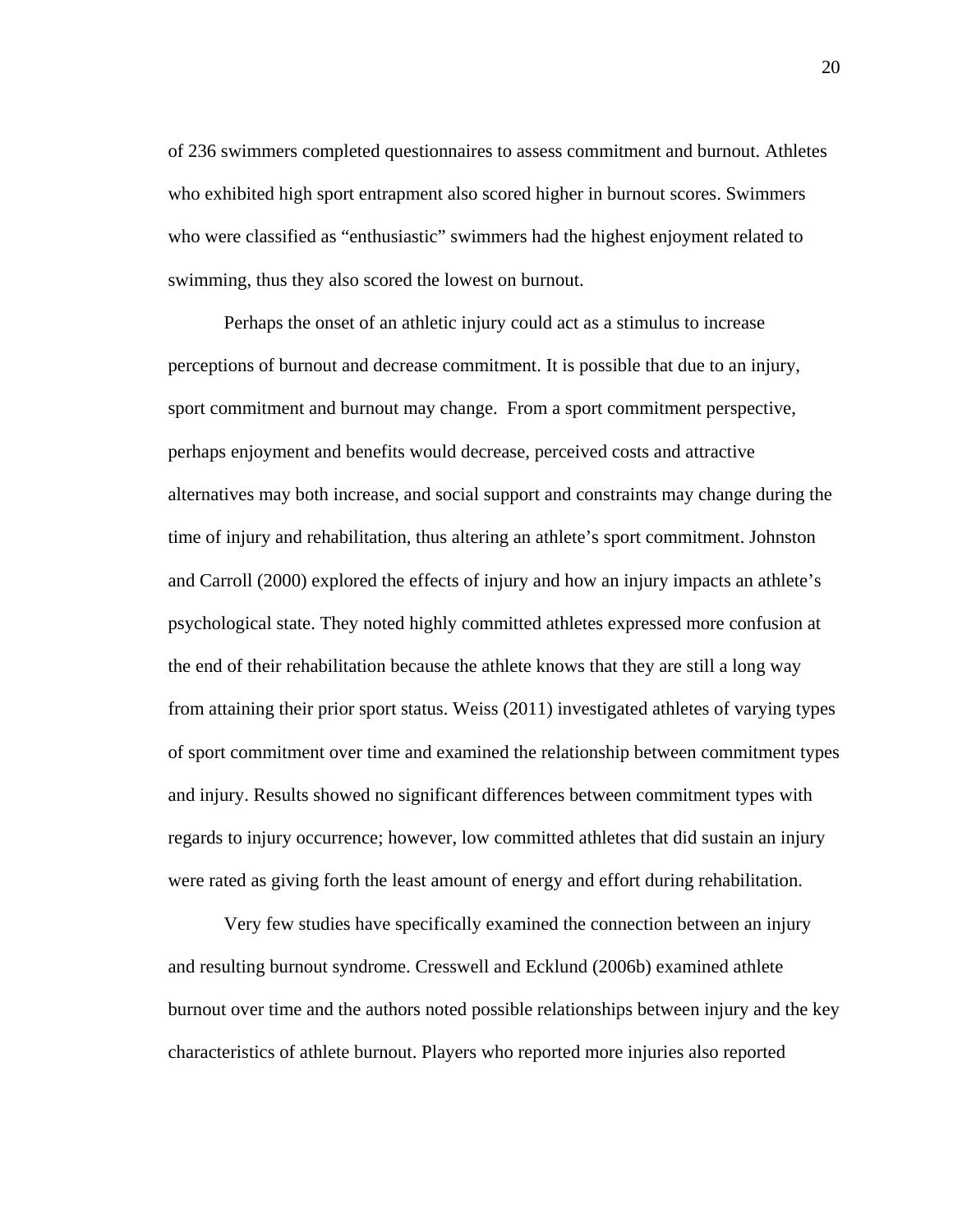of 236 swimmers completed questionnaires to assess commitment and burnout. Athletes who exhibited high sport entrapment also scored higher in burnout scores. Swimmers who were classified as "enthusiastic" swimmers had the highest enjoyment related to swimming, thus they also scored the lowest on burnout.

Perhaps the onset of an athletic injury could act as a stimulus to increase perceptions of burnout and decrease commitment. It is possible that due to an injury, sport commitment and burnout may change.  From a sport commitment perspective, perhaps enjoyment and benefits would decrease, perceived costs and attractive alternatives may both increase, and social support and constraints may change during the time of injury and rehabilitation, thus altering an athlete's sport commitment. Johnston and Carroll (2000) explored the effects of injury and how an injury impacts an athlete's psychological state. They noted highly committed athletes expressed more confusion at the end of their rehabilitation because the athlete knows that they are still a long way from attaining their prior sport status. Weiss (2011) investigated athletes of varying types of sport commitment over time and examined the relationship between commitment types and injury. Results showed no significant differences between commitment types with regards to injury occurrence; however, low committed athletes that did sustain an injury were rated as giving forth the least amount of energy and effort during rehabilitation.

Very few studies have specifically examined the connection between an injury and resulting burnout syndrome. Cresswell and Ecklund (2006b) examined athlete burnout over time and the authors noted possible relationships between injury and the key characteristics of athlete burnout. Players who reported more injuries also reported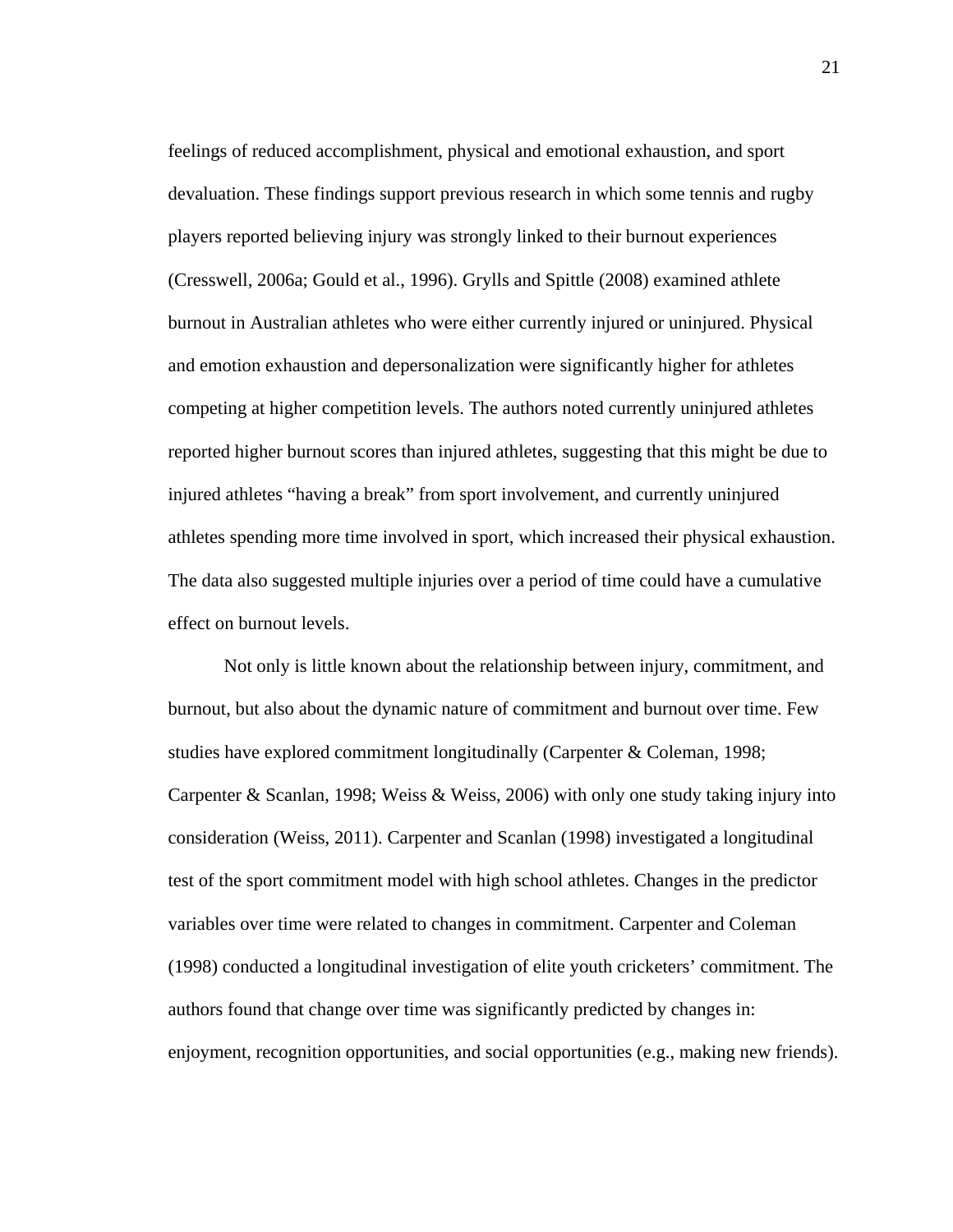feelings of reduced accomplishment, physical and emotional exhaustion, and sport devaluation. These findings support previous research in which some tennis and rugby players reported believing injury was strongly linked to their burnout experiences (Cresswell, 2006a; Gould et al., 1996). Grylls and Spittle (2008) examined athlete burnout in Australian athletes who were either currently injured or uninjured. Physical and emotion exhaustion and depersonalization were significantly higher for athletes competing at higher competition levels. The authors noted currently uninjured athletes reported higher burnout scores than injured athletes, suggesting that this might be due to injured athletes "having a break" from sport involvement, and currently uninjured athletes spending more time involved in sport, which increased their physical exhaustion. The data also suggested multiple injuries over a period of time could have a cumulative effect on burnout levels.

Not only is little known about the relationship between injury, commitment, and burnout, but also about the dynamic nature of commitment and burnout over time. Few studies have explored commitment longitudinally (Carpenter & Coleman, 1998; Carpenter & Scanlan, 1998; Weiss & Weiss, 2006) with only one study taking injury into consideration (Weiss, 2011). Carpenter and Scanlan (1998) investigated a longitudinal test of the sport commitment model with high school athletes. Changes in the predictor variables over time were related to changes in commitment. Carpenter and Coleman (1998) conducted a longitudinal investigation of elite youth cricketers' commitment. The authors found that change over time was significantly predicted by changes in: enjoyment, recognition opportunities, and social opportunities (e.g., making new friends).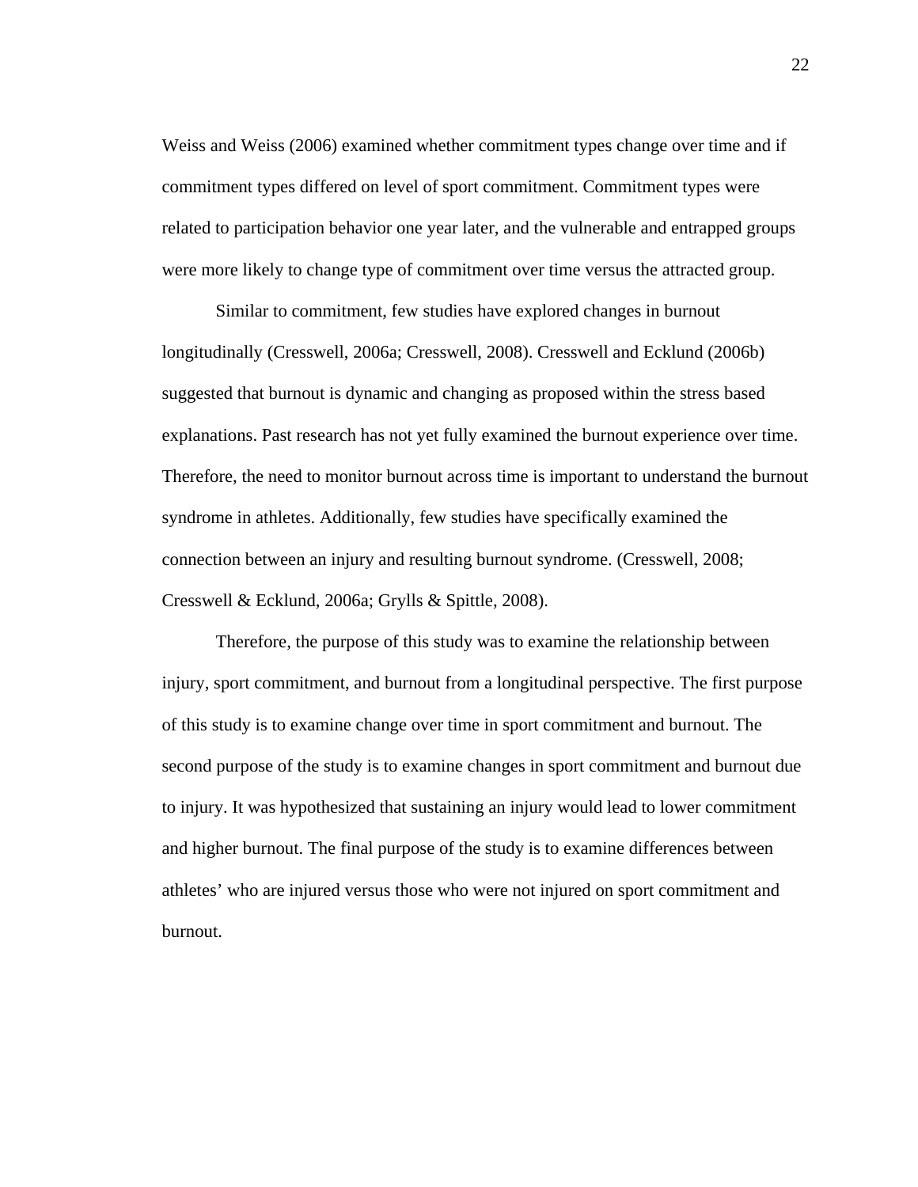Weiss and Weiss (2006) examined whether commitment types change over time and if commitment types differed on level of sport commitment. Commitment types were related to participation behavior one year later, and the vulnerable and entrapped groups were more likely to change type of commitment over time versus the attracted group.

Similar to commitment, few studies have explored changes in burnout longitudinally (Cresswell, 2006a; Cresswell, 2008). Cresswell and Ecklund (2006b) suggested that burnout is dynamic and changing as proposed within the stress based explanations. Past research has not yet fully examined the burnout experience over time. Therefore, the need to monitor burnout across time is important to understand the burnout syndrome in athletes. Additionally, few studies have specifically examined the connection between an injury and resulting burnout syndrome. (Cresswell, 2008; Cresswell & Ecklund, 2006a; Grylls & Spittle, 2008).

Therefore, the purpose of this study was to examine the relationship between injury, sport commitment, and burnout from a longitudinal perspective. The first purpose of this study is to examine change over time in sport commitment and burnout. The second purpose of the study is to examine changes in sport commitment and burnout due to injury. It was hypothesized that sustaining an injury would lead to lower commitment and higher burnout. The final purpose of the study is to examine differences between athletes' who are injured versus those who were not injured on sport commitment and burnout.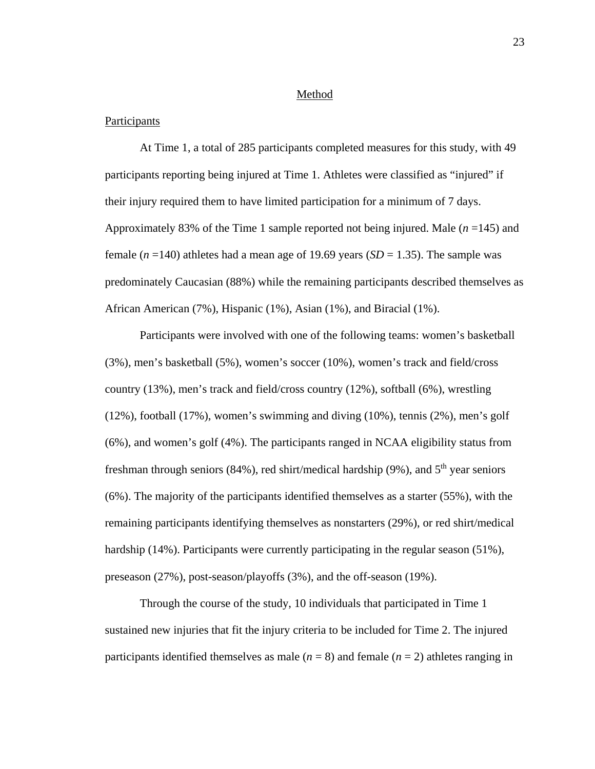# Method

## Participants

At Time 1, a total of 285 participants completed measures for this study, with 49 participants reporting being injured at Time 1. Athletes were classified as "injured" if their injury required them to have limited participation for a minimum of 7 days. Approximately 83% of the Time 1 sample reported not being injured. Male (*n* =145) and female (*n* =140) athletes had a mean age of 19.69 years (*SD* = 1.35). The sample was predominately Caucasian (88%) while the remaining participants described themselves as African American (7%), Hispanic (1%), Asian (1%), and Biracial (1%).

Participants were involved with one of the following teams: women's basketball (3%), men's basketball (5%), women's soccer (10%), women's track and field/cross country (13%), men's track and field/cross country (12%), softball (6%), wrestling (12%), football (17%), women's swimming and diving (10%), tennis (2%), men's golf (6%), and women's golf (4%). The participants ranged in NCAA eligibility status from freshman through seniors (84%), red shirt/medical hardship (9%), and 5th year seniors (6%). The majority of the participants identified themselves as a starter (55%), with the remaining participants identifying themselves as nonstarters (29%), or red shirt/medical hardship (14%). Participants were currently participating in the regular season (51%), preseason (27%), post-season/playoffs (3%), and the off-season (19%).

Through the course of the study, 10 individuals that participated in Time 1 sustained new injuries that fit the injury criteria to be included for Time 2. The injured participants identified themselves as male (*n* = 8) and female (*n* = 2) athletes ranging in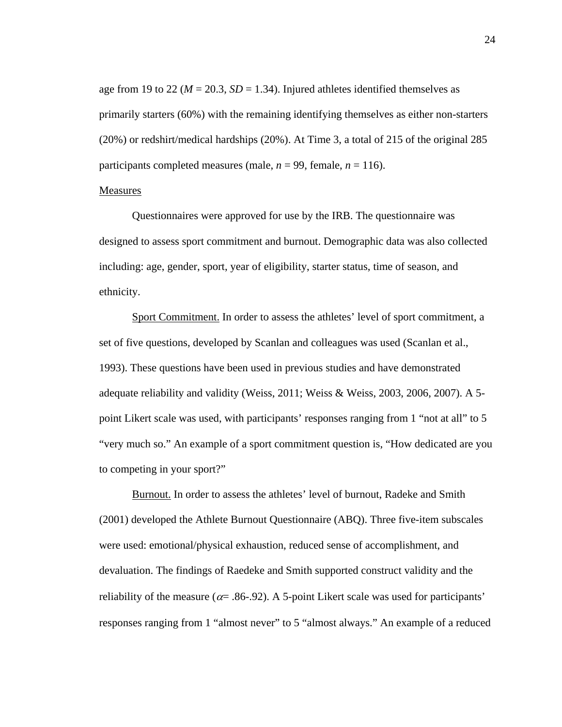age from 19 to 22 ($M$ = 20.3, $SD$ = 1.34). Injured athletes identified themselves as primarily starters (60%) with the remaining identifying themselves as either non-starters (20%) or redshirt/medical hardships (20%). At Time 3, a total of 215 of the original 285 participants completed measures (male, $n$ = 99, female, $n$ = 116).

## Measures

Questionnaires were approved for use by the IRB. The questionnaire was designed to assess sport commitment and burnout. Demographic data was also collected including: age, gender, sport, year of eligibility, starter status, time of season, and ethnicity.

Sport Commitment. In order to assess the athletes' level of sport commitment, a set of five questions, developed by Scanlan and colleagues was used (Scanlan et al., 1993). These questions have been used in previous studies and have demonstrated adequate reliability and validity (Weiss, 2011; Weiss & Weiss, 2003, 2006, 2007). A 5-point Likert scale was used, with participants' responses ranging from 1 "not at all" to 5 "very much so." An example of a sport commitment question is, "How dedicated are you to competing in your sport?"

Burnout. In order to assess the athletes' level of burnout, Radeke and Smith (2001) developed the Athlete Burnout Questionnaire (ABQ). Three five-item subscales were used: emotional/physical exhaustion, reduced sense of accomplishment, and devaluation. The findings of Raedeke and Smith supported construct validity and the reliability of the measure ($\alpha$= .86-.92). A 5-point Likert scale was used for participants' responses ranging from 1 "almost never" to 5 "almost always." An example of a reduced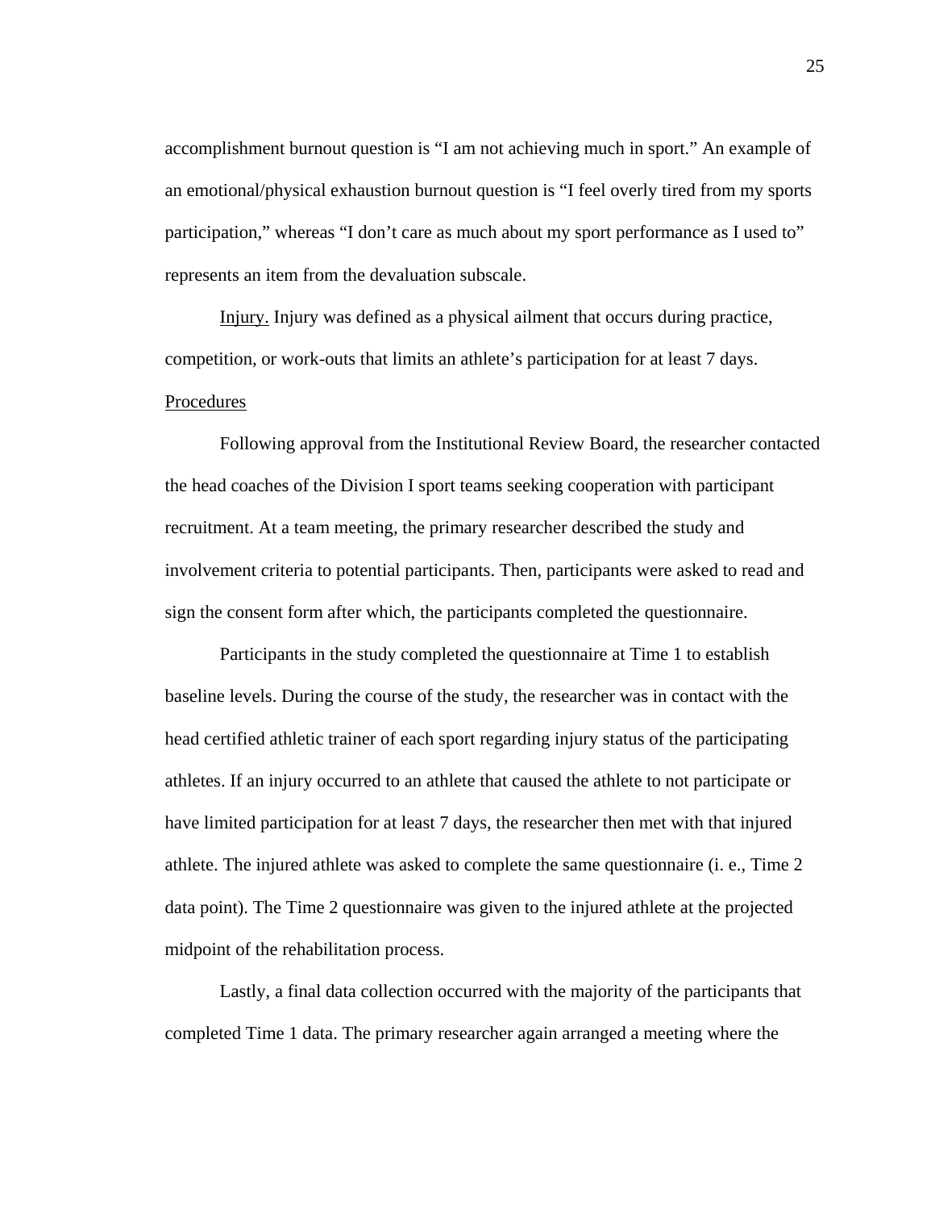accomplishment burnout question is “I am not achieving much in sport.” An example of an emotional/physical exhaustion burnout question is “I feel overly tired from my sports participation,” whereas “I don’t care as much about my sport performance as I used to” represents an item from the devaluation subscale.

Injury. Injury was defined as a physical ailment that occurs during practice, competition, or work-outs that limits an athlete’s participation for at least 7 days.

## Procedures

Following approval from the Institutional Review Board, the researcher contacted the head coaches of the Division I sport teams seeking cooperation with participant recruitment. At a team meeting, the primary researcher described the study and involvement criteria to potential participants. Then, participants were asked to read and sign the consent form after which, the participants completed the questionnaire.

Participants in the study completed the questionnaire at Time 1 to establish baseline levels. During the course of the study, the researcher was in contact with the head certified athletic trainer of each sport regarding injury status of the participating athletes. If an injury occurred to an athlete that caused the athlete to not participate or have limited participation for at least 7 days, the researcher then met with that injured athlete. The injured athlete was asked to complete the same questionnaire (i. e., Time 2 data point). The Time 2 questionnaire was given to the injured athlete at the projected midpoint of the rehabilitation process.

Lastly, a final data collection occurred with the majority of the participants that completed Time 1 data. The primary researcher again arranged a meeting where the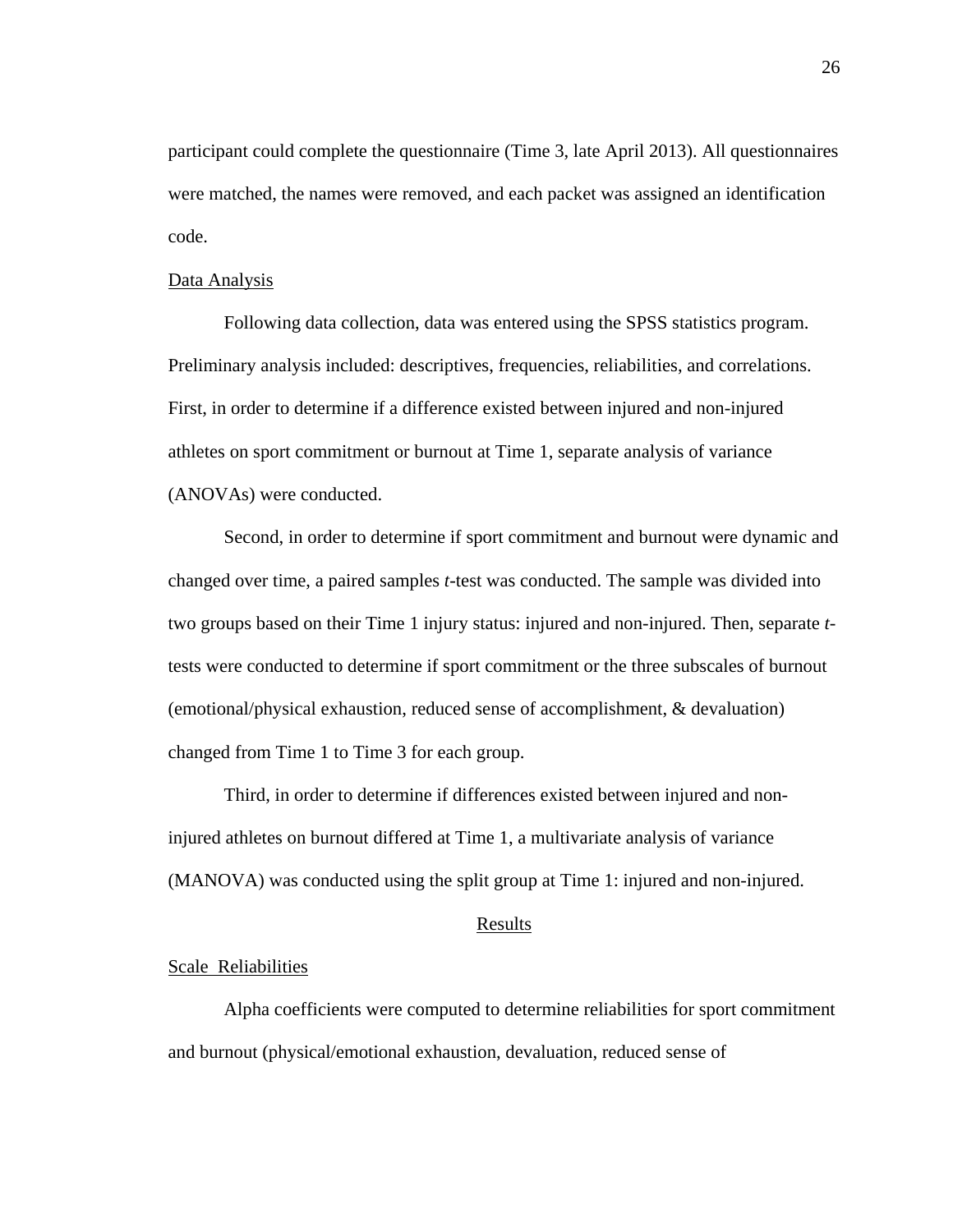participant could complete the questionnaire (Time 3, late April 2013). All questionnaires were matched, the names were removed, and each packet was assigned an identification code.

### Data Analysis

Following data collection, data was entered using the SPSS statistics program. Preliminary analysis included: descriptives, frequencies, reliabilities, and correlations. First, in order to determine if a difference existed between injured and non-injured athletes on sport commitment or burnout at Time 1, separate analysis of variance (ANOVAs) were conducted.

Second, in order to determine if sport commitment and burnout were dynamic and changed over time, a paired samples *t*-test was conducted. The sample was divided into two groups based on their Time 1 injury status: injured and non-injured. Then, separate *t*-tests were conducted to determine if sport commitment or the three subscales of burnout (emotional/physical exhaustion, reduced sense of accomplishment, & devaluation) changed from Time 1 to Time 3 for each group.

Third, in order to determine if differences existed between injured and non-injured athletes on burnout differed at Time 1, a multivariate analysis of variance (MANOVA) was conducted using the split group at Time 1: injured and non-injured.

## Results

### Scale Reliabilities

Alpha coefficients were computed to determine reliabilities for sport commitment and burnout (physical/emotional exhaustion, devaluation, reduced sense of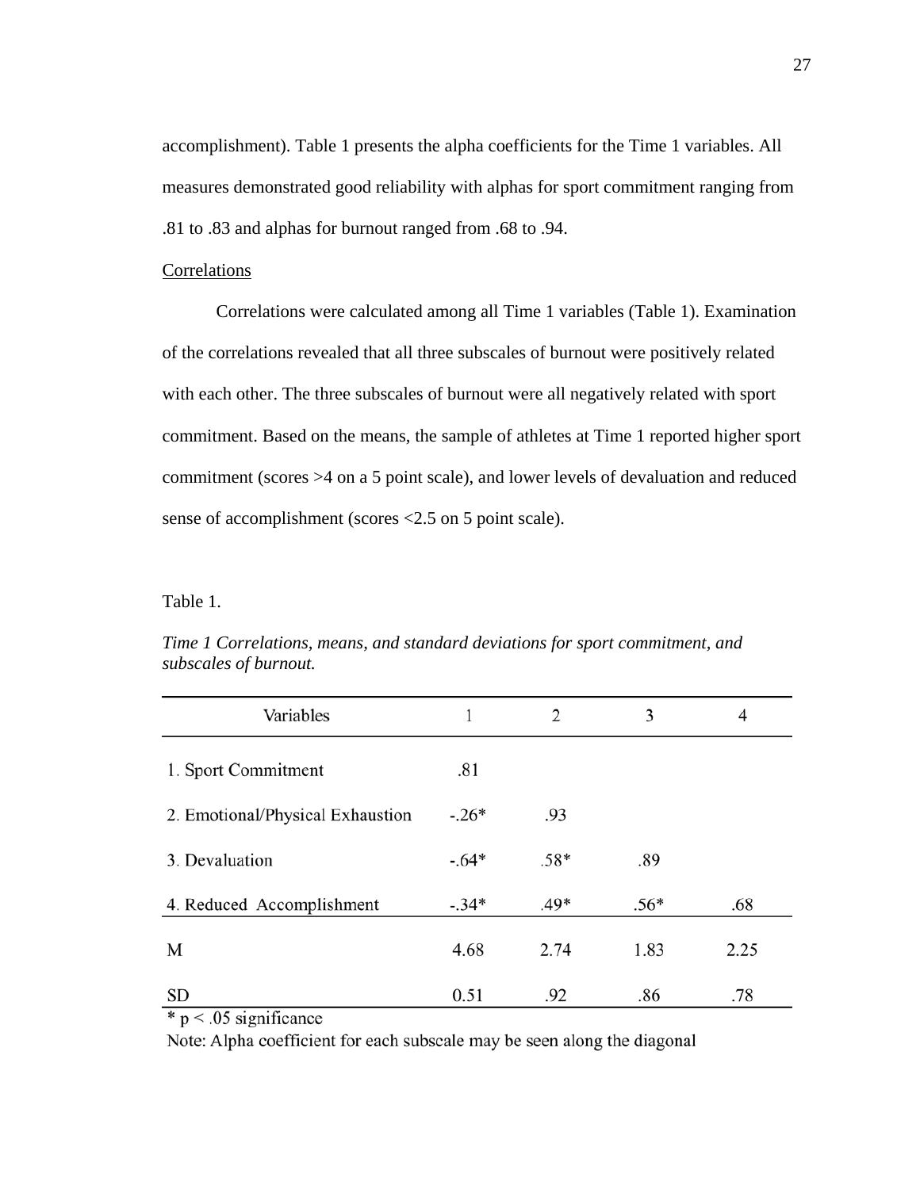accomplishment). Table 1 presents the alpha coefficients for the Time 1 variables. All measures demonstrated good reliability with alphas for sport commitment ranging from .81 to .83 and alphas for burnout ranged from .68 to .94.

Correlations

Correlations were calculated among all Time 1 variables (Table 1). Examination of the correlations revealed that all three subscales of burnout were positively related with each other. The three subscales of burnout were all negatively related with sport commitment. Based on the means, the sample of athletes at Time 1 reported higher sport commitment (scores >4 on a 5 point scale), and lower levels of devaluation and reduced sense of accomplishment (scores <2.5 on 5 point scale).

Table 1.

*Time 1 Correlations, means, and standard deviations for sport commitment, and subscales of burnout.*

| Variables | 1 | 2 | 3 | 4 |
|---|---|---|---|---|
| 1. Sport Commitment | .81 | | | |
| 2. Emotional/Physical Exhaustion | -.26* | .93 | | |
| 3. Devaluation | -.64* | .58* | .89 | |
| 4. Reduced Accomplishment | -.34* | .49* | .56* | .68 |
| M | 4.68 | 2.74 | 1.83 | 2.25 |
| SD | 0.51 | .92 | .86 | .78 |

* $p < .05$ significance

Note: Alpha coefficient for each subscale may be seen along the diagonal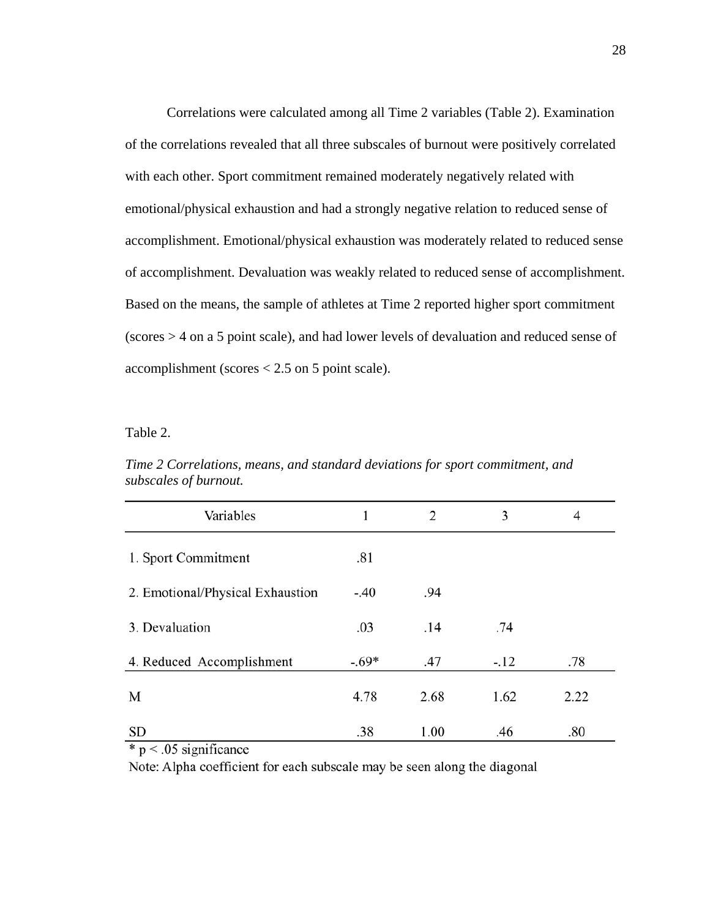Correlations were calculated among all Time 2 variables (Table 2). Examination of the correlations revealed that all three subscales of burnout were positively correlated with each other. Sport commitment remained moderately negatively related with emotional/physical exhaustion and had a strongly negative relation to reduced sense of accomplishment. Emotional/physical exhaustion was moderately related to reduced sense of accomplishment. Devaluation was weakly related to reduced sense of accomplishment. Based on the means, the sample of athletes at Time 2 reported higher sport commitment (scores > 4 on a 5 point scale), and had lower levels of devaluation and reduced sense of accomplishment (scores < 2.5 on 5 point scale).

Table 2.

*Time 2 Correlations, means, and standard deviations for sport commitment, and subscales of burnout.*

| Variables | 1 | 2 | 3 | 4 |
|---|---|---|---|---|
| 1. Sport Commitment | .81 | | | |
| 2. Emotional/Physical Exhaustion | -.40 | .94 | | |
| 3. Devaluation | .03 | .14 | .74 | |
| 4. Reduced Accomplishment | -.69* | .47 | -.12 | .78 |
| M | 4.78 | 2.68 | 1.62 | 2.22 |
| SD | .38 | 1.00 | .46 | .80 |

* $p < .05$ significance

Note: Alpha coefficient for each subscale may be seen along the diagonal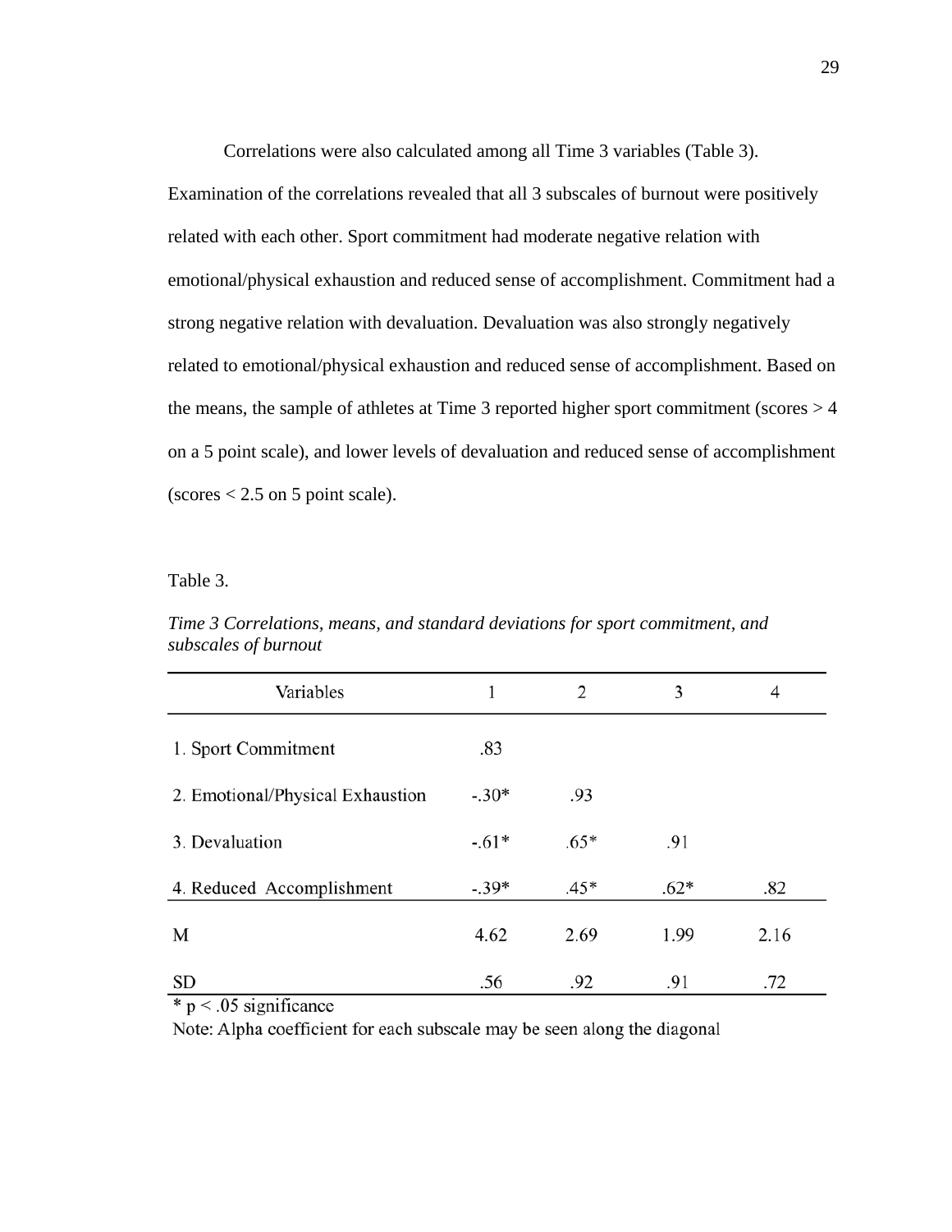Correlations were also calculated among all Time 3 variables (Table 3). Examination of the correlations revealed that all 3 subscales of burnout were positively related with each other. Sport commitment had moderate negative relation with emotional/physical exhaustion and reduced sense of accomplishment. Commitment had a strong negative relation with devaluation. Devaluation was also strongly negatively related to emotional/physical exhaustion and reduced sense of accomplishment. Based on the means, the sample of athletes at Time 3 reported higher sport commitment (scores > 4 on a 5 point scale), and lower levels of devaluation and reduced sense of accomplishment (scores < 2.5 on 5 point scale).

Table 3.

*Time 3 Correlations, means, and standard deviations for sport commitment, and subscales of burnout*

| Variables | 1 | 2 | 3 | 4 |
|---|---|---|---|---|
| 1. Sport Commitment | .83 | | | |
| 2. Emotional/Physical Exhaustion | -.30* | .93 | | |
| 3. Devaluation | -.61* | .65* | .91 | |
| 4. Reduced Accomplishment | -.39* | .45* | .62* | .82 |
| M | 4.62 | 2.69 | 1.99 | 2.16 |
| SD | .56 | .92 | .91 | .72 |

* $p < .05$ significance

Note: Alpha coefficient for each subscale may be seen along the diagonal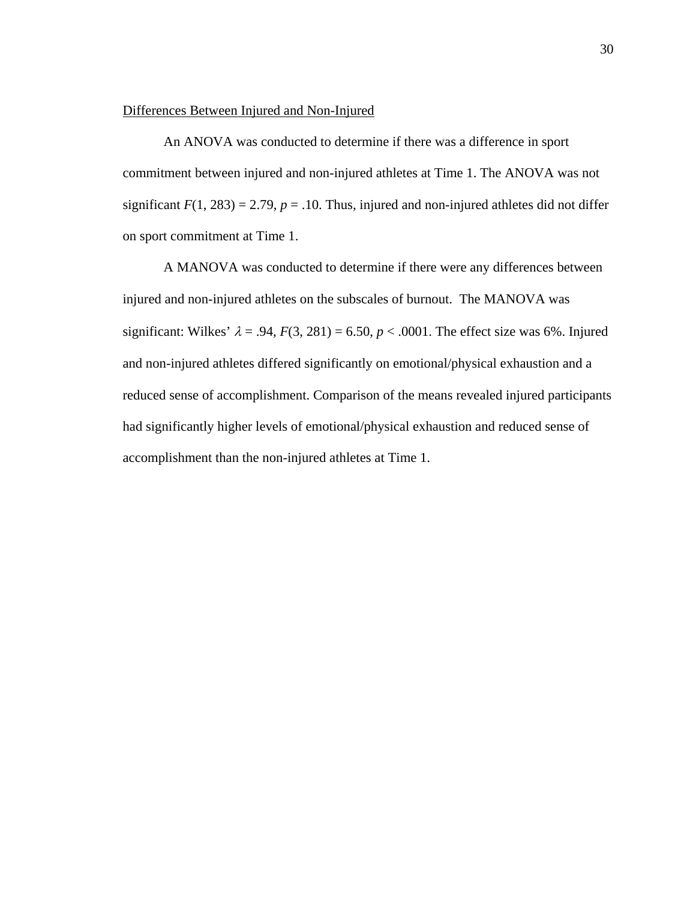Differences Between Injured and Non-Injured

An ANOVA was conducted to determine if there was a difference in sport commitment between injured and non-injured athletes at Time 1. The ANOVA was not significant $F(1, 283) = 2.79$, $p = .10$. Thus, injured and non-injured athletes did not differ on sport commitment at Time 1.

A MANOVA was conducted to determine if there were any differences between injured and non-injured athletes on the subscales of burnout. The MANOVA was significant: Wilkes' $\lambda = .94$, $F(3, 281) = 6.50$, $p < .0001$. The effect size was 6%. Injured and non-injured athletes differed significantly on emotional/physical exhaustion and a reduced sense of accomplishment. Comparison of the means revealed injured participants had significantly higher levels of emotional/physical exhaustion and reduced sense of accomplishment than the non-injured athletes at Time 1.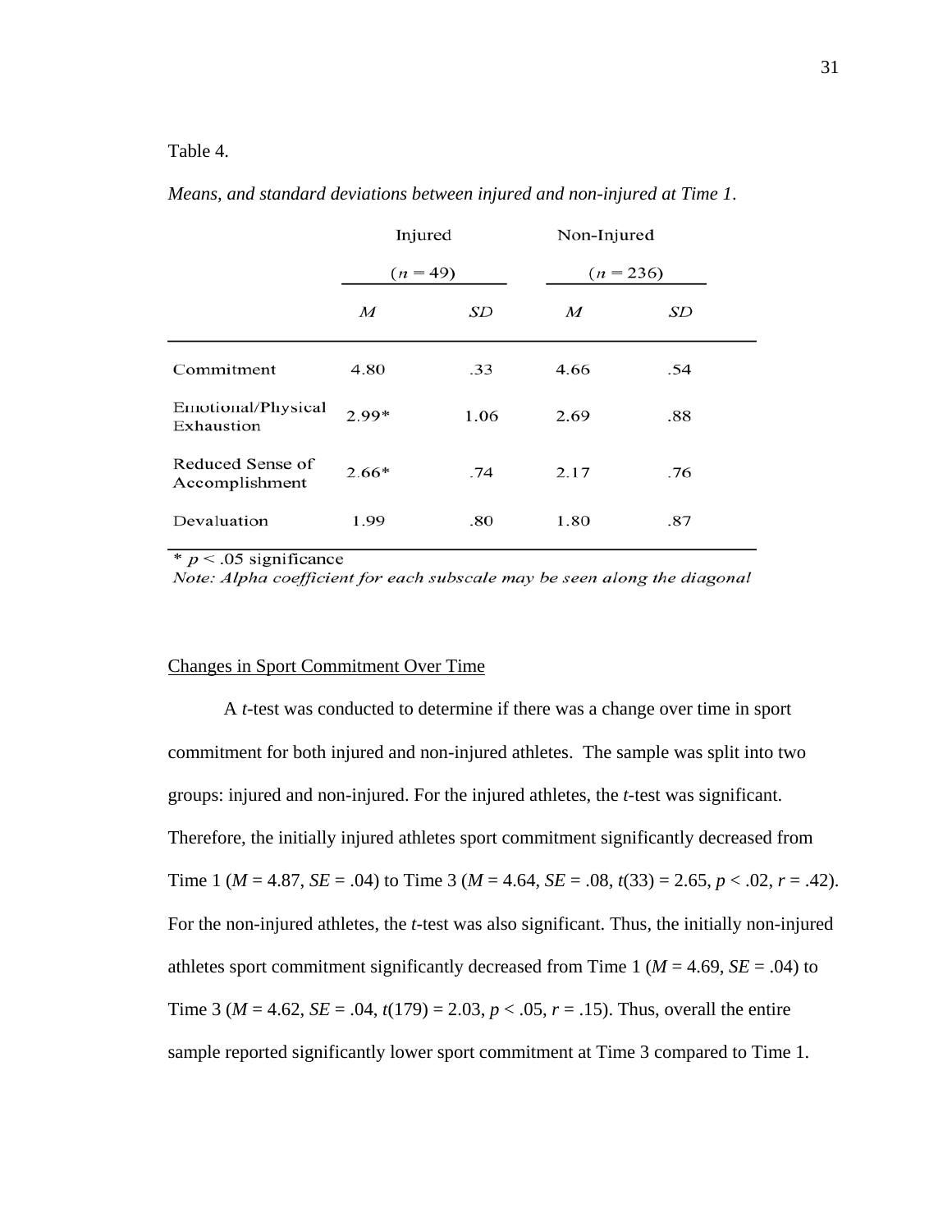Table 4.

*Means, and standard deviations between injured and non-injured at Time 1.*

| | Injured ($n$ = 49) | | Non-Injured ($n$ = 236) | |
|---|---|---|---|---|
| | *M* | *SD* | *M* | *SD* |
| Commitment | 4.80 | .33 | 4.66 | .54 |
| Emotional/Physical Exhaustion | 2.99* | 1.06 | 2.69 | .88 |
| Reduced Sense of Accomplishment | 2.66* | .74 | 2.17 | .76 |
| Devaluation | 1.99 | .80 | 1.80 | .87 |

\* $p < .05$ significance

*Note: Alpha coefficient for each subscale may be seen along the diagonal*

<u>Changes in Sport Commitment Over Time</u>

A *t*-test was conducted to determine if there was a change over time in sport commitment for both injured and non-injured athletes. The sample was split into two groups: injured and non-injured. For the injured athletes, the *t*-test was significant. Therefore, the initially injured athletes sport commitment significantly decreased from Time 1 ($M$ = 4.87, $SE$ = .04) to Time 3 ($M$ = 4.64, $SE$ = .08, $t(33)$ = 2.65, $p < .02$, $r$ = .42). For the non-injured athletes, the *t*-test was also significant. Thus, the initially non-injured athletes sport commitment significantly decreased from Time 1 ($M$ = 4.69, $SE$ = .04) to Time 3 ($M$ = 4.62, $SE$ = .04, $t(179)$ = 2.03, $p < .05$, $r$ = .15). Thus, overall the entire sample reported significantly lower sport commitment at Time 3 compared to Time 1.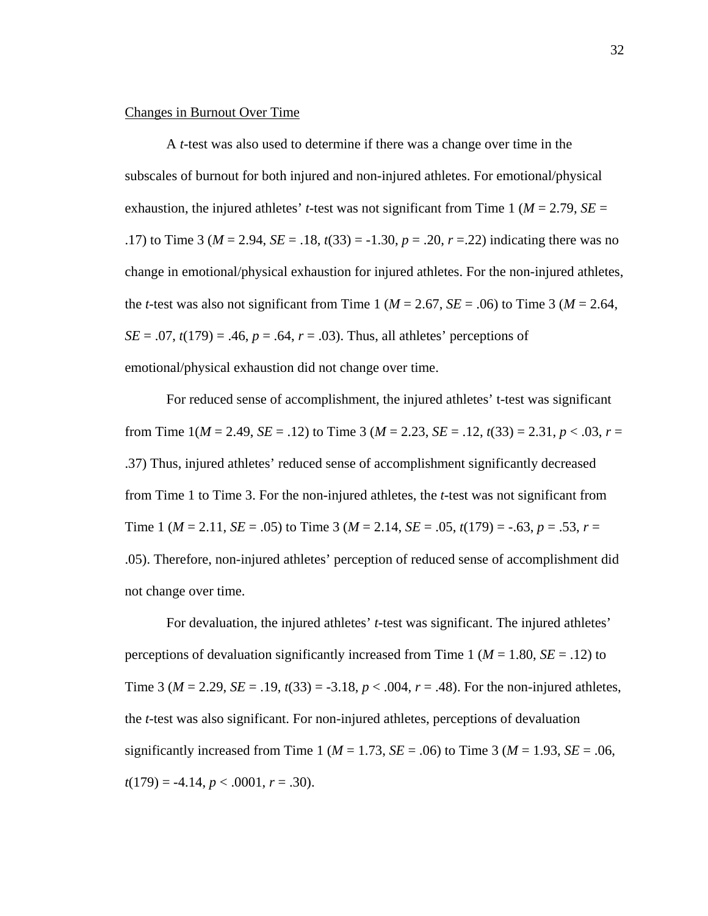## Changes in Burnout Over Time

A $t$-test was also used to determine if there was a change over time in the subscales of burnout for both injured and non-injured athletes. For emotional/physical exhaustion, the injured athletes' $t$-test was not significant from Time 1 ($M$ = 2.79, $SE$ = .17) to Time 3 ($M$ = 2.94, $SE$ = .18, $t(33)$ = -1.30, $p$ = .20, $r$ =.22) indicating there was no change in emotional/physical exhaustion for injured athletes. For the non-injured athletes, the $t$-test was also not significant from Time 1 ($M$ = 2.67, $SE$ = .06) to Time 3 ($M$ = 2.64, $SE$ = .07, $t(179)$ = .46, $p$ = .64, $r$ = .03). Thus, all athletes' perceptions of emotional/physical exhaustion did not change over time.

For reduced sense of accomplishment, the injured athletes' t-test was significant from Time 1($M$ = 2.49, $SE$ = .12) to Time 3 ($M$ = 2.23, $SE$ = .12, $t(33)$ = 2.31, $p$ < .03, $r$ = .37) Thus, injured athletes' reduced sense of accomplishment significantly decreased from Time 1 to Time 3. For the non-injured athletes, the $t$-test was not significant from Time 1 ($M$ = 2.11, $SE$ = .05) to Time 3 ($M$ = 2.14, $SE$ = .05, $t(179)$ = -.63, $p$ = .53, $r$ = .05). Therefore, non-injured athletes' perception of reduced sense of accomplishment did not change over time.

For devaluation, the injured athletes' $t$-test was significant. The injured athletes' perceptions of devaluation significantly increased from Time 1 ($M$ = 1.80, $SE$ = .12) to Time 3 ($M$ = 2.29, $SE$ = .19, $t(33)$ = -3.18, $p$ < .004, $r$ = .48). For the non-injured athletes, the $t$-test was also significant. For non-injured athletes, perceptions of devaluation significantly increased from Time 1 ($M$ = 1.73, $SE$ = .06) to Time 3 ($M$ = 1.93, $SE$ = .06, $t(179)$ = -4.14, $p$ < .0001, $r$ = .30).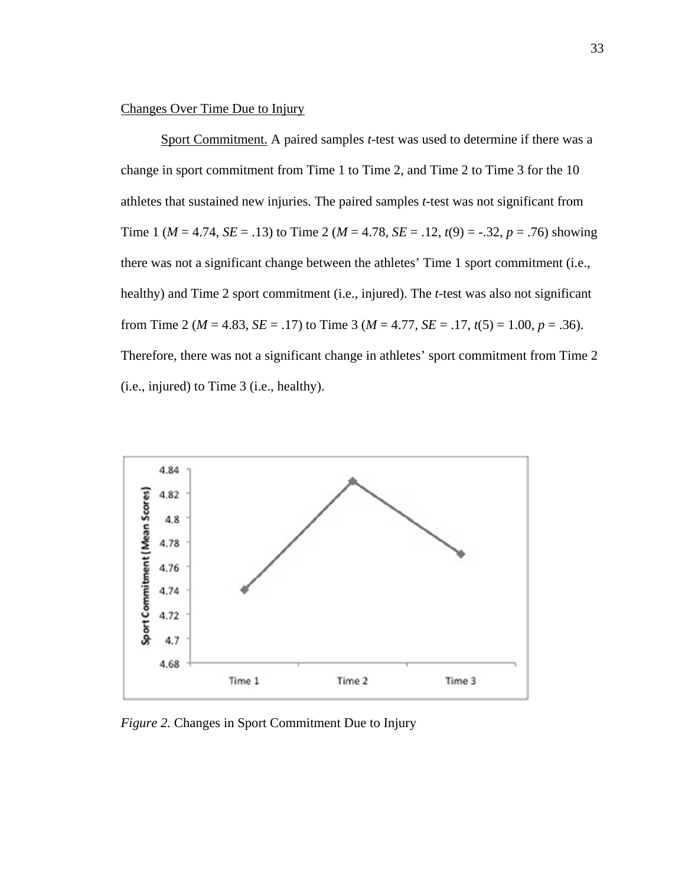Changes Over Time Due to Injury

Sport Commitment. A paired samples *t*-test was used to determine if there was a change in sport commitment from Time 1 to Time 2, and Time 2 to Time 3 for the 10 athletes that sustained new injuries. The paired samples *t*-test was not significant from Time 1 ($M$ = 4.74, $SE$ = .13) to Time 2 ($M$ = 4.78, $SE$ = .12, $t(9)$ = -.32, $p$ = .76) showing there was not a significant change between the athletes' Time 1 sport commitment (i.e., healthy) and Time 2 sport commitment (i.e., injured). The *t*-test was also not significant from Time 2 ($M$ = 4.83, $SE$ = .17) to Time 3 ($M$ = 4.77, $SE$ = .17, $t(5)$ = 1.00, $p$ = .36). Therefore, there was not a significant change in athletes' sport commitment from Time 2 (i.e., injured) to Time 3 (i.e., healthy).

*Figure 2.* Changes in Sport Commitment Due to Injury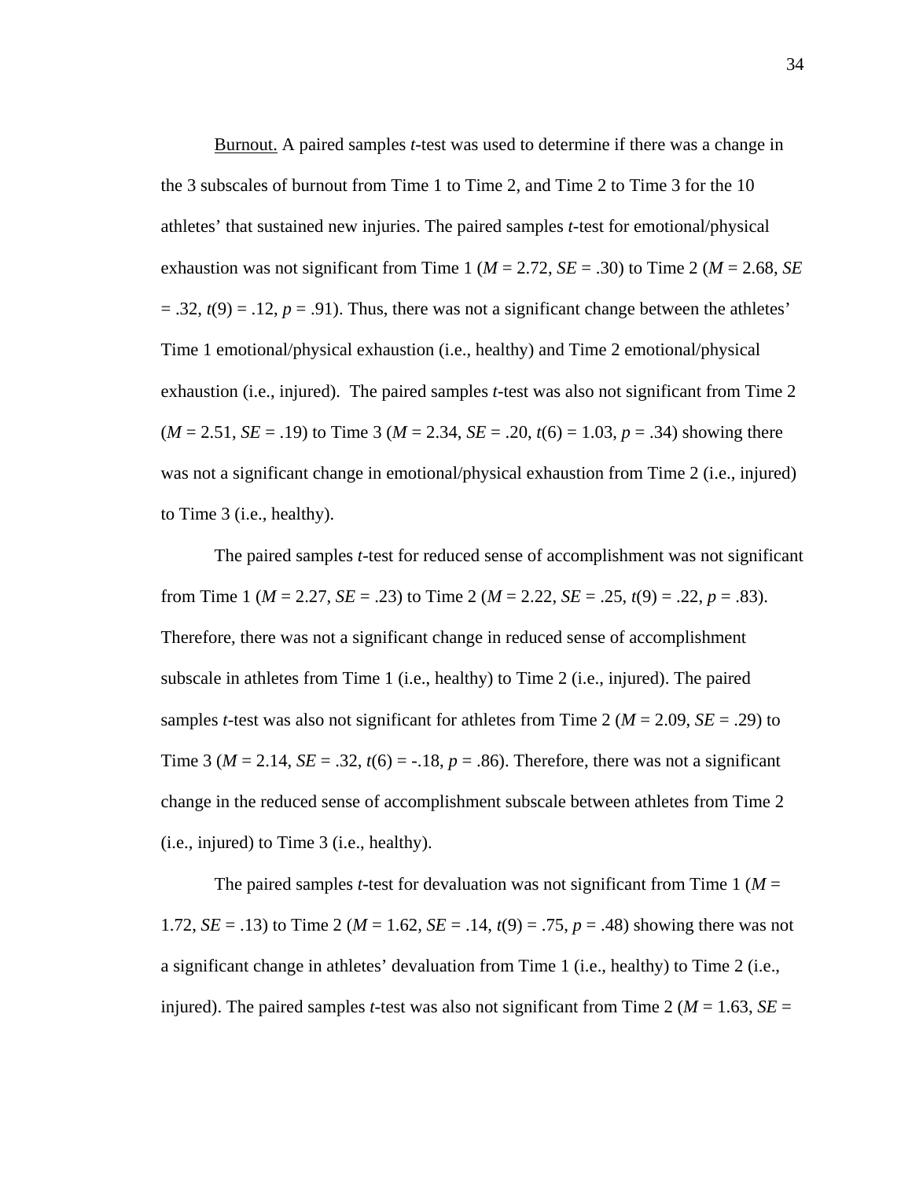Burnout. A paired samples *t*-test was used to determine if there was a change in the 3 subscales of burnout from Time 1 to Time 2, and Time 2 to Time 3 for the 10 athletes' that sustained new injuries. The paired samples *t*-test for emotional/physical exhaustion was not significant from Time 1 ($M$ = 2.72, $SE$ = .30) to Time 2 ($M$ = 2.68, $SE$ = .32, $t(9)$ = .12, $p$ = .91). Thus, there was not a significant change between the athletes' Time 1 emotional/physical exhaustion (i.e., healthy) and Time 2 emotional/physical exhaustion (i.e., injured). The paired samples *t*-test was also not significant from Time 2 ($M$ = 2.51, $SE$ = .19) to Time 3 ($M$ = 2.34, $SE$ = .20, $t(6)$ = 1.03, $p$ = .34) showing there was not a significant change in emotional/physical exhaustion from Time 2 (i.e., injured) to Time 3 (i.e., healthy).

The paired samples *t*-test for reduced sense of accomplishment was not significant from Time 1 ($M$ = 2.27, $SE$ = .23) to Time 2 ($M$ = 2.22, $SE$ = .25, $t(9)$ = .22, $p$ = .83). Therefore, there was not a significant change in reduced sense of accomplishment subscale in athletes from Time 1 (i.e., healthy) to Time 2 (i.e., injured). The paired samples *t*-test was also not significant for athletes from Time 2 ($M$ = 2.09, $SE$ = .29) to Time 3 ($M$ = 2.14, $SE$ = .32, $t(6)$ = -.18, $p$ = .86). Therefore, there was not a significant change in the reduced sense of accomplishment subscale between athletes from Time 2 (i.e., injured) to Time 3 (i.e., healthy).

The paired samples *t*-test for devaluation was not significant from Time 1 ($M$ = 1.72, $SE$ = .13) to Time 2 ($M$ = 1.62, $SE$ = .14, $t(9)$ = .75, $p$ = .48) showing there was not a significant change in athletes' devaluation from Time 1 (i.e., healthy) to Time 2 (i.e., injured). The paired samples *t*-test was also not significant from Time 2 ($M$ = 1.63, $SE$ =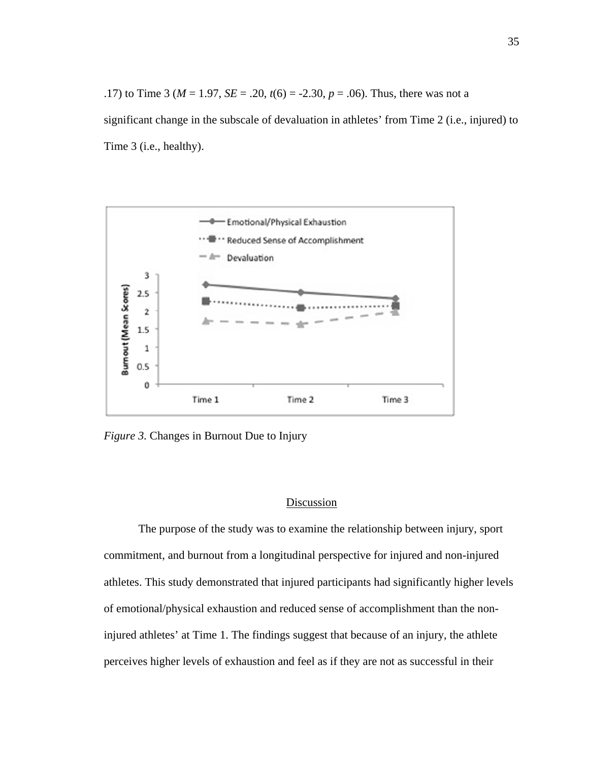.17) to Time 3 ($M$ = 1.97, $SE$ = .20, $t(6)$ = -2.30, $p$ = .06). Thus, there was not a significant change in the subscale of devaluation in athletes' from Time 2 (i.e., injured) to Time 3 (i.e., healthy).

*Figure 3.* Changes in Burnout Due to Injury

## Discussion

The purpose of the study was to examine the relationship between injury, sport commitment, and burnout from a longitudinal perspective for injured and non-injured athletes. This study demonstrated that injured participants had significantly higher levels of emotional/physical exhaustion and reduced sense of accomplishment than the non-injured athletes' at Time 1. The findings suggest that because of an injury, the athlete perceives higher levels of exhaustion and feel as if they are not as successful in their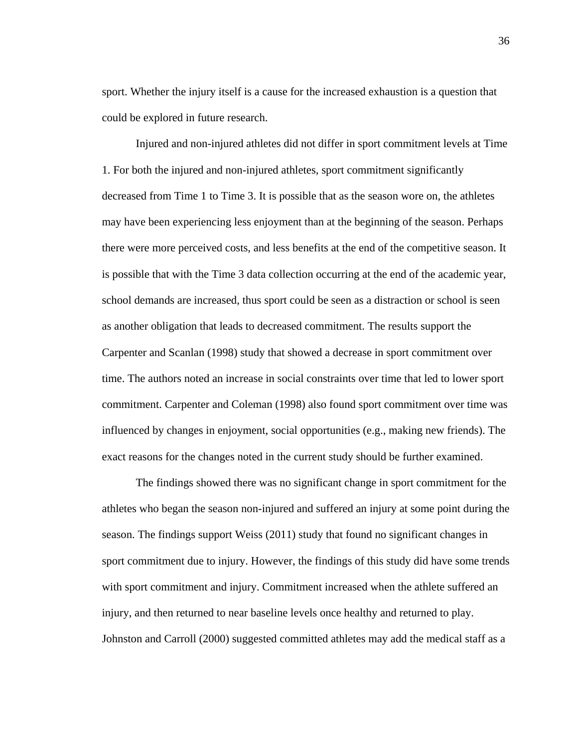sport. Whether the injury itself is a cause for the increased exhaustion is a question that could be explored in future research.

Injured and non-injured athletes did not differ in sport commitment levels at Time 1. For both the injured and non-injured athletes, sport commitment significantly decreased from Time 1 to Time 3. It is possible that as the season wore on, the athletes may have been experiencing less enjoyment than at the beginning of the season. Perhaps there were more perceived costs, and less benefits at the end of the competitive season. It is possible that with the Time 3 data collection occurring at the end of the academic year, school demands are increased, thus sport could be seen as a distraction or school is seen as another obligation that leads to decreased commitment. The results support the Carpenter and Scanlan (1998) study that showed a decrease in sport commitment over time. The authors noted an increase in social constraints over time that led to lower sport commitment. Carpenter and Coleman (1998) also found sport commitment over time was influenced by changes in enjoyment, social opportunities (e.g., making new friends). The exact reasons for the changes noted in the current study should be further examined.

The findings showed there was no significant change in sport commitment for the athletes who began the season non-injured and suffered an injury at some point during the season. The findings support Weiss (2011) study that found no significant changes in sport commitment due to injury. However, the findings of this study did have some trends with sport commitment and injury. Commitment increased when the athlete suffered an injury, and then returned to near baseline levels once healthy and returned to play. Johnston and Carroll (2000) suggested committed athletes may add the medical staff as a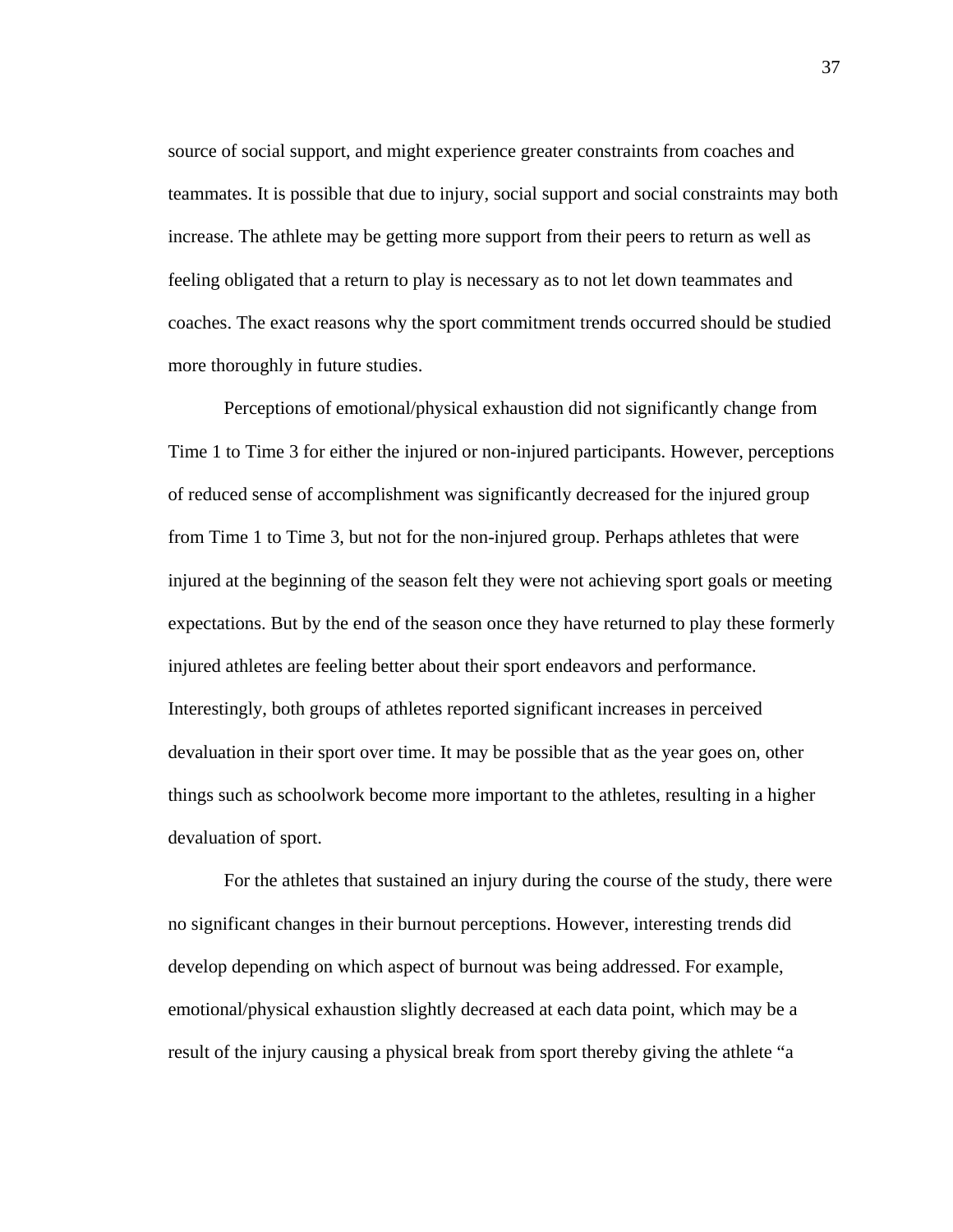source of social support, and might experience greater constraints from coaches and teammates. It is possible that due to injury, social support and social constraints may both increase. The athlete may be getting more support from their peers to return as well as feeling obligated that a return to play is necessary as to not let down teammates and coaches. The exact reasons why the sport commitment trends occurred should be studied more thoroughly in future studies.

Perceptions of emotional/physical exhaustion did not significantly change from Time 1 to Time 3 for either the injured or non-injured participants. However, perceptions of reduced sense of accomplishment was significantly decreased for the injured group from Time 1 to Time 3, but not for the non-injured group. Perhaps athletes that were injured at the beginning of the season felt they were not achieving sport goals or meeting expectations. But by the end of the season once they have returned to play these formerly injured athletes are feeling better about their sport endeavors and performance. Interestingly, both groups of athletes reported significant increases in perceived devaluation in their sport over time. It may be possible that as the year goes on, other things such as schoolwork become more important to the athletes, resulting in a higher devaluation of sport.

For the athletes that sustained an injury during the course of the study, there were no significant changes in their burnout perceptions. However, interesting trends did develop depending on which aspect of burnout was being addressed. For example, emotional/physical exhaustion slightly decreased at each data point, which may be a result of the injury causing a physical break from sport thereby giving the athlete "a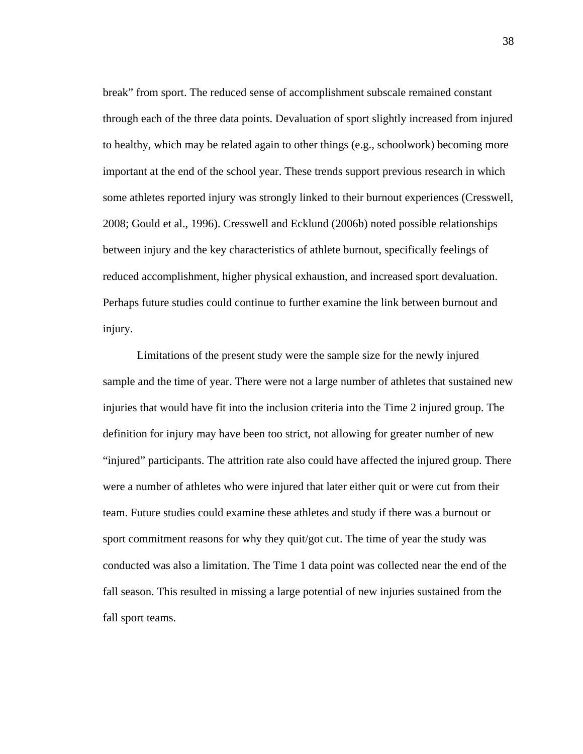break" from sport. The reduced sense of accomplishment subscale remained constant through each of the three data points. Devaluation of sport slightly increased from injured to healthy, which may be related again to other things (e.g., schoolwork) becoming more important at the end of the school year. These trends support previous research in which some athletes reported injury was strongly linked to their burnout experiences (Cresswell, 2008; Gould et al., 1996). Cresswell and Ecklund (2006b) noted possible relationships between injury and the key characteristics of athlete burnout, specifically feelings of reduced accomplishment, higher physical exhaustion, and increased sport devaluation. Perhaps future studies could continue to further examine the link between burnout and injury.

Limitations of the present study were the sample size for the newly injured sample and the time of year. There were not a large number of athletes that sustained new injuries that would have fit into the inclusion criteria into the Time 2 injured group. The definition for injury may have been too strict, not allowing for greater number of new "injured" participants. The attrition rate also could have affected the injured group. There were a number of athletes who were injured that later either quit or were cut from their team. Future studies could examine these athletes and study if there was a burnout or sport commitment reasons for why they quit/got cut. The time of year the study was conducted was also a limitation. The Time 1 data point was collected near the end of the fall season. This resulted in missing a large potential of new injuries sustained from the fall sport teams.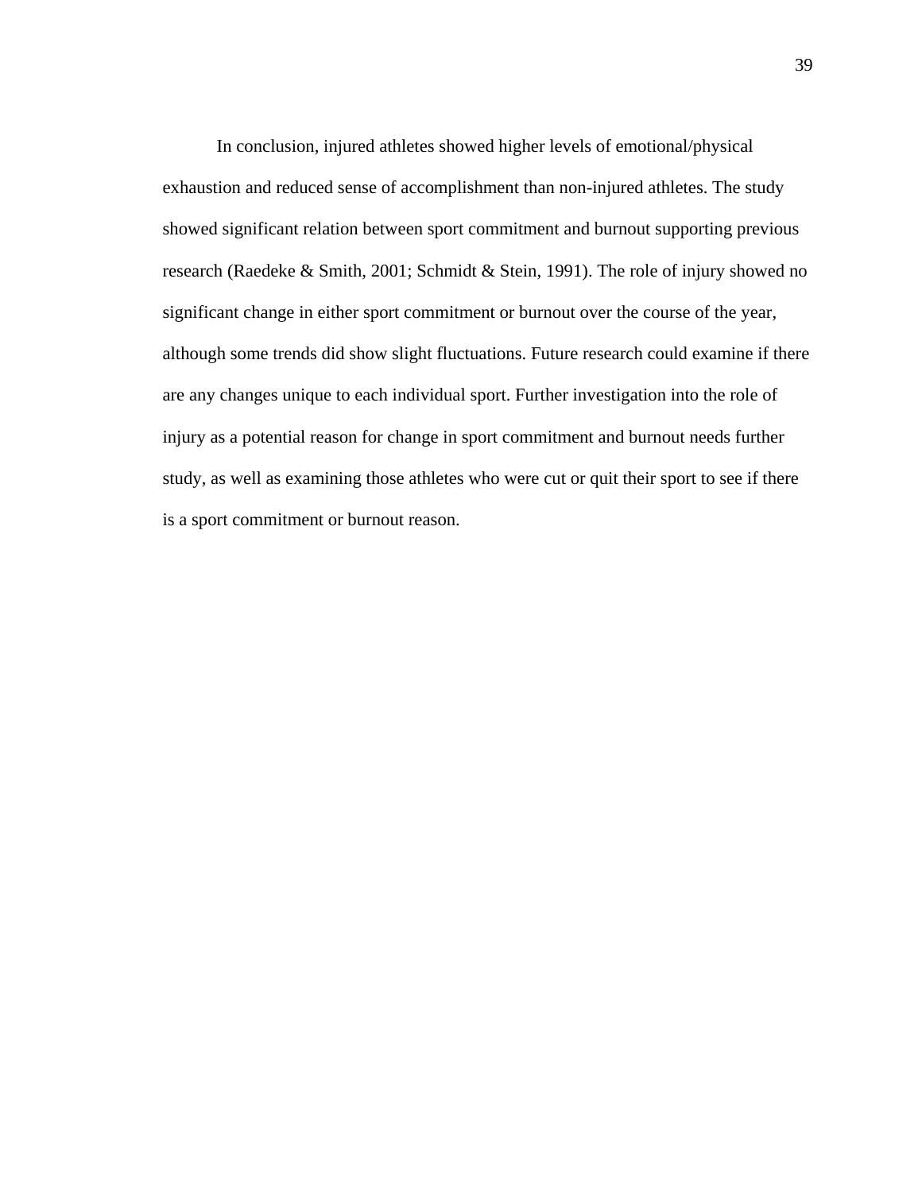In conclusion, injured athletes showed higher levels of emotional/physical exhaustion and reduced sense of accomplishment than non-injured athletes. The study showed significant relation between sport commitment and burnout supporting previous research (Raedeke & Smith, 2001; Schmidt & Stein, 1991). The role of injury showed no significant change in either sport commitment or burnout over the course of the year, although some trends did show slight fluctuations. Future research could examine if there are any changes unique to each individual sport. Further investigation into the role of injury as a potential reason for change in sport commitment and burnout needs further study, as well as examining those athletes who were cut or quit their sport to see if there is a sport commitment or burnout reason.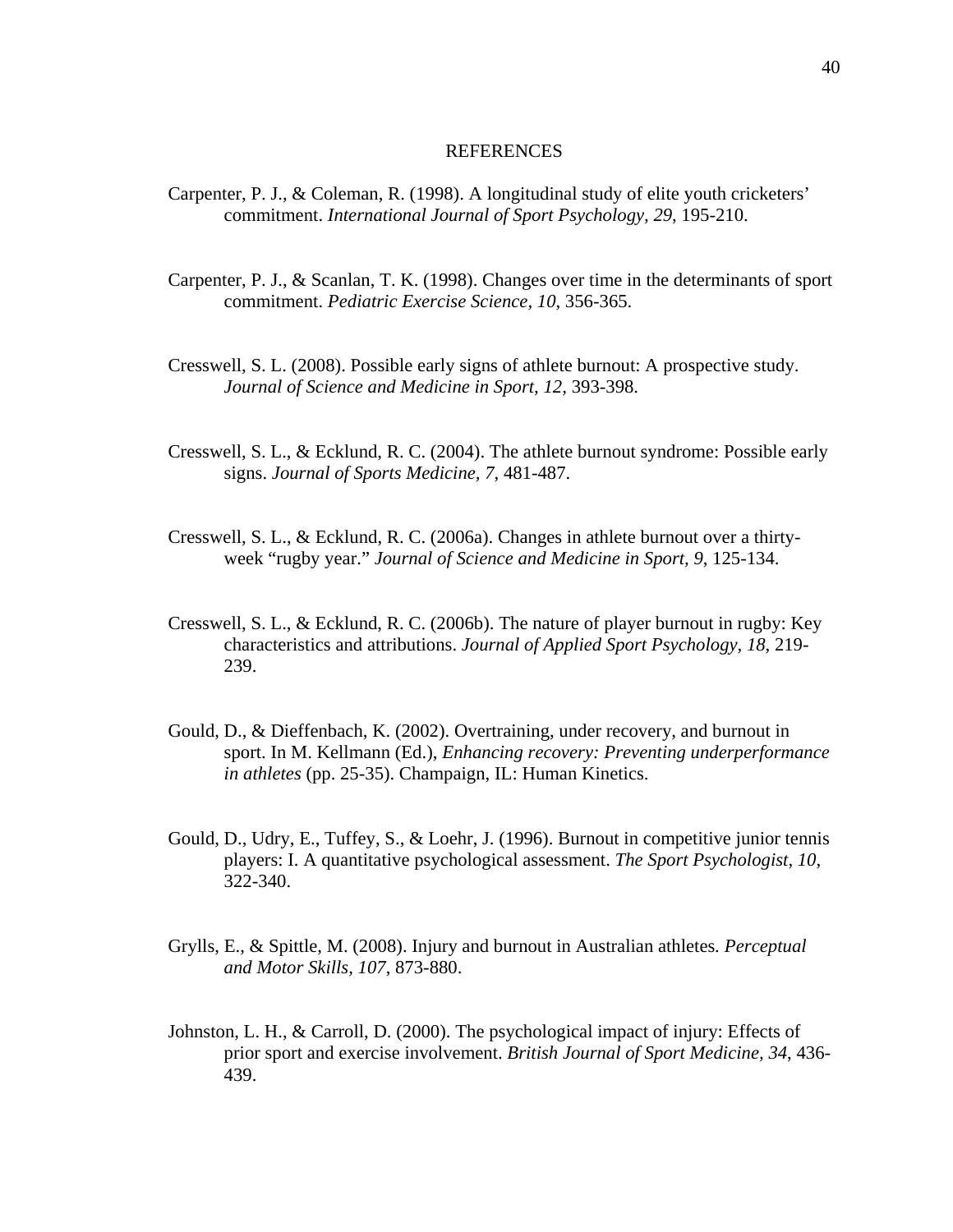# REFERENCES

Carpenter, P. J., & Coleman, R. (1998). A longitudinal study of elite youth cricketers' commitment. *International Journal of Sport Psychology, 29*, 195-210.

Carpenter, P. J., & Scanlan, T. K. (1998). Changes over time in the determinants of sport commitment. *Pediatric Exercise Science, 10*, 356-365.

Cresswell, S. L. (2008). Possible early signs of athlete burnout: A prospective study. *Journal of Science and Medicine in Sport, 12*, 393-398.

Cresswell, S. L., & Ecklund, R. C. (2004). The athlete burnout syndrome: Possible early signs. *Journal of Sports Medicine, 7*, 481-487.

Cresswell, S. L., & Ecklund, R. C. (2006a). Changes in athlete burnout over a thirty-week "rugby year." *Journal of Science and Medicine in Sport, 9*, 125-134.

Cresswell, S. L., & Ecklund, R. C. (2006b). The nature of player burnout in rugby: Key characteristics and attributions. *Journal of Applied Sport Psychology, 18*, 219-239.

Gould, D., & Dieffenbach, K. (2002). Overtraining, under recovery, and burnout in sport. In M. Kellmann (Ed.), *Enhancing recovery: Preventing underperformance in athletes* (pp. 25-35). Champaign, IL: Human Kinetics.

Gould, D., Udry, E., Tuffey, S., & Loehr, J. (1996). Burnout in competitive junior tennis players: I. A quantitative psychological assessment. *The Sport Psychologist, 10*, 322-340.

Grylls, E., & Spittle, M. (2008). Injury and burnout in Australian athletes. *Perceptual and Motor Skills, 107*, 873-880.

Johnston, L. H., & Carroll, D. (2000). The psychological impact of injury: Effects of prior sport and exercise involvement. *British Journal of Sport Medicine, 34*, 436-439.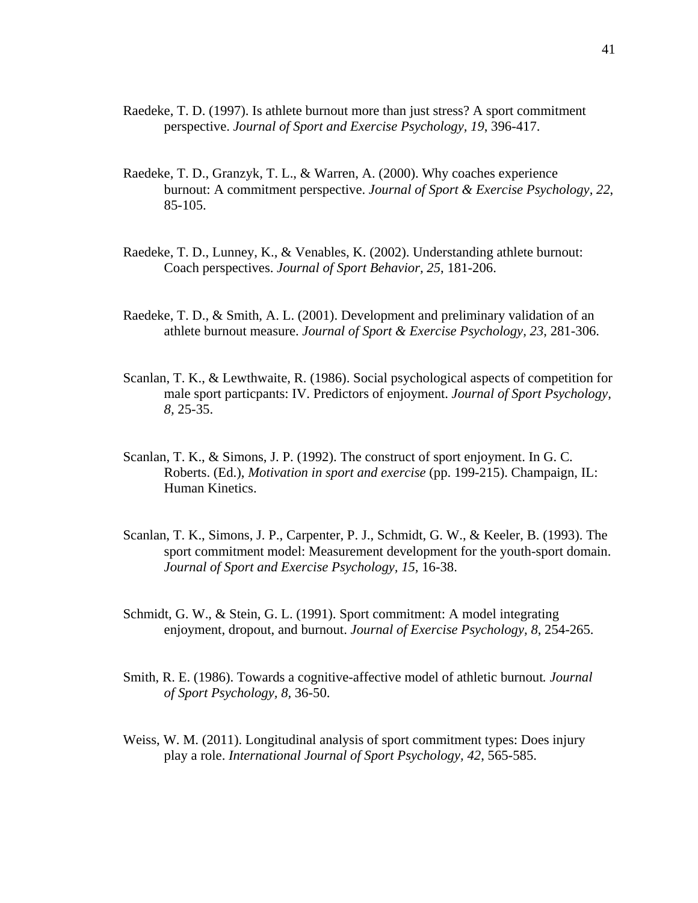Raedeke, T. D. (1997). Is athlete burnout more than just stress? A sport commitment perspective. *Journal of Sport and Exercise Psychology, 19*, 396-417.

Raedeke, T. D., Granzyk, T. L., & Warren, A. (2000). Why coaches experience burnout: A commitment perspective. *Journal of Sport & Exercise Psychology, 22,* 85-105.

Raedeke, T. D., Lunney, K., & Venables, K. (2002). Understanding athlete burnout: Coach perspectives. *Journal of Sport Behavior, 25*, 181-206.

Raedeke, T. D., & Smith, A. L. (2001). Development and preliminary validation of an athlete burnout measure. *Journal of Sport & Exercise Psychology, 23*, 281-306.

Scanlan, T. K., & Lewthwaite, R. (1986). Social psychological aspects of competition for male sport particpants: IV. Predictors of enjoyment. *Journal of Sport Psychology, 8,* 25-35.

Scanlan, T. K., & Simons, J. P. (1992). The construct of sport enjoyment. In G. C. Roberts. (Ed.), *Motivation in sport and exercise* (pp. 199-215). Champaign, IL: Human Kinetics.

Scanlan, T. K., Simons, J. P., Carpenter, P. J., Schmidt, G. W., & Keeler, B. (1993). The sport commitment model: Measurement development for the youth-sport domain. *Journal of Sport and Exercise Psychology, 15*, 16-38.

Schmidt, G. W., & Stein, G. L. (1991). Sport commitment: A model integrating enjoyment, dropout, and burnout. *Journal of Exercise Psychology, 8*, 254-265.

Smith, R. E. (1986). Towards a cognitive-affective model of athletic burnout. *Journal of Sport Psychology, 8*, 36-50.

Weiss, W. M. (2011). Longitudinal analysis of sport commitment types: Does injury play a role. *International Journal of Sport Psychology, 42*, 565-585.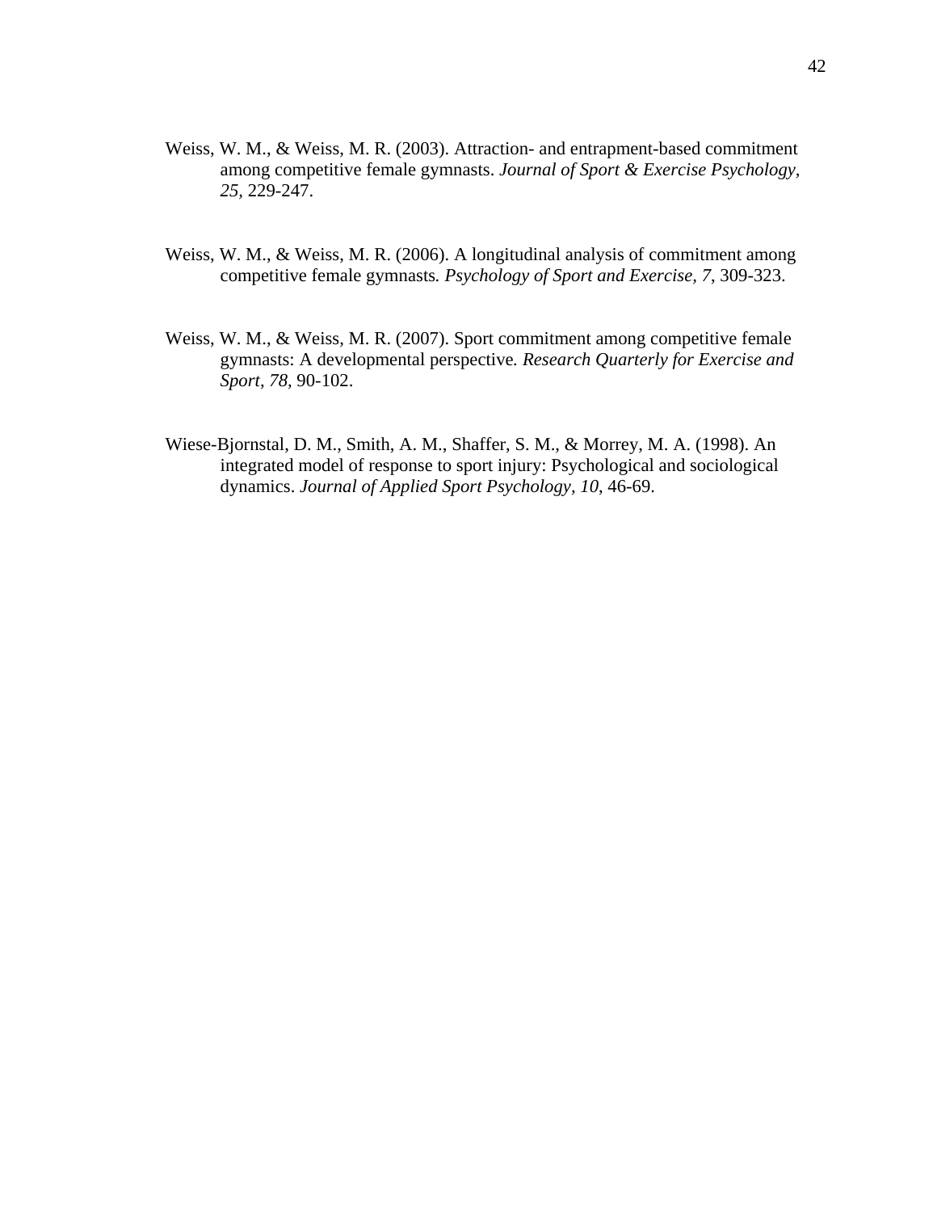Weiss, W. M., & Weiss, M. R. (2003). Attraction- and entrapment-based commitment among competitive female gymnasts. *Journal of Sport & Exercise Psychology, 25*, 229-247.

Weiss, W. M., & Weiss, M. R. (2006). A longitudinal analysis of commitment among competitive female gymnasts*. Psychology of Sport and Exercise, 7*, 309-323.

Weiss, W. M., & Weiss, M. R. (2007). Sport commitment among competitive female gymnasts: A developmental perspective*. Research Quarterly for Exercise and Sport, 78*, 90-102.

Wiese-Bjornstal, D. M., Smith, A. M., Shaffer, S. M., & Morrey, M. A. (1998). An integrated model of response to sport injury: Psychological and sociological dynamics. *Journal of Applied Sport Psychology, 10*, 46-69.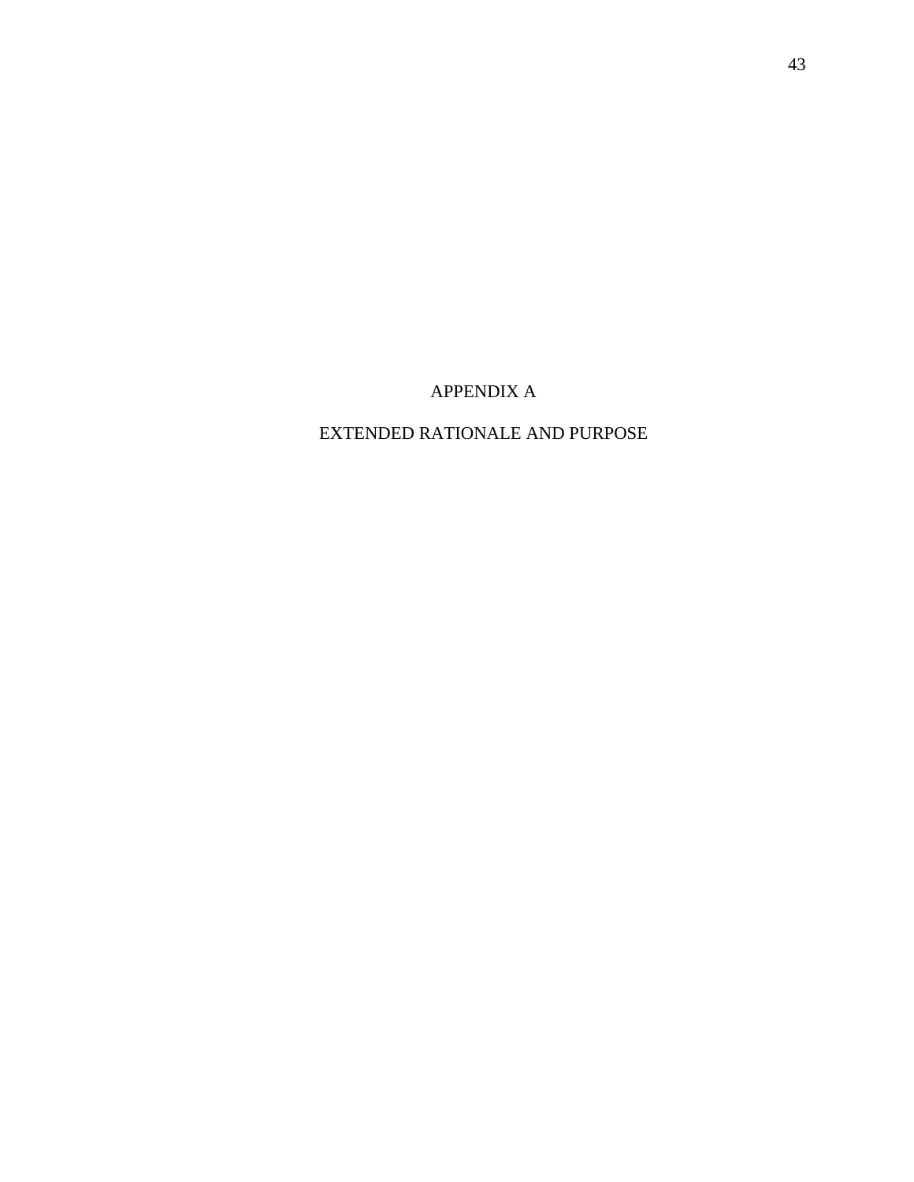# APPENDIX A

# EXTENDED RATIONALE AND PURPOSE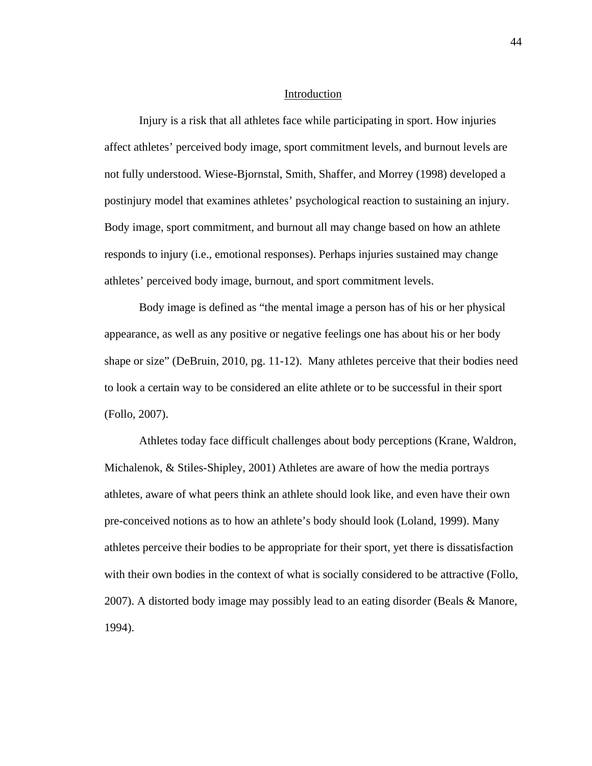## Introduction

Injury is a risk that all athletes face while participating in sport. How injuries affect athletes' perceived body image, sport commitment levels, and burnout levels are not fully understood. Wiese-Bjornstal, Smith, Shaffer, and Morrey (1998) developed a postinjury model that examines athletes' psychological reaction to sustaining an injury. Body image, sport commitment, and burnout all may change based on how an athlete responds to injury (i.e., emotional responses). Perhaps injuries sustained may change athletes' perceived body image, burnout, and sport commitment levels.

Body image is defined as "the mental image a person has of his or her physical appearance, as well as any positive or negative feelings one has about his or her body shape or size" (DeBruin, 2010, pg. 11-12). Many athletes perceive that their bodies need to look a certain way to be considered an elite athlete or to be successful in their sport (Follo, 2007).

Athletes today face difficult challenges about body perceptions (Krane, Waldron, Michalenok, & Stiles-Shipley, 2001) Athletes are aware of how the media portrays athletes, aware of what peers think an athlete should look like, and even have their own pre-conceived notions as to how an athlete's body should look (Loland, 1999). Many athletes perceive their bodies to be appropriate for their sport, yet there is dissatisfaction with their own bodies in the context of what is socially considered to be attractive (Follo, 2007). A distorted body image may possibly lead to an eating disorder (Beals & Manore, 1994).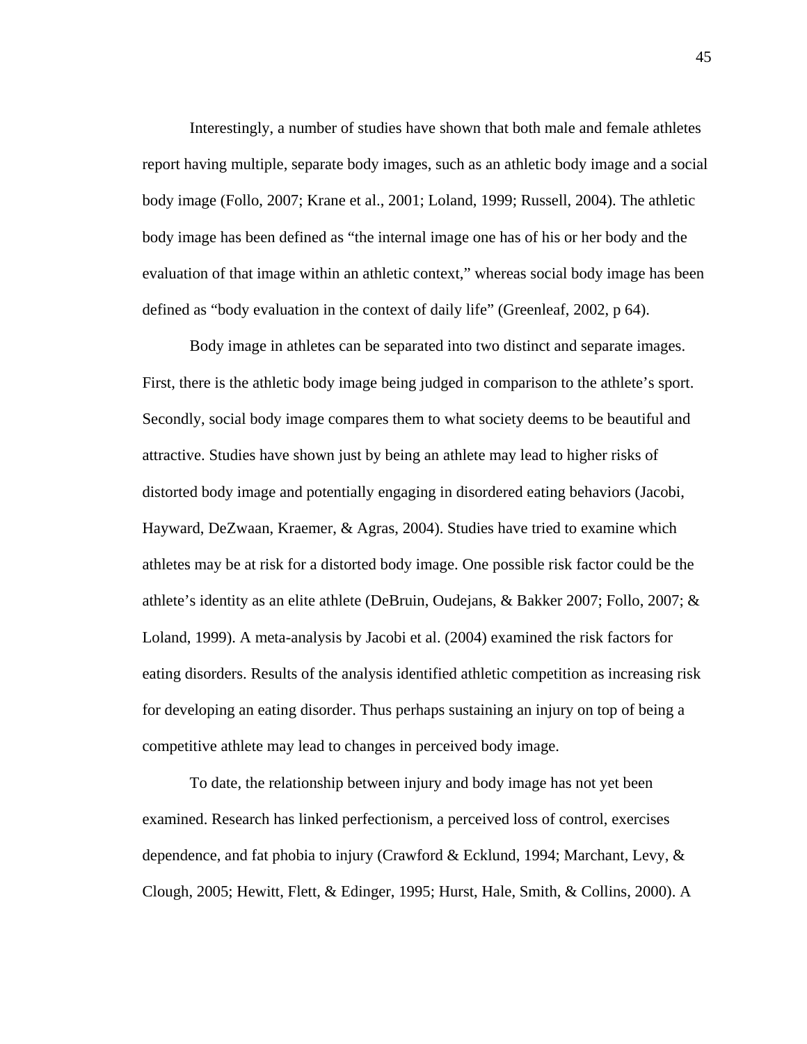Interestingly, a number of studies have shown that both male and female athletes report having multiple, separate body images, such as an athletic body image and a social body image (Follo, 2007; Krane et al., 2001; Loland, 1999; Russell, 2004). The athletic body image has been defined as "the internal image one has of his or her body and the evaluation of that image within an athletic context," whereas social body image has been defined as "body evaluation in the context of daily life" (Greenleaf, 2002, p 64).

Body image in athletes can be separated into two distinct and separate images. First, there is the athletic body image being judged in comparison to the athlete's sport. Secondly, social body image compares them to what society deems to be beautiful and attractive. Studies have shown just by being an athlete may lead to higher risks of distorted body image and potentially engaging in disordered eating behaviors (Jacobi, Hayward, DeZwaan, Kraemer, & Agras, 2004). Studies have tried to examine which athletes may be at risk for a distorted body image. One possible risk factor could be the athlete's identity as an elite athlete (DeBruin, Oudejans, & Bakker 2007; Follo, 2007; & Loland, 1999). A meta-analysis by Jacobi et al. (2004) examined the risk factors for eating disorders. Results of the analysis identified athletic competition as increasing risk for developing an eating disorder. Thus perhaps sustaining an injury on top of being a competitive athlete may lead to changes in perceived body image.

To date, the relationship between injury and body image has not yet been examined. Research has linked perfectionism, a perceived loss of control, exercises dependence, and fat phobia to injury (Crawford & Ecklund, 1994; Marchant, Levy, & Clough, 2005; Hewitt, Flett, & Edinger, 1995; Hurst, Hale, Smith, & Collins, 2000). A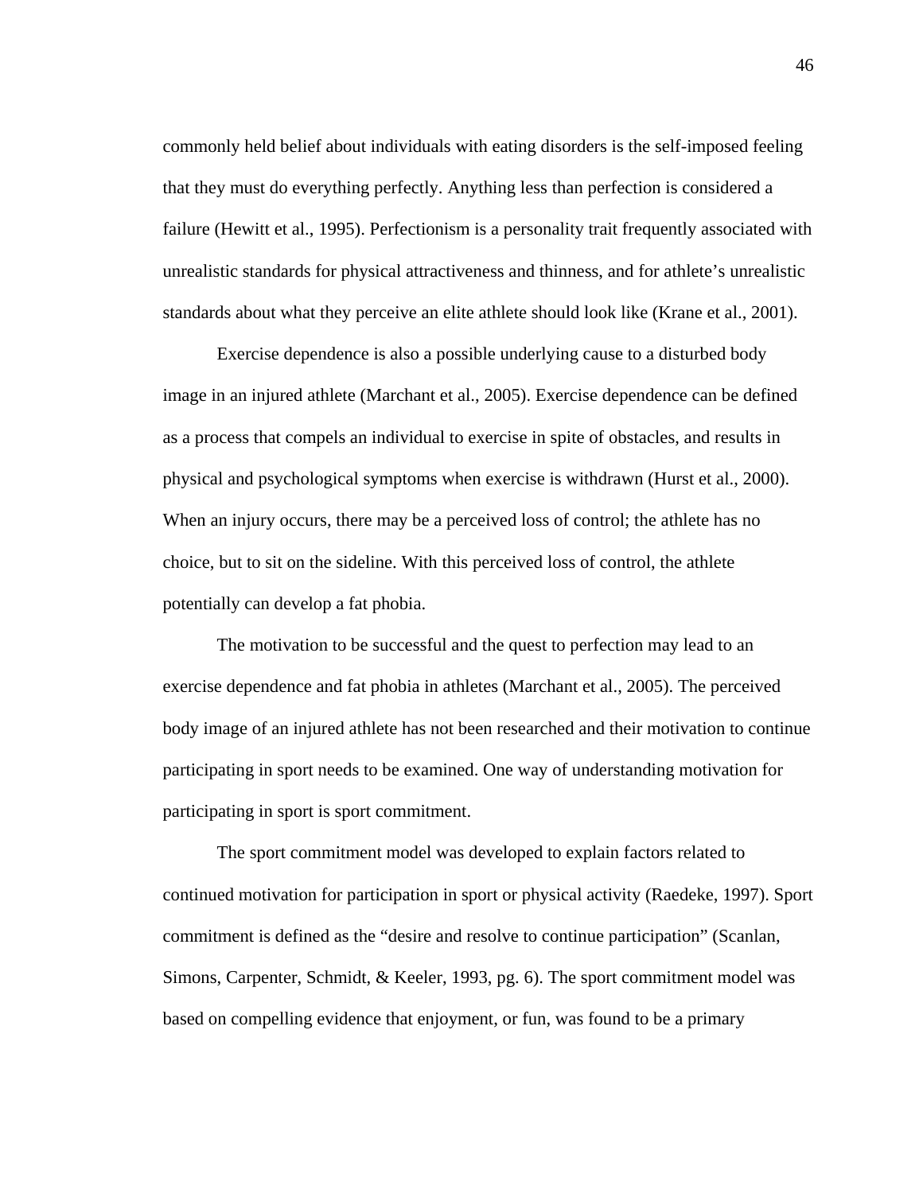commonly held belief about individuals with eating disorders is the self-imposed feeling that they must do everything perfectly. Anything less than perfection is considered a failure (Hewitt et al., 1995). Perfectionism is a personality trait frequently associated with unrealistic standards for physical attractiveness and thinness, and for athlete's unrealistic standards about what they perceive an elite athlete should look like (Krane et al., 2001).

Exercise dependence is also a possible underlying cause to a disturbed body image in an injured athlete (Marchant et al., 2005). Exercise dependence can be defined as a process that compels an individual to exercise in spite of obstacles, and results in physical and psychological symptoms when exercise is withdrawn (Hurst et al., 2000). When an injury occurs, there may be a perceived loss of control; the athlete has no choice, but to sit on the sideline. With this perceived loss of control, the athlete potentially can develop a fat phobia.

The motivation to be successful and the quest to perfection may lead to an exercise dependence and fat phobia in athletes (Marchant et al., 2005). The perceived body image of an injured athlete has not been researched and their motivation to continue participating in sport needs to be examined. One way of understanding motivation for participating in sport is sport commitment.

The sport commitment model was developed to explain factors related to continued motivation for participation in sport or physical activity (Raedeke, 1997). Sport commitment is defined as the "desire and resolve to continue participation" (Scanlan, Simons, Carpenter, Schmidt, & Keeler, 1993, pg. 6). The sport commitment model was based on compelling evidence that enjoyment, or fun, was found to be a primary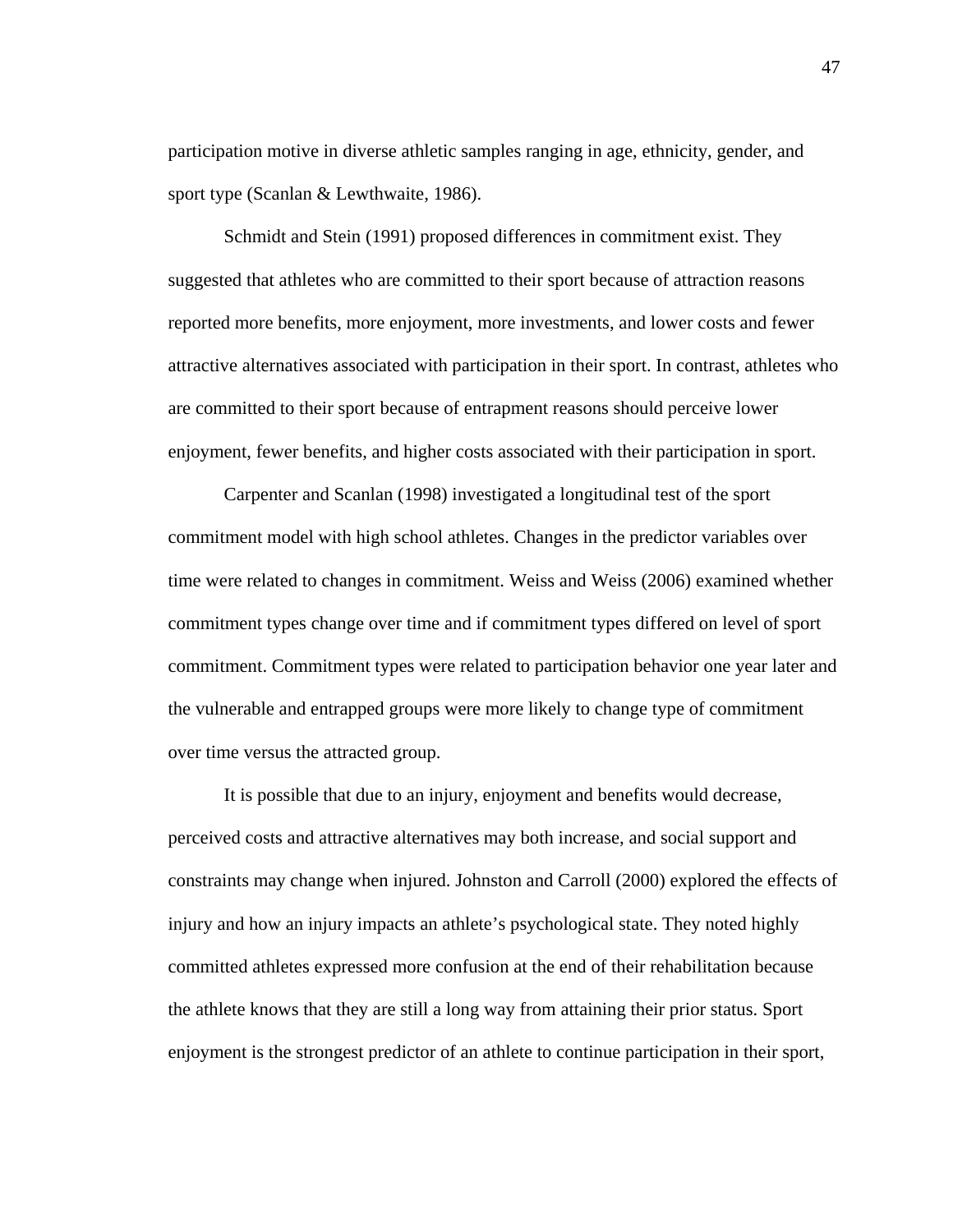participation motive in diverse athletic samples ranging in age, ethnicity, gender, and sport type (Scanlan & Lewthwaite, 1986).

Schmidt and Stein (1991) proposed differences in commitment exist. They suggested that athletes who are committed to their sport because of attraction reasons reported more benefits, more enjoyment, more investments, and lower costs and fewer attractive alternatives associated with participation in their sport. In contrast, athletes who are committed to their sport because of entrapment reasons should perceive lower enjoyment, fewer benefits, and higher costs associated with their participation in sport.

Carpenter and Scanlan (1998) investigated a longitudinal test of the sport commitment model with high school athletes. Changes in the predictor variables over time were related to changes in commitment. Weiss and Weiss (2006) examined whether commitment types change over time and if commitment types differed on level of sport commitment. Commitment types were related to participation behavior one year later and the vulnerable and entrapped groups were more likely to change type of commitment over time versus the attracted group.

It is possible that due to an injury, enjoyment and benefits would decrease, perceived costs and attractive alternatives may both increase, and social support and constraints may change when injured. Johnston and Carroll (2000) explored the effects of injury and how an injury impacts an athlete's psychological state. They noted highly committed athletes expressed more confusion at the end of their rehabilitation because the athlete knows that they are still a long way from attaining their prior status. Sport enjoyment is the strongest predictor of an athlete to continue participation in their sport,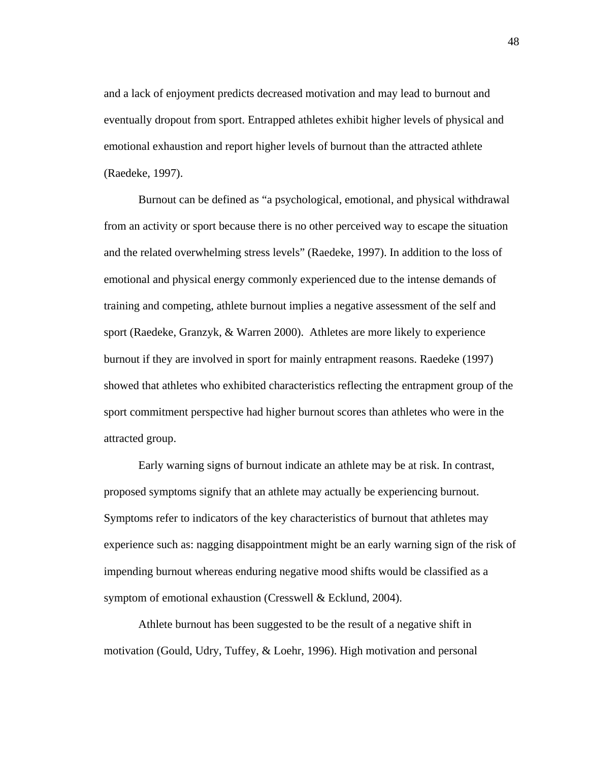and a lack of enjoyment predicts decreased motivation and may lead to burnout and eventually dropout from sport. Entrapped athletes exhibit higher levels of physical and emotional exhaustion and report higher levels of burnout than the attracted athlete (Raedeke, 1997).

Burnout can be defined as “a psychological, emotional, and physical withdrawal from an activity or sport because there is no other perceived way to escape the situation and the related overwhelming stress levels” (Raedeke, 1997). In addition to the loss of emotional and physical energy commonly experienced due to the intense demands of training and competing, athlete burnout implies a negative assessment of the self and sport (Raedeke, Granzyk, & Warren 2000). Athletes are more likely to experience burnout if they are involved in sport for mainly entrapment reasons. Raedeke (1997) showed that athletes who exhibited characteristics reflecting the entrapment group of the sport commitment perspective had higher burnout scores than athletes who were in the attracted group.

Early warning signs of burnout indicate an athlete may be at risk. In contrast, proposed symptoms signify that an athlete may actually be experiencing burnout. Symptoms refer to indicators of the key characteristics of burnout that athletes may experience such as: nagging disappointment might be an early warning sign of the risk of impending burnout whereas enduring negative mood shifts would be classified as a symptom of emotional exhaustion (Cresswell & Ecklund, 2004).

Athlete burnout has been suggested to be the result of a negative shift in motivation (Gould, Udry, Tuffey, & Loehr, 1996). High motivation and personal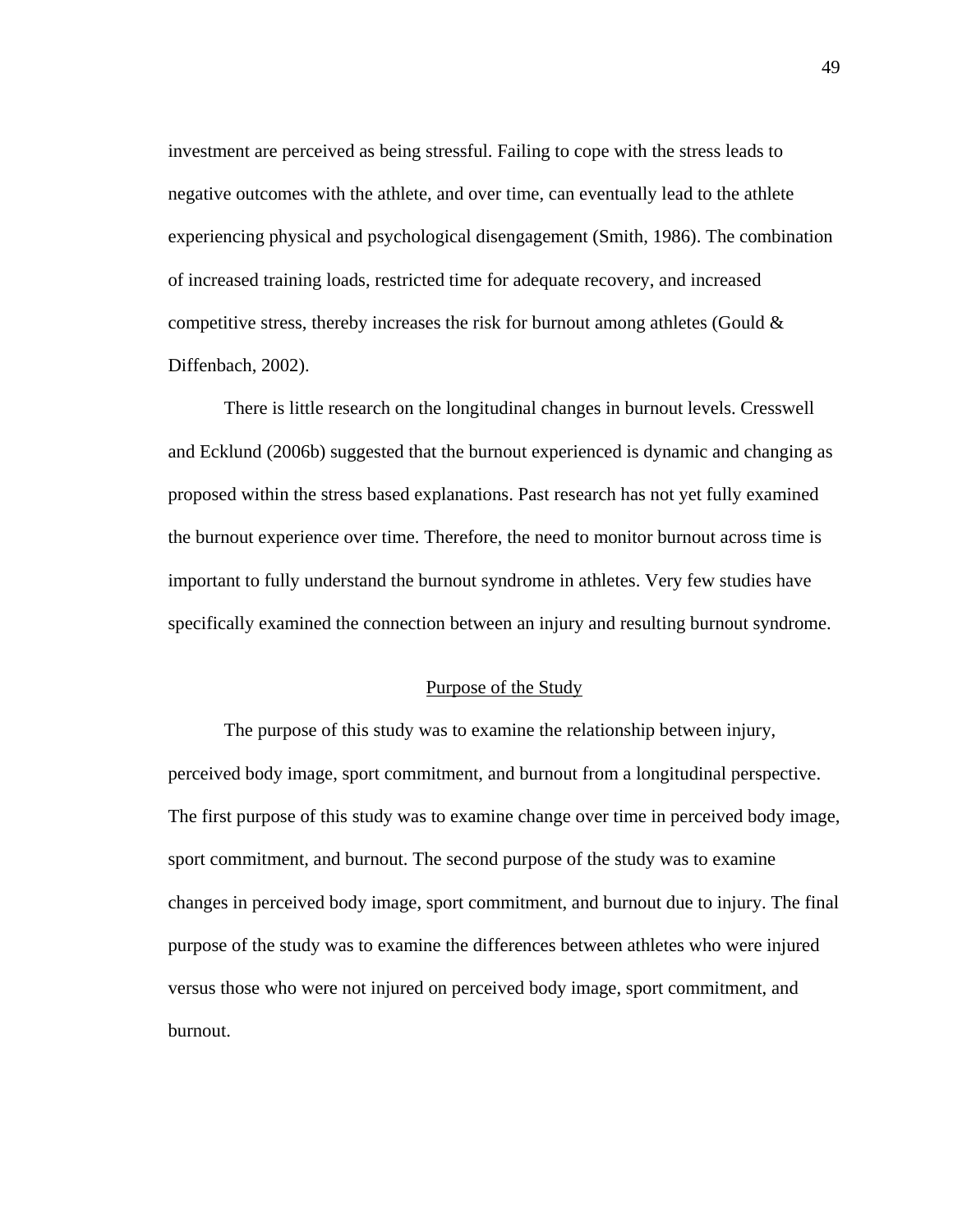investment are perceived as being stressful. Failing to cope with the stress leads to negative outcomes with the athlete, and over time, can eventually lead to the athlete experiencing physical and psychological disengagement (Smith, 1986). The combination of increased training loads, restricted time for adequate recovery, and increased competitive stress, thereby increases the risk for burnout among athletes (Gould & Diffenbach, 2002).

There is little research on the longitudinal changes in burnout levels. Cresswell and Ecklund (2006b) suggested that the burnout experienced is dynamic and changing as proposed within the stress based explanations. Past research has not yet fully examined the burnout experience over time. Therefore, the need to monitor burnout across time is important to fully understand the burnout syndrome in athletes. Very few studies have specifically examined the connection between an injury and resulting burnout syndrome.

## Purpose of the Study

The purpose of this study was to examine the relationship between injury, perceived body image, sport commitment, and burnout from a longitudinal perspective. The first purpose of this study was to examine change over time in perceived body image, sport commitment, and burnout. The second purpose of the study was to examine changes in perceived body image, sport commitment, and burnout due to injury. The final purpose of the study was to examine the differences between athletes who were injured versus those who were not injured on perceived body image, sport commitment, and burnout.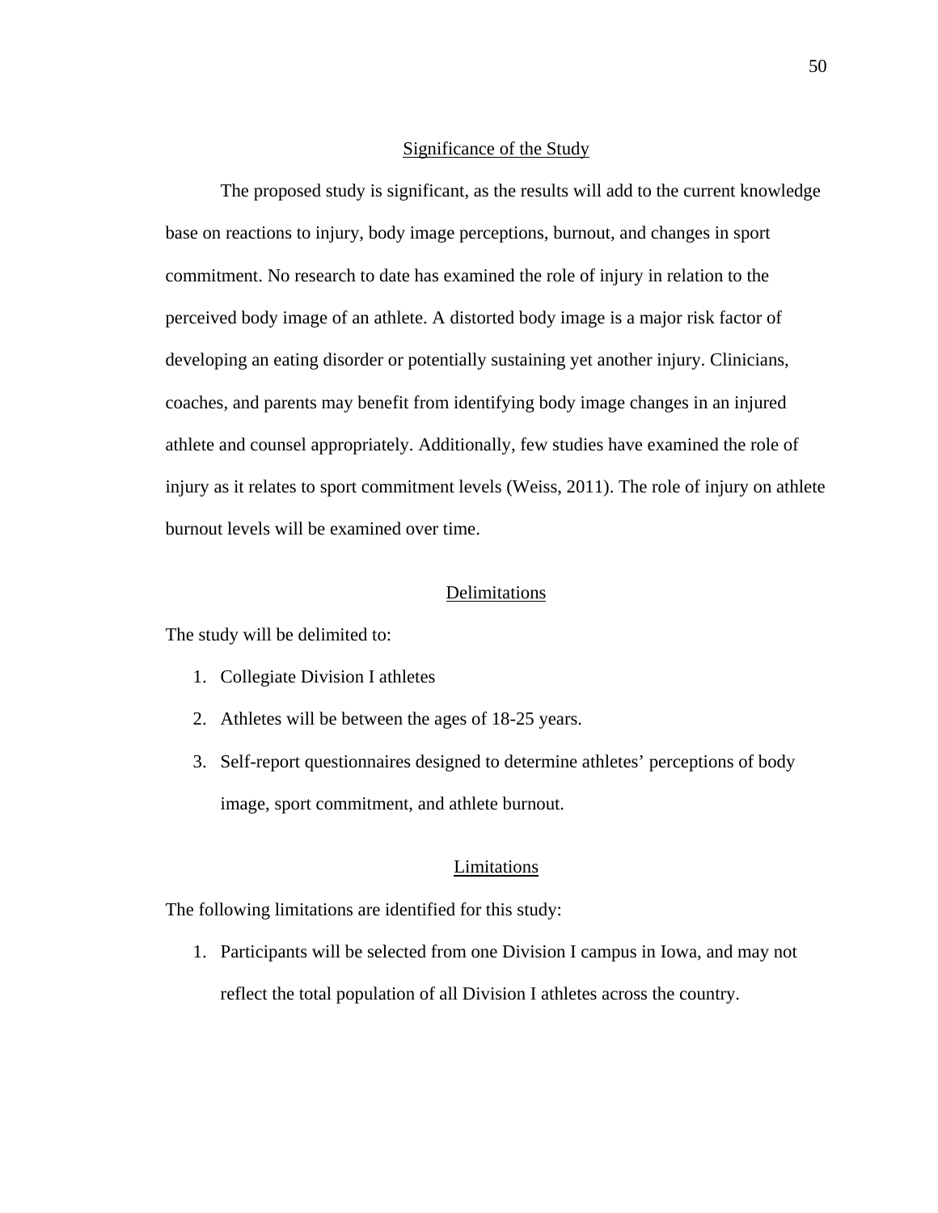## Significance of the Study

The proposed study is significant, as the results will add to the current knowledge base on reactions to injury, body image perceptions, burnout, and changes in sport commitment. No research to date has examined the role of injury in relation to the perceived body image of an athlete. A distorted body image is a major risk factor of developing an eating disorder or potentially sustaining yet another injury. Clinicians, coaches, and parents may benefit from identifying body image changes in an injured athlete and counsel appropriately. Additionally, few studies have examined the role of injury as it relates to sport commitment levels (Weiss, 2011). The role of injury on athlete burnout levels will be examined over time.

## Delimitations

The study will be delimited to:

1. Collegiate Division I athletes
2. Athletes will be between the ages of 18-25 years.
3. Self-report questionnaires designed to determine athletes' perceptions of body image, sport commitment, and athlete burnout.

## Limitations

The following limitations are identified for this study:

1. Participants will be selected from one Division I campus in Iowa, and may not reflect the total population of all Division I athletes across the country.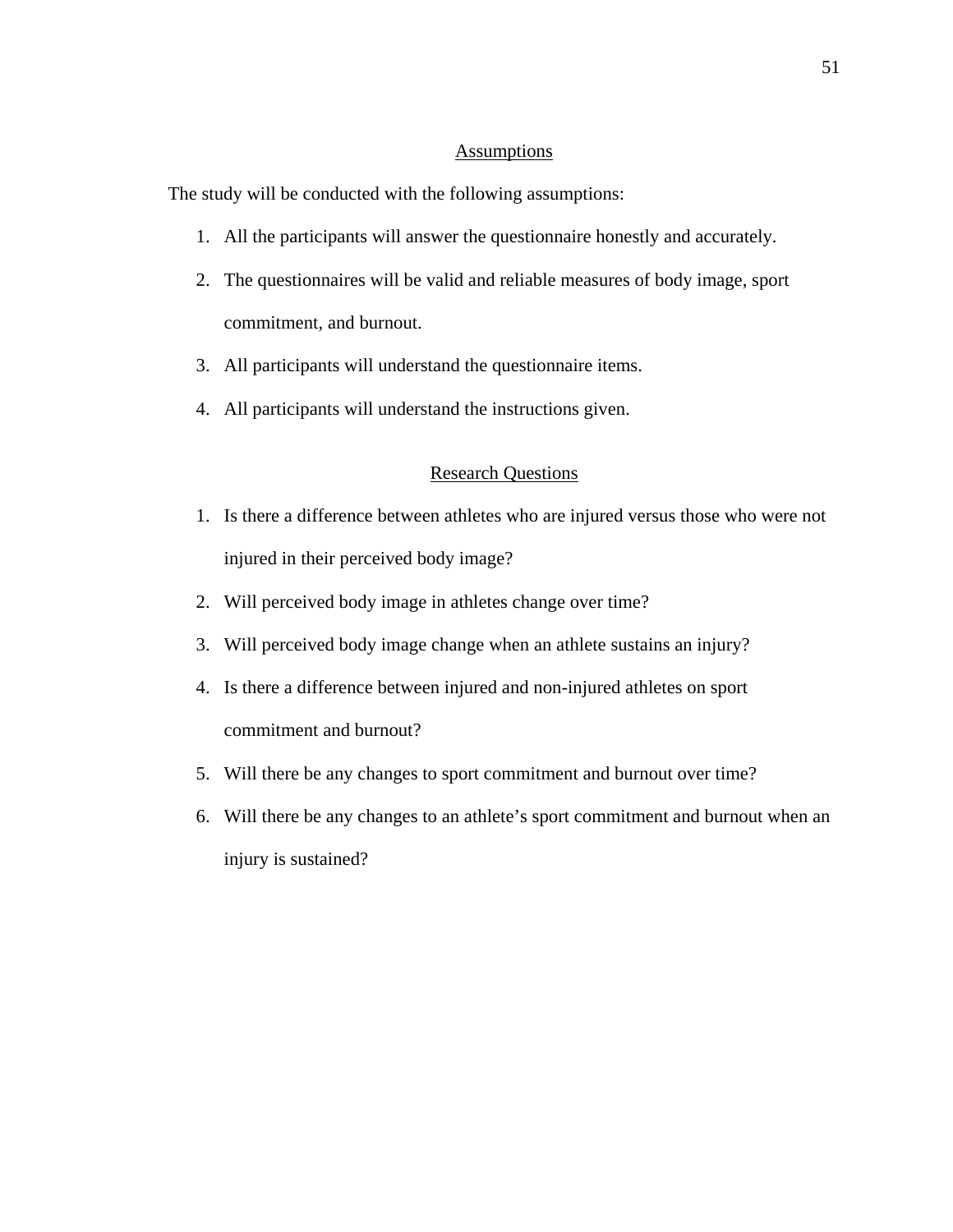## Assumptions

The study will be conducted with the following assumptions:

1. All the participants will answer the questionnaire honestly and accurately.
2. The questionnaires will be valid and reliable measures of body image, sport commitment, and burnout.
3. All participants will understand the questionnaire items.
4. All participants will understand the instructions given.

## Research Questions

1. Is there a difference between athletes who are injured versus those who were not injured in their perceived body image?
2. Will perceived body image in athletes change over time?
3. Will perceived body image change when an athlete sustains an injury?
4. Is there a difference between injured and non-injured athletes on sport commitment and burnout?
5. Will there be any changes to sport commitment and burnout over time?
6. Will there be any changes to an athlete's sport commitment and burnout when an injury is sustained?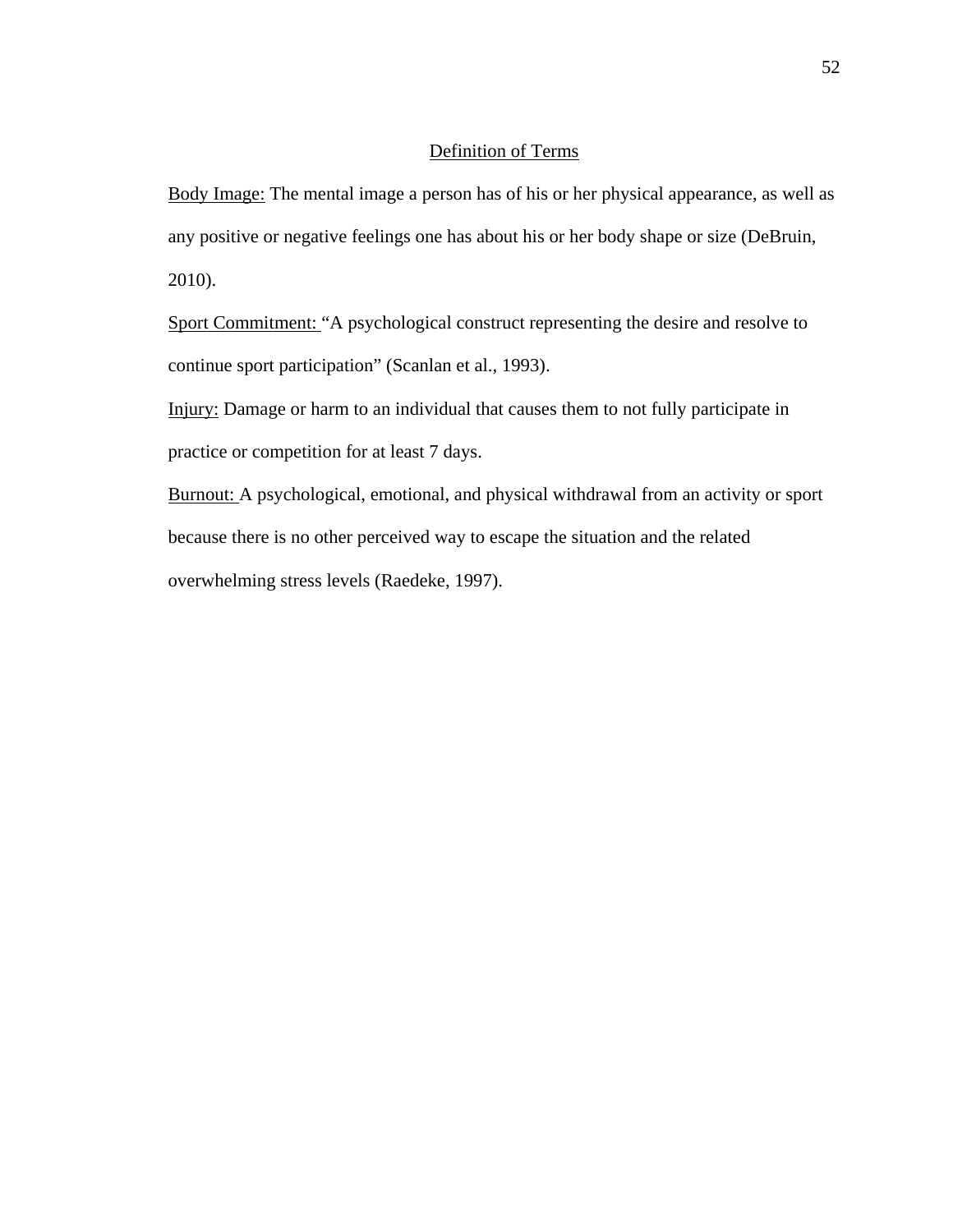## Definition of Terms

Body Image: The mental image a person has of his or her physical appearance, as well as any positive or negative feelings one has about his or her body shape or size (DeBruin, 2010).

Sport Commitment: "A psychological construct representing the desire and resolve to continue sport participation" (Scanlan et al., 1993).

Injury: Damage or harm to an individual that causes them to not fully participate in practice or competition for at least 7 days.

Burnout: A psychological, emotional, and physical withdrawal from an activity or sport because there is no other perceived way to escape the situation and the related overwhelming stress levels (Raedeke, 1997).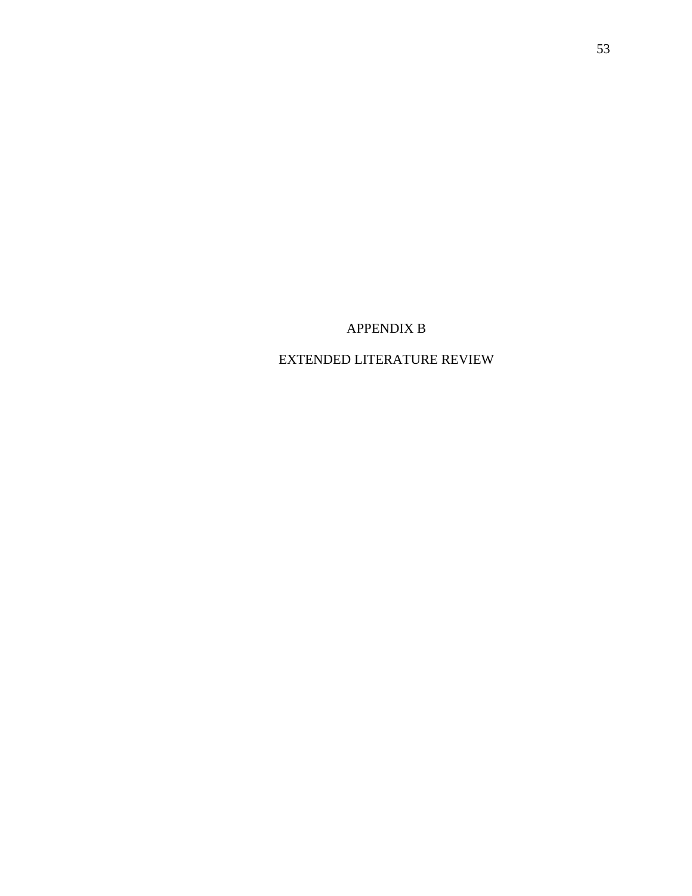# APPENDIX B

# EXTENDED LITERATURE REVIEW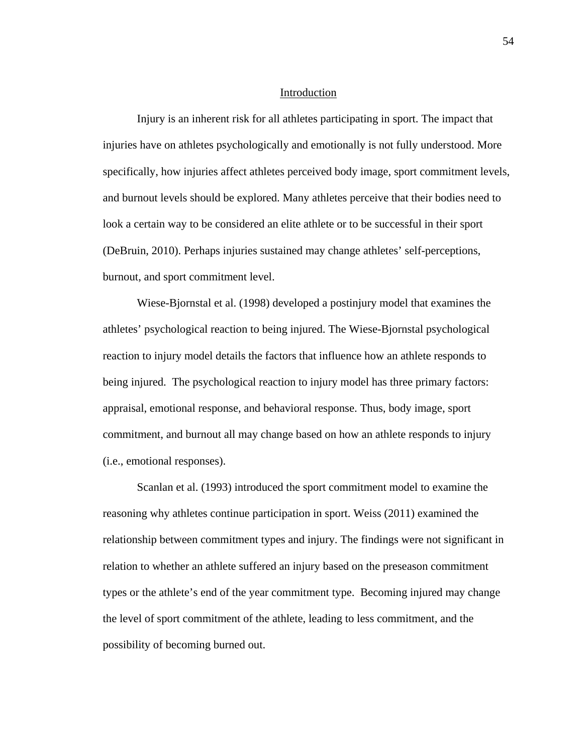## Introduction

Injury is an inherent risk for all athletes participating in sport. The impact that injuries have on athletes psychologically and emotionally is not fully understood. More specifically, how injuries affect athletes perceived body image, sport commitment levels, and burnout levels should be explored. Many athletes perceive that their bodies need to look a certain way to be considered an elite athlete or to be successful in their sport (DeBruin, 2010). Perhaps injuries sustained may change athletes' self-perceptions, burnout, and sport commitment level.

Wiese-Bjornstal et al. (1998) developed a postinjury model that examines the athletes' psychological reaction to being injured. The Wiese-Bjornstal psychological reaction to injury model details the factors that influence how an athlete responds to being injured. The psychological reaction to injury model has three primary factors: appraisal, emotional response, and behavioral response. Thus, body image, sport commitment, and burnout all may change based on how an athlete responds to injury (i.e., emotional responses).

Scanlan et al. (1993) introduced the sport commitment model to examine the reasoning why athletes continue participation in sport. Weiss (2011) examined the relationship between commitment types and injury. The findings were not significant in relation to whether an athlete suffered an injury based on the preseason commitment types or the athlete's end of the year commitment type. Becoming injured may change the level of sport commitment of the athlete, leading to less commitment, and the possibility of becoming burned out.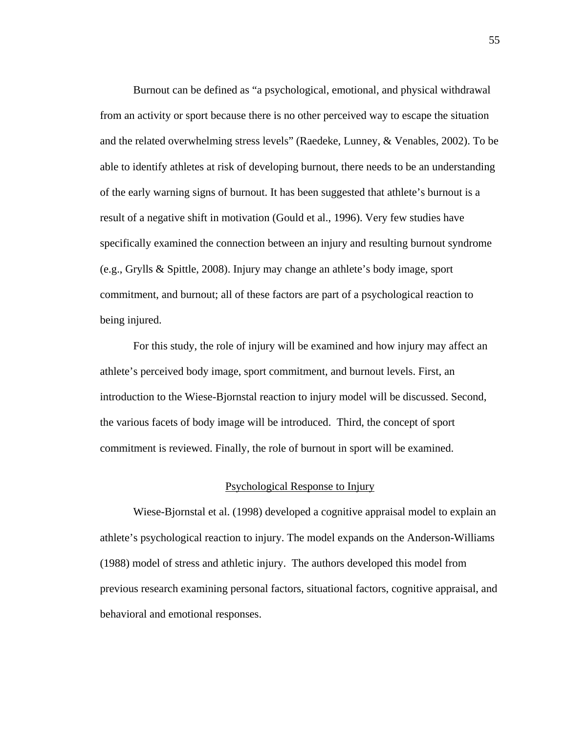Burnout can be defined as "a psychological, emotional, and physical withdrawal from an activity or sport because there is no other perceived way to escape the situation and the related overwhelming stress levels" (Raedeke, Lunney, & Venables, 2002). To be able to identify athletes at risk of developing burnout, there needs to be an understanding of the early warning signs of burnout. It has been suggested that athlete's burnout is a result of a negative shift in motivation (Gould et al., 1996). Very few studies have specifically examined the connection between an injury and resulting burnout syndrome (e.g., Grylls & Spittle, 2008). Injury may change an athlete's body image, sport commitment, and burnout; all of these factors are part of a psychological reaction to being injured.

For this study, the role of injury will be examined and how injury may affect an athlete's perceived body image, sport commitment, and burnout levels. First, an introduction to the Wiese-Bjornstal reaction to injury model will be discussed. Second, the various facets of body image will be introduced. Third, the concept of sport commitment is reviewed. Finally, the role of burnout in sport will be examined.

## Psychological Response to Injury

Wiese-Bjornstal et al. (1998) developed a cognitive appraisal model to explain an athlete's psychological reaction to injury. The model expands on the Anderson-Williams (1988) model of stress and athletic injury. The authors developed this model from previous research examining personal factors, situational factors, cognitive appraisal, and behavioral and emotional responses.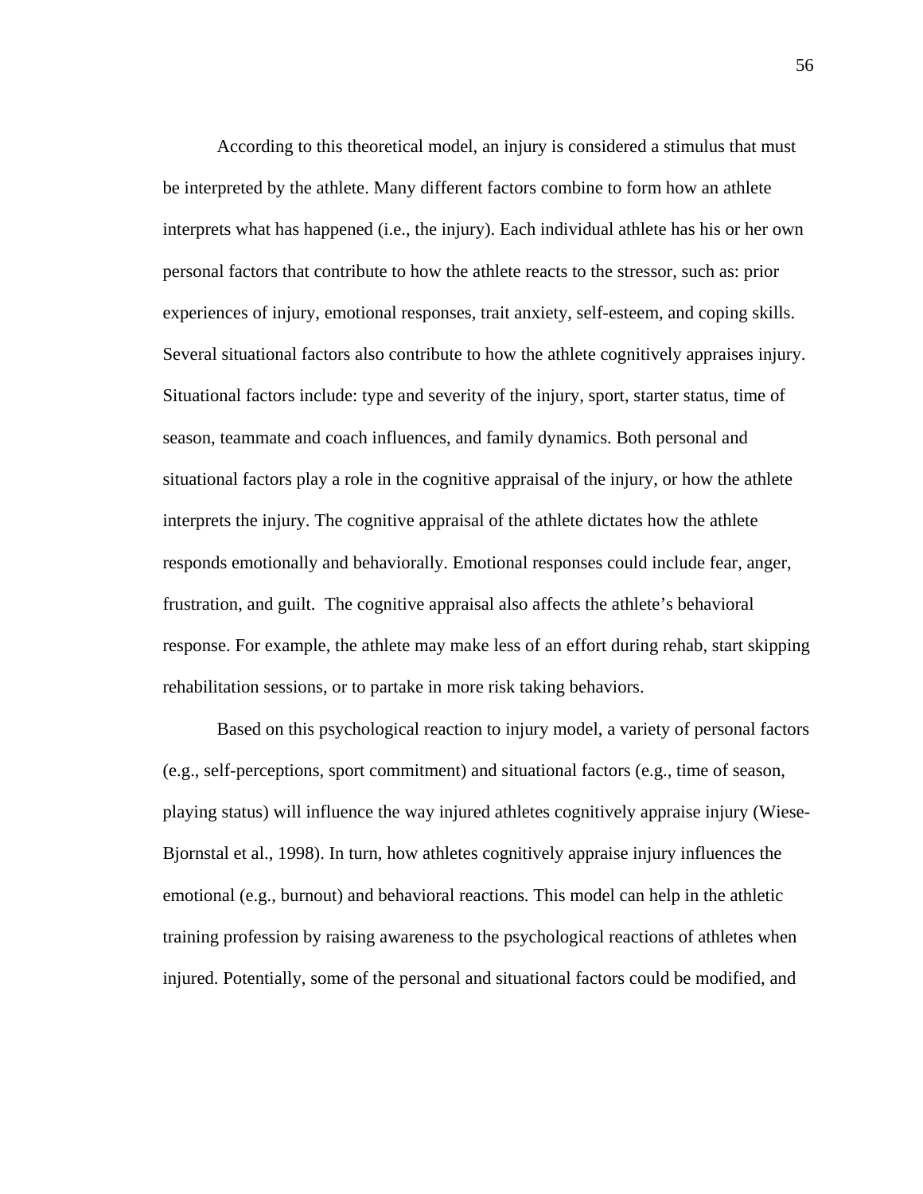According to this theoretical model, an injury is considered a stimulus that must be interpreted by the athlete. Many different factors combine to form how an athlete interprets what has happened (i.e., the injury). Each individual athlete has his or her own personal factors that contribute to how the athlete reacts to the stressor, such as: prior experiences of injury, emotional responses, trait anxiety, self-esteem, and coping skills. Several situational factors also contribute to how the athlete cognitively appraises injury. Situational factors include: type and severity of the injury, sport, starter status, time of season, teammate and coach influences, and family dynamics. Both personal and situational factors play a role in the cognitive appraisal of the injury, or how the athlete interprets the injury. The cognitive appraisal of the athlete dictates how the athlete responds emotionally and behaviorally. Emotional responses could include fear, anger, frustration, and guilt. The cognitive appraisal also affects the athlete's behavioral response. For example, the athlete may make less of an effort during rehab, start skipping rehabilitation sessions, or to partake in more risk taking behaviors.

Based on this psychological reaction to injury model, a variety of personal factors (e.g., self-perceptions, sport commitment) and situational factors (e.g., time of season, playing status) will influence the way injured athletes cognitively appraise injury (Wiese-Bjornstal et al., 1998). In turn, how athletes cognitively appraise injury influences the emotional (e.g., burnout) and behavioral reactions. This model can help in the athletic training profession by raising awareness to the psychological reactions of athletes when injured. Potentially, some of the personal and situational factors could be modified, and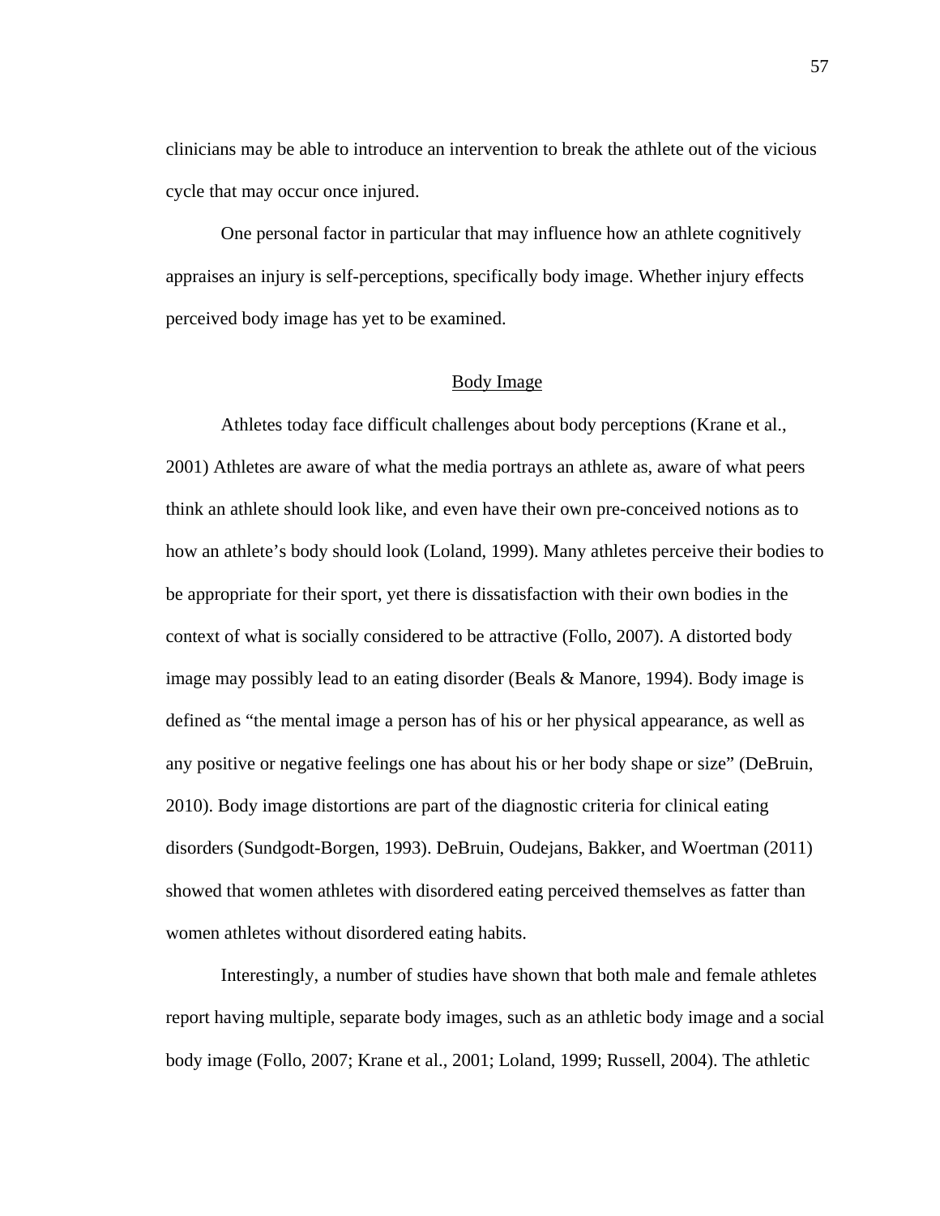clinicians may be able to introduce an intervention to break the athlete out of the vicious cycle that may occur once injured.

One personal factor in particular that may influence how an athlete cognitively appraises an injury is self-perceptions, specifically body image. Whether injury effects perceived body image has yet to be examined.

## Body Image

Athletes today face difficult challenges about body perceptions (Krane et al., 2001) Athletes are aware of what the media portrays an athlete as, aware of what peers think an athlete should look like, and even have their own pre-conceived notions as to how an athlete's body should look (Loland, 1999). Many athletes perceive their bodies to be appropriate for their sport, yet there is dissatisfaction with their own bodies in the context of what is socially considered to be attractive (Follo, 2007). A distorted body image may possibly lead to an eating disorder (Beals & Manore, 1994). Body image is defined as "the mental image a person has of his or her physical appearance, as well as any positive or negative feelings one has about his or her body shape or size" (DeBruin, 2010). Body image distortions are part of the diagnostic criteria for clinical eating disorders (Sundgodt-Borgen, 1993). DeBruin, Oudejans, Bakker, and Woertman (2011) showed that women athletes with disordered eating perceived themselves as fatter than women athletes without disordered eating habits.

Interestingly, a number of studies have shown that both male and female athletes report having multiple, separate body images, such as an athletic body image and a social body image (Follo, 2007; Krane et al., 2001; Loland, 1999; Russell, 2004). The athletic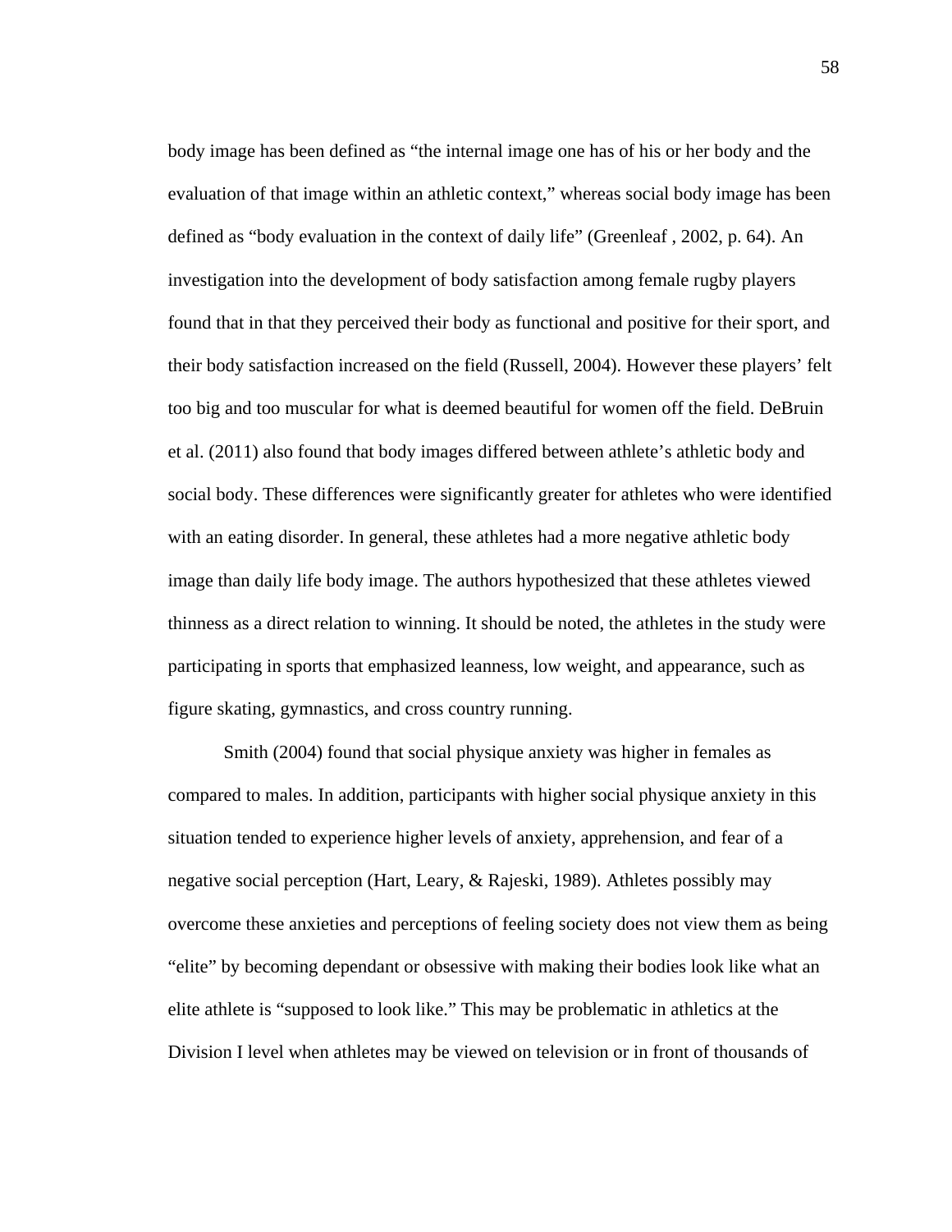body image has been defined as "the internal image one has of his or her body and the evaluation of that image within an athletic context," whereas social body image has been defined as "body evaluation in the context of daily life" (Greenleaf , 2002, p. 64). An investigation into the development of body satisfaction among female rugby players found that in that they perceived their body as functional and positive for their sport, and their body satisfaction increased on the field (Russell, 2004). However these players' felt too big and too muscular for what is deemed beautiful for women off the field. DeBruin et al. (2011) also found that body images differed between athlete's athletic body and social body. These differences were significantly greater for athletes who were identified with an eating disorder. In general, these athletes had a more negative athletic body image than daily life body image. The authors hypothesized that these athletes viewed thinness as a direct relation to winning. It should be noted, the athletes in the study were participating in sports that emphasized leanness, low weight, and appearance, such as figure skating, gymnastics, and cross country running.

Smith (2004) found that social physique anxiety was higher in females as compared to males. In addition, participants with higher social physique anxiety in this situation tended to experience higher levels of anxiety, apprehension, and fear of a negative social perception (Hart, Leary, & Rajeski, 1989). Athletes possibly may overcome these anxieties and perceptions of feeling society does not view them as being "elite" by becoming dependant or obsessive with making their bodies look like what an elite athlete is "supposed to look like." This may be problematic in athletics at the Division I level when athletes may be viewed on television or in front of thousands of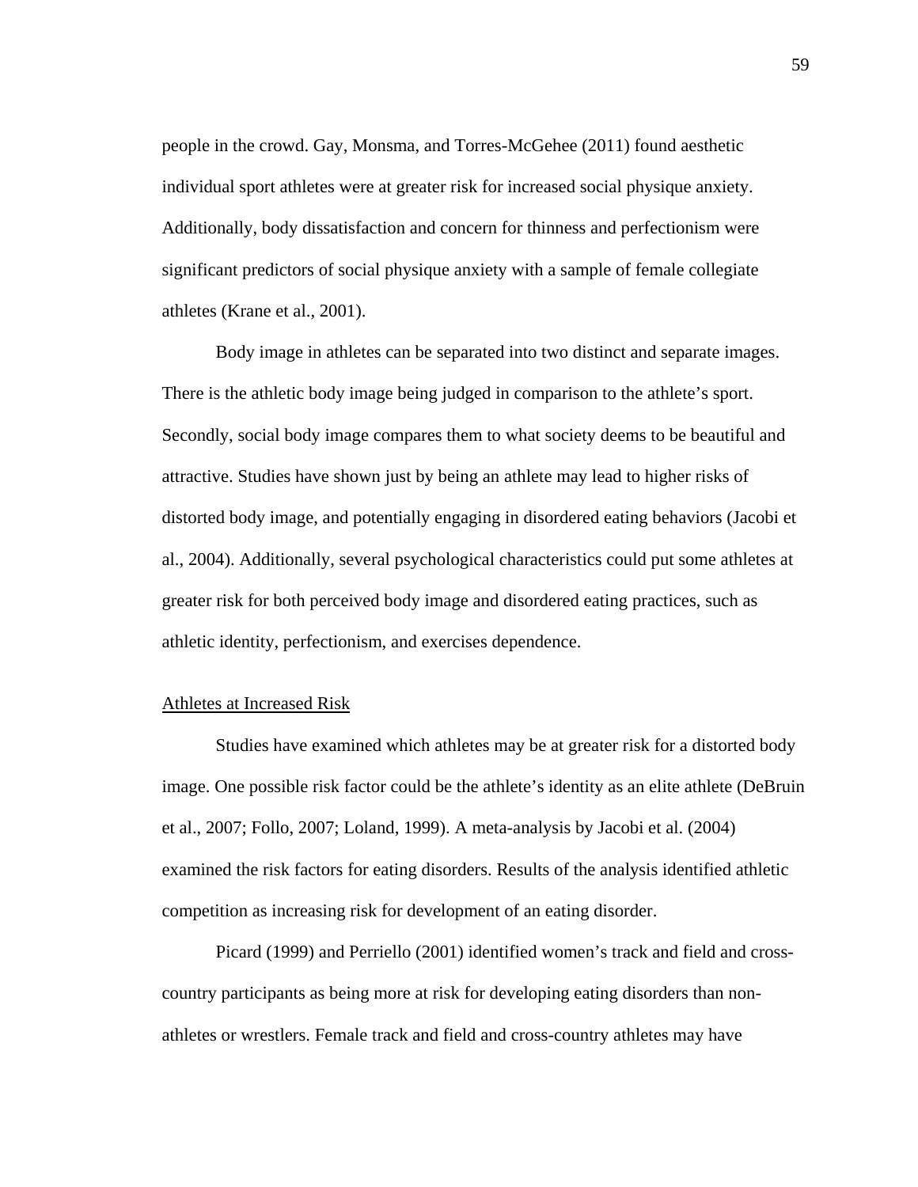people in the crowd. Gay, Monsma, and Torres-McGehee (2011) found aesthetic individual sport athletes were at greater risk for increased social physique anxiety. Additionally, body dissatisfaction and concern for thinness and perfectionism were significant predictors of social physique anxiety with a sample of female collegiate athletes (Krane et al., 2001).

Body image in athletes can be separated into two distinct and separate images. There is the athletic body image being judged in comparison to the athlete's sport. Secondly, social body image compares them to what society deems to be beautiful and attractive. Studies have shown just by being an athlete may lead to higher risks of distorted body image, and potentially engaging in disordered eating behaviors (Jacobi et al., 2004). Additionally, several psychological characteristics could put some athletes at greater risk for both perceived body image and disordered eating practices, such as athletic identity, perfectionism, and exercises dependence.

### Athletes at Increased Risk

Studies have examined which athletes may be at greater risk for a distorted body image. One possible risk factor could be the athlete's identity as an elite athlete (DeBruin et al., 2007; Follo, 2007; Loland, 1999). A meta-analysis by Jacobi et al. (2004) examined the risk factors for eating disorders. Results of the analysis identified athletic competition as increasing risk for development of an eating disorder.

Picard (1999) and Perriello (2001) identified women's track and field and cross-country participants as being more at risk for developing eating disorders than non-athletes or wrestlers. Female track and field and cross-country athletes may have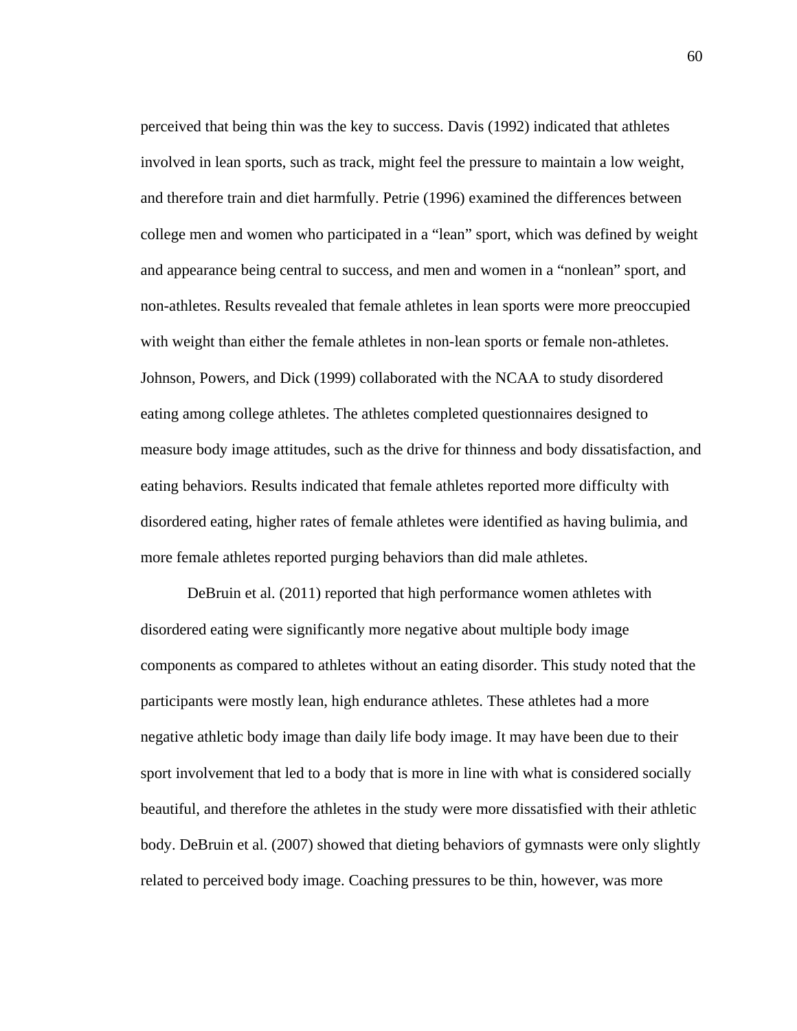perceived that being thin was the key to success. Davis (1992) indicated that athletes involved in lean sports, such as track, might feel the pressure to maintain a low weight, and therefore train and diet harmfully. Petrie (1996) examined the differences between college men and women who participated in a "lean" sport, which was defined by weight and appearance being central to success, and men and women in a "nonlean" sport, and non-athletes. Results revealed that female athletes in lean sports were more preoccupied with weight than either the female athletes in non-lean sports or female non-athletes. Johnson, Powers, and Dick (1999) collaborated with the NCAA to study disordered eating among college athletes. The athletes completed questionnaires designed to measure body image attitudes, such as the drive for thinness and body dissatisfaction, and eating behaviors. Results indicated that female athletes reported more difficulty with disordered eating, higher rates of female athletes were identified as having bulimia, and more female athletes reported purging behaviors than did male athletes.

DeBruin et al. (2011) reported that high performance women athletes with disordered eating were significantly more negative about multiple body image components as compared to athletes without an eating disorder. This study noted that the participants were mostly lean, high endurance athletes. These athletes had a more negative athletic body image than daily life body image. It may have been due to their sport involvement that led to a body that is more in line with what is considered socially beautiful, and therefore the athletes in the study were more dissatisfied with their athletic body. DeBruin et al. (2007) showed that dieting behaviors of gymnasts were only slightly related to perceived body image. Coaching pressures to be thin, however, was more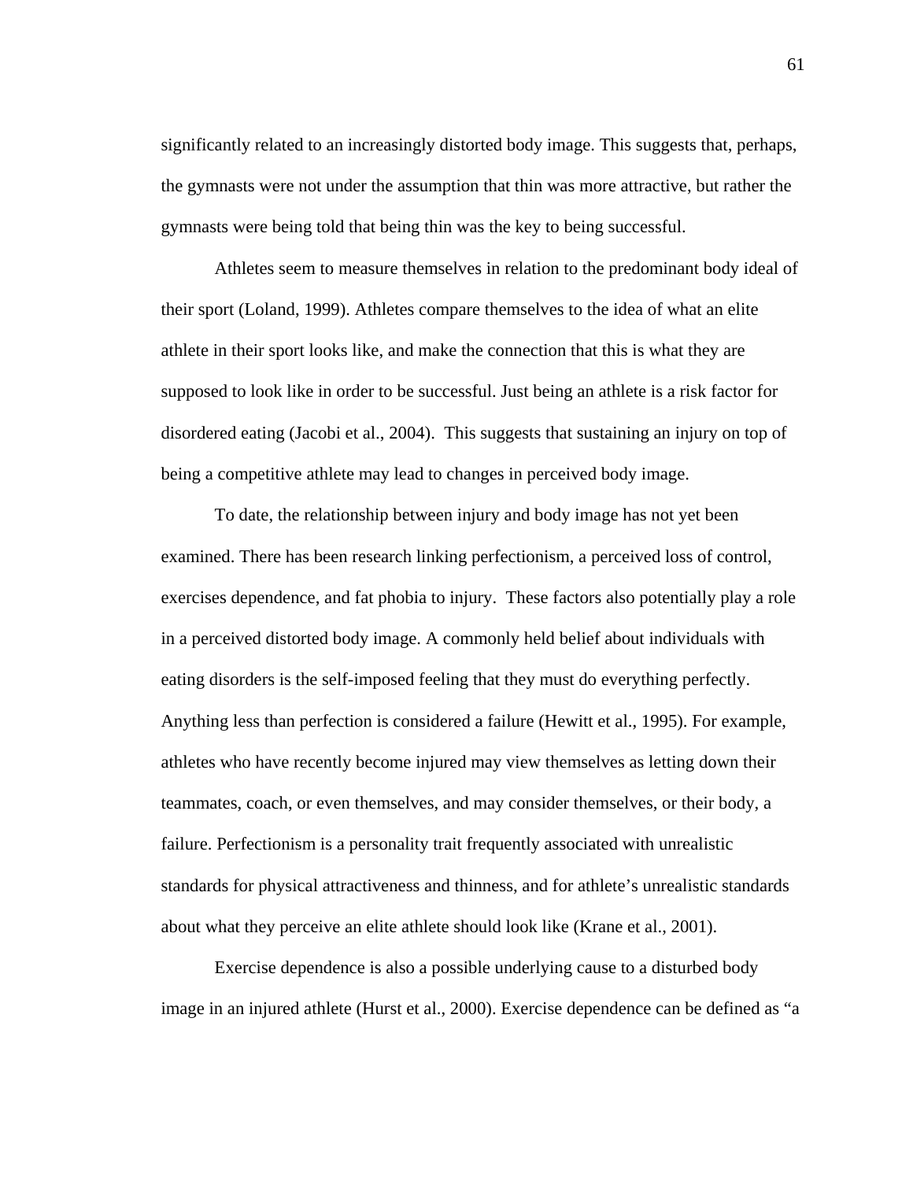significantly related to an increasingly distorted body image. This suggests that, perhaps, the gymnasts were not under the assumption that thin was more attractive, but rather the gymnasts were being told that being thin was the key to being successful.

Athletes seem to measure themselves in relation to the predominant body ideal of their sport (Loland, 1999). Athletes compare themselves to the idea of what an elite athlete in their sport looks like, and make the connection that this is what they are supposed to look like in order to be successful. Just being an athlete is a risk factor for disordered eating (Jacobi et al., 2004). This suggests that sustaining an injury on top of being a competitive athlete may lead to changes in perceived body image.

To date, the relationship between injury and body image has not yet been examined. There has been research linking perfectionism, a perceived loss of control, exercises dependence, and fat phobia to injury. These factors also potentially play a role in a perceived distorted body image. A commonly held belief about individuals with eating disorders is the self-imposed feeling that they must do everything perfectly. Anything less than perfection is considered a failure (Hewitt et al., 1995). For example, athletes who have recently become injured may view themselves as letting down their teammates, coach, or even themselves, and may consider themselves, or their body, a failure. Perfectionism is a personality trait frequently associated with unrealistic standards for physical attractiveness and thinness, and for athlete's unrealistic standards about what they perceive an elite athlete should look like (Krane et al., 2001).

Exercise dependence is also a possible underlying cause to a disturbed body image in an injured athlete (Hurst et al., 2000). Exercise dependence can be defined as "a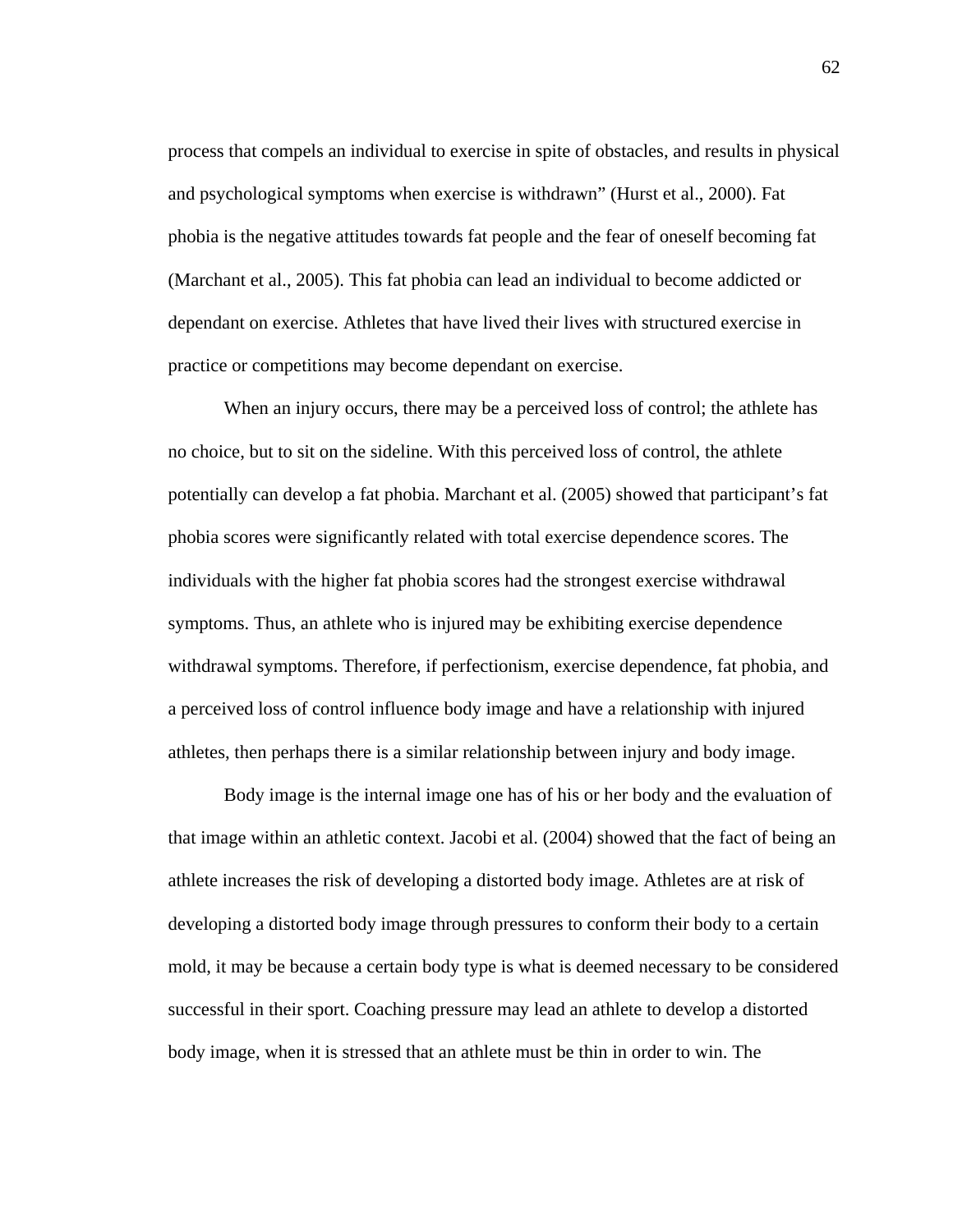process that compels an individual to exercise in spite of obstacles, and results in physical and psychological symptoms when exercise is withdrawn" (Hurst et al., 2000). Fat phobia is the negative attitudes towards fat people and the fear of oneself becoming fat (Marchant et al., 2005). This fat phobia can lead an individual to become addicted or dependant on exercise. Athletes that have lived their lives with structured exercise in practice or competitions may become dependant on exercise.

When an injury occurs, there may be a perceived loss of control; the athlete has no choice, but to sit on the sideline. With this perceived loss of control, the athlete potentially can develop a fat phobia. Marchant et al. (2005) showed that participant's fat phobia scores were significantly related with total exercise dependence scores. The individuals with the higher fat phobia scores had the strongest exercise withdrawal symptoms. Thus, an athlete who is injured may be exhibiting exercise dependence withdrawal symptoms. Therefore, if perfectionism, exercise dependence, fat phobia, and a perceived loss of control influence body image and have a relationship with injured athletes, then perhaps there is a similar relationship between injury and body image.

Body image is the internal image one has of his or her body and the evaluation of that image within an athletic context. Jacobi et al. (2004) showed that the fact of being an athlete increases the risk of developing a distorted body image. Athletes are at risk of developing a distorted body image through pressures to conform their body to a certain mold, it may be because a certain body type is what is deemed necessary to be considered successful in their sport. Coaching pressure may lead an athlete to develop a distorted body image, when it is stressed that an athlete must be thin in order to win. The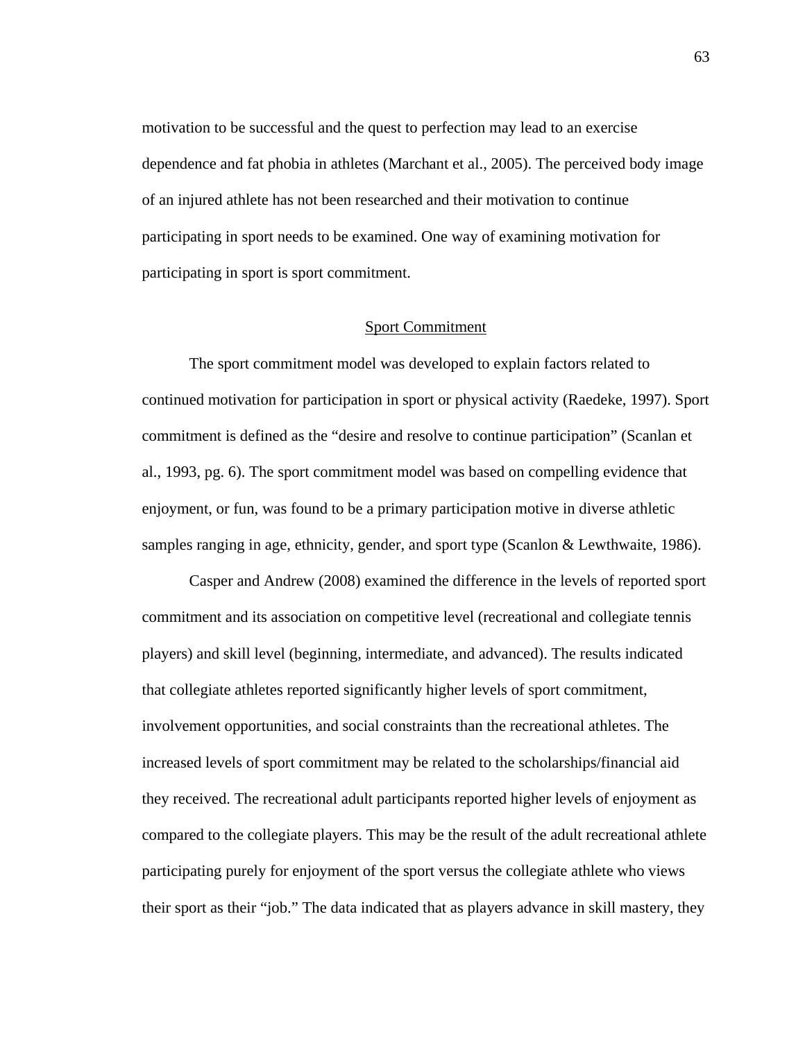motivation to be successful and the quest to perfection may lead to an exercise dependence and fat phobia in athletes (Marchant et al., 2005). The perceived body image of an injured athlete has not been researched and their motivation to continue participating in sport needs to be examined. One way of examining motivation for participating in sport is sport commitment.

## Sport Commitment

The sport commitment model was developed to explain factors related to continued motivation for participation in sport or physical activity (Raedeke, 1997). Sport commitment is defined as the "desire and resolve to continue participation" (Scanlan et al., 1993, pg. 6). The sport commitment model was based on compelling evidence that enjoyment, or fun, was found to be a primary participation motive in diverse athletic samples ranging in age, ethnicity, gender, and sport type (Scanlon & Lewthwaite, 1986).

Casper and Andrew (2008) examined the difference in the levels of reported sport commitment and its association on competitive level (recreational and collegiate tennis players) and skill level (beginning, intermediate, and advanced). The results indicated that collegiate athletes reported significantly higher levels of sport commitment, involvement opportunities, and social constraints than the recreational athletes. The increased levels of sport commitment may be related to the scholarships/financial aid they received. The recreational adult participants reported higher levels of enjoyment as compared to the collegiate players. This may be the result of the adult recreational athlete participating purely for enjoyment of the sport versus the collegiate athlete who views their sport as their "job." The data indicated that as players advance in skill mastery, they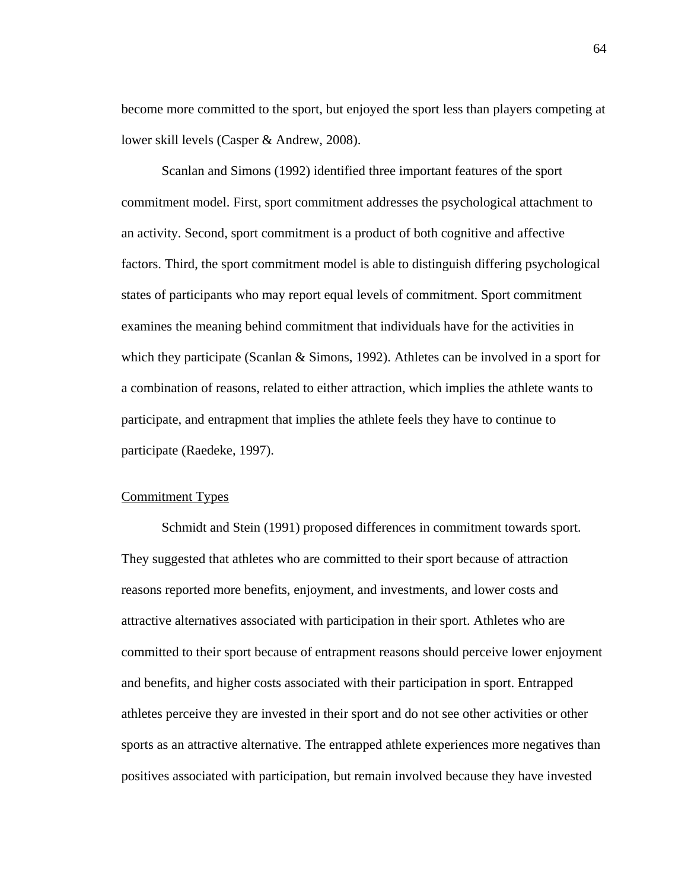become more committed to the sport, but enjoyed the sport less than players competing at lower skill levels (Casper & Andrew, 2008).

Scanlan and Simons (1992) identified three important features of the sport commitment model. First, sport commitment addresses the psychological attachment to an activity. Second, sport commitment is a product of both cognitive and affective factors. Third, the sport commitment model is able to distinguish differing psychological states of participants who may report equal levels of commitment. Sport commitment examines the meaning behind commitment that individuals have for the activities in which they participate (Scanlan & Simons, 1992). Athletes can be involved in a sport for a combination of reasons, related to either attraction, which implies the athlete wants to participate, and entrapment that implies the athlete feels they have to continue to participate (Raedeke, 1997).

### Commitment Types

Schmidt and Stein (1991) proposed differences in commitment towards sport. They suggested that athletes who are committed to their sport because of attraction reasons reported more benefits, enjoyment, and investments, and lower costs and attractive alternatives associated with participation in their sport. Athletes who are committed to their sport because of entrapment reasons should perceive lower enjoyment and benefits, and higher costs associated with their participation in sport. Entrapped athletes perceive they are invested in their sport and do not see other activities or other sports as an attractive alternative. The entrapped athlete experiences more negatives than positives associated with participation, but remain involved because they have invested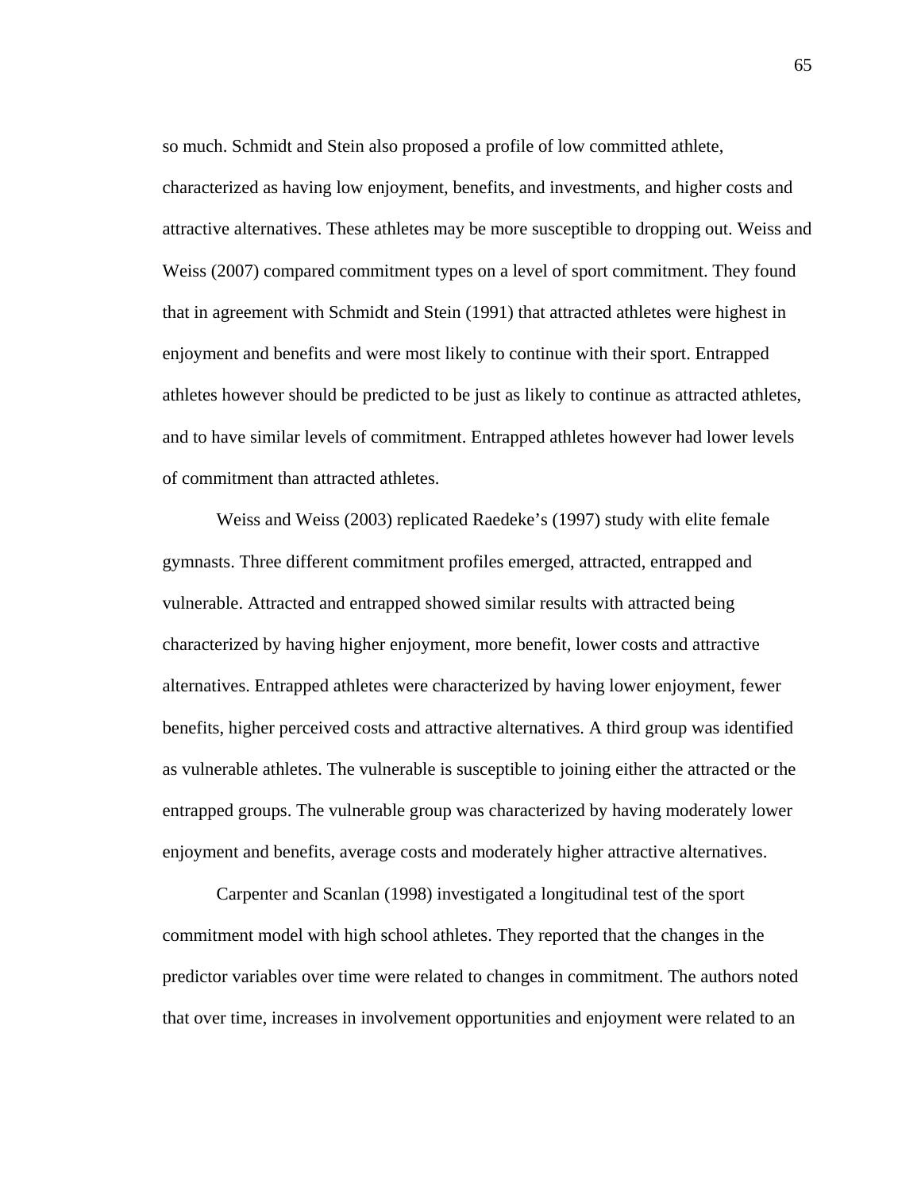so much. Schmidt and Stein also proposed a profile of low committed athlete, characterized as having low enjoyment, benefits, and investments, and higher costs and attractive alternatives. These athletes may be more susceptible to dropping out. Weiss and Weiss (2007) compared commitment types on a level of sport commitment. They found that in agreement with Schmidt and Stein (1991) that attracted athletes were highest in enjoyment and benefits and were most likely to continue with their sport. Entrapped athletes however should be predicted to be just as likely to continue as attracted athletes, and to have similar levels of commitment. Entrapped athletes however had lower levels of commitment than attracted athletes.

Weiss and Weiss (2003) replicated Raedeke's (1997) study with elite female gymnasts. Three different commitment profiles emerged, attracted, entrapped and vulnerable. Attracted and entrapped showed similar results with attracted being characterized by having higher enjoyment, more benefit, lower costs and attractive alternatives. Entrapped athletes were characterized by having lower enjoyment, fewer benefits, higher perceived costs and attractive alternatives. A third group was identified as vulnerable athletes. The vulnerable is susceptible to joining either the attracted or the entrapped groups. The vulnerable group was characterized by having moderately lower enjoyment and benefits, average costs and moderately higher attractive alternatives.

Carpenter and Scanlan (1998) investigated a longitudinal test of the sport commitment model with high school athletes. They reported that the changes in the predictor variables over time were related to changes in commitment. The authors noted that over time, increases in involvement opportunities and enjoyment were related to an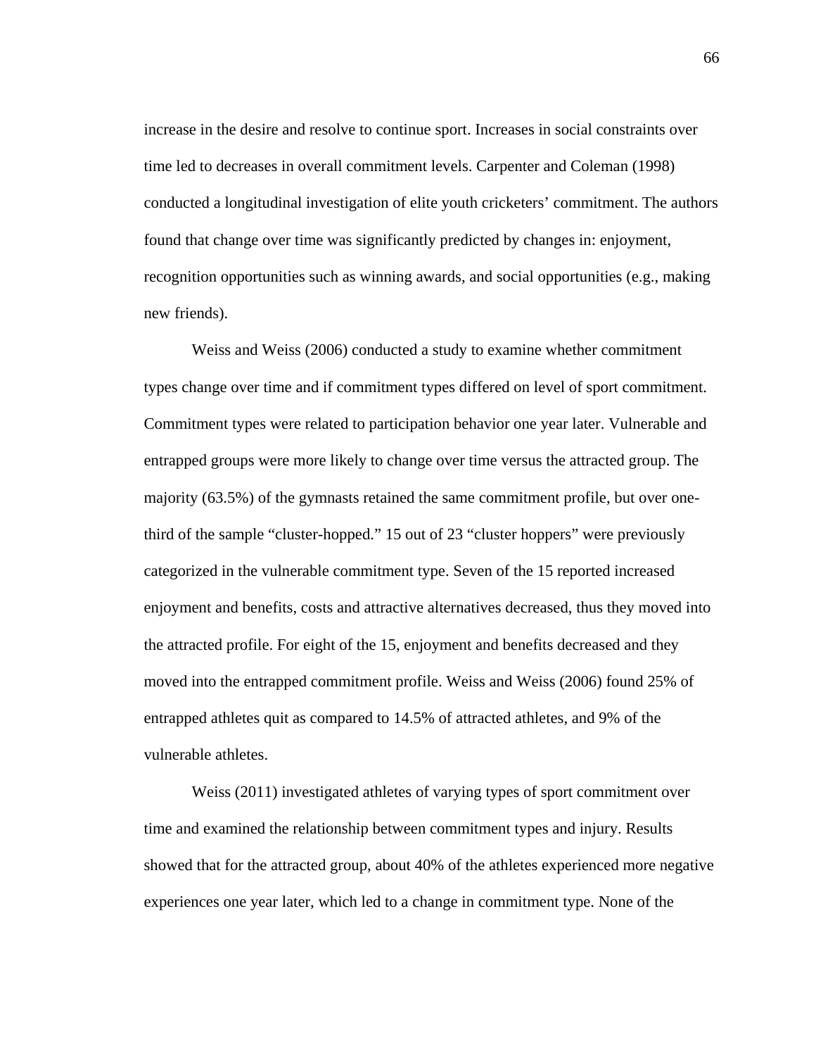increase in the desire and resolve to continue sport. Increases in social constraints over time led to decreases in overall commitment levels. Carpenter and Coleman (1998) conducted a longitudinal investigation of elite youth cricketers' commitment. The authors found that change over time was significantly predicted by changes in: enjoyment, recognition opportunities such as winning awards, and social opportunities (e.g., making new friends).

Weiss and Weiss (2006) conducted a study to examine whether commitment types change over time and if commitment types differed on level of sport commitment. Commitment types were related to participation behavior one year later. Vulnerable and entrapped groups were more likely to change over time versus the attracted group. The majority (63.5%) of the gymnasts retained the same commitment profile, but over one-third of the sample "cluster-hopped." 15 out of 23 "cluster hoppers" were previously categorized in the vulnerable commitment type. Seven of the 15 reported increased enjoyment and benefits, costs and attractive alternatives decreased, thus they moved into the attracted profile. For eight of the 15, enjoyment and benefits decreased and they moved into the entrapped commitment profile. Weiss and Weiss (2006) found 25% of entrapped athletes quit as compared to 14.5% of attracted athletes, and 9% of the vulnerable athletes.

Weiss (2011) investigated athletes of varying types of sport commitment over time and examined the relationship between commitment types and injury. Results showed that for the attracted group, about 40% of the athletes experienced more negative experiences one year later, which led to a change in commitment type. None of the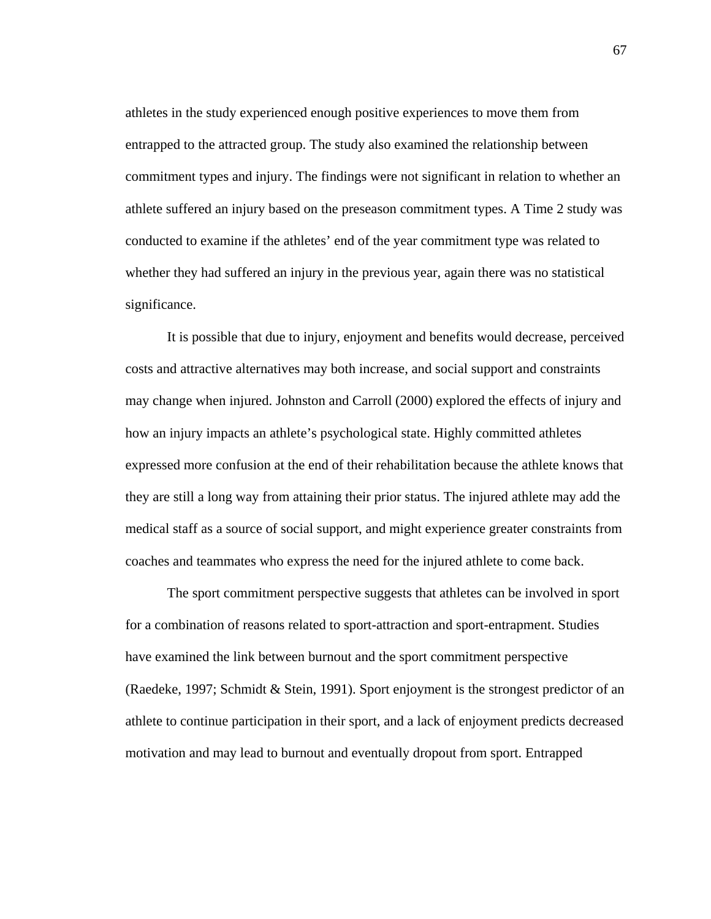athletes in the study experienced enough positive experiences to move them from entrapped to the attracted group. The study also examined the relationship between commitment types and injury. The findings were not significant in relation to whether an athlete suffered an injury based on the preseason commitment types. A Time 2 study was conducted to examine if the athletes' end of the year commitment type was related to whether they had suffered an injury in the previous year, again there was no statistical significance.

It is possible that due to injury, enjoyment and benefits would decrease, perceived costs and attractive alternatives may both increase, and social support and constraints may change when injured. Johnston and Carroll (2000) explored the effects of injury and how an injury impacts an athlete's psychological state. Highly committed athletes expressed more confusion at the end of their rehabilitation because the athlete knows that they are still a long way from attaining their prior status. The injured athlete may add the medical staff as a source of social support, and might experience greater constraints from coaches and teammates who express the need for the injured athlete to come back.

The sport commitment perspective suggests that athletes can be involved in sport for a combination of reasons related to sport-attraction and sport-entrapment. Studies have examined the link between burnout and the sport commitment perspective (Raedeke, 1997; Schmidt & Stein, 1991). Sport enjoyment is the strongest predictor of an athlete to continue participation in their sport, and a lack of enjoyment predicts decreased motivation and may lead to burnout and eventually dropout from sport. Entrapped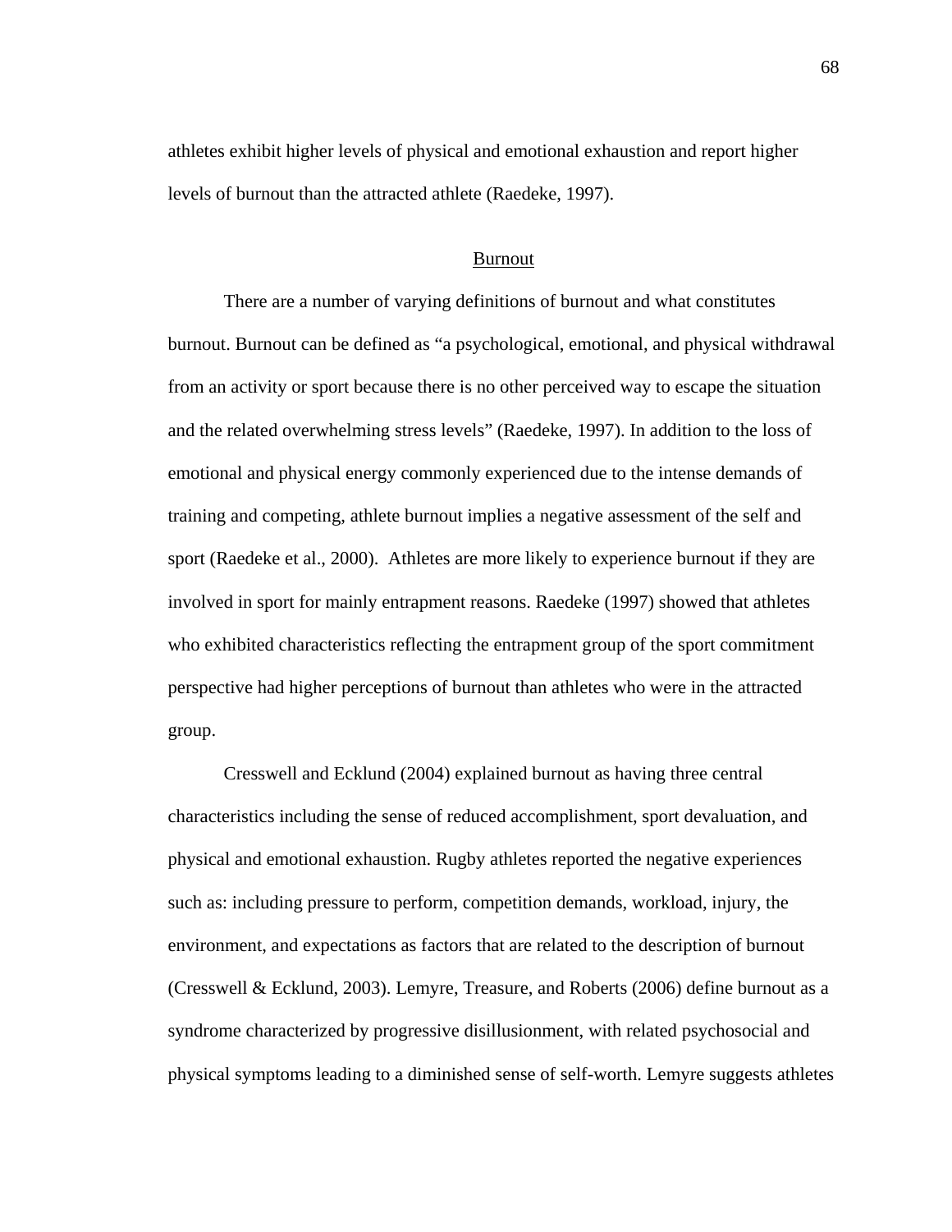athletes exhibit higher levels of physical and emotional exhaustion and report higher levels of burnout than the attracted athlete (Raedeke, 1997).

## Burnout

There are a number of varying definitions of burnout and what constitutes burnout. Burnout can be defined as "a psychological, emotional, and physical withdrawal from an activity or sport because there is no other perceived way to escape the situation and the related overwhelming stress levels" (Raedeke, 1997). In addition to the loss of emotional and physical energy commonly experienced due to the intense demands of training and competing, athlete burnout implies a negative assessment of the self and sport (Raedeke et al., 2000). Athletes are more likely to experience burnout if they are involved in sport for mainly entrapment reasons. Raedeke (1997) showed that athletes who exhibited characteristics reflecting the entrapment group of the sport commitment perspective had higher perceptions of burnout than athletes who were in the attracted group.

Cresswell and Ecklund (2004) explained burnout as having three central characteristics including the sense of reduced accomplishment, sport devaluation, and physical and emotional exhaustion. Rugby athletes reported the negative experiences such as: including pressure to perform, competition demands, workload, injury, the environment, and expectations as factors that are related to the description of burnout (Cresswell & Ecklund, 2003). Lemyre, Treasure, and Roberts (2006) define burnout as a syndrome characterized by progressive disillusionment, with related psychosocial and physical symptoms leading to a diminished sense of self-worth. Lemyre suggests athletes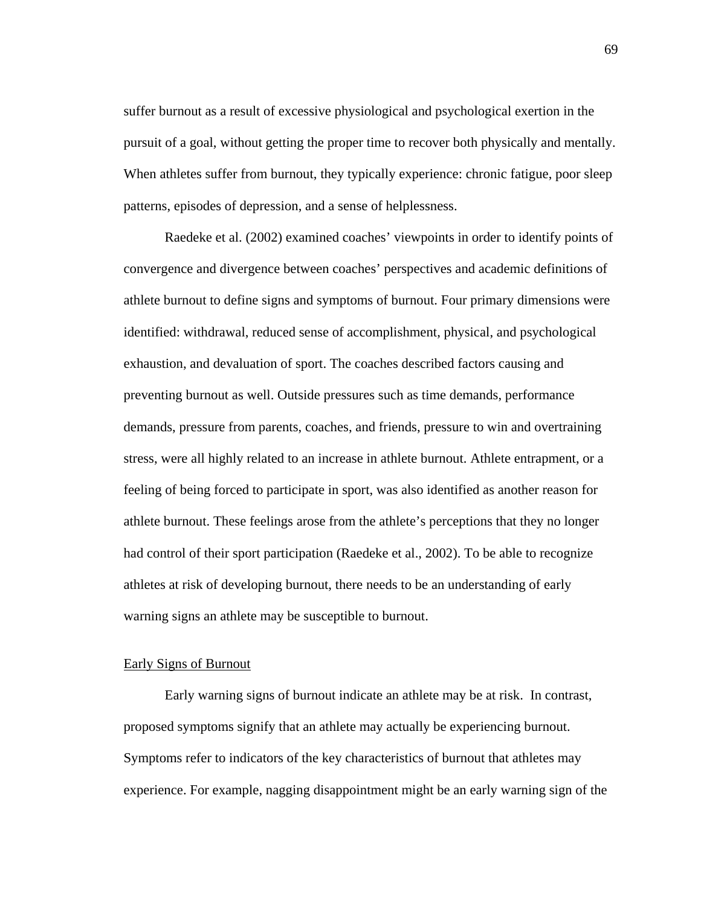suffer burnout as a result of excessive physiological and psychological exertion in the pursuit of a goal, without getting the proper time to recover both physically and mentally. When athletes suffer from burnout, they typically experience: chronic fatigue, poor sleep patterns, episodes of depression, and a sense of helplessness.

Raedeke et al. (2002) examined coaches' viewpoints in order to identify points of convergence and divergence between coaches' perspectives and academic definitions of athlete burnout to define signs and symptoms of burnout. Four primary dimensions were identified: withdrawal, reduced sense of accomplishment, physical, and psychological exhaustion, and devaluation of sport. The coaches described factors causing and preventing burnout as well. Outside pressures such as time demands, performance demands, pressure from parents, coaches, and friends, pressure to win and overtraining stress, were all highly related to an increase in athlete burnout. Athlete entrapment, or a feeling of being forced to participate in sport, was also identified as another reason for athlete burnout. These feelings arose from the athlete's perceptions that they no longer had control of their sport participation (Raedeke et al., 2002). To be able to recognize athletes at risk of developing burnout, there needs to be an understanding of early warning signs an athlete may be susceptible to burnout.

## Early Signs of Burnout

Early warning signs of burnout indicate an athlete may be at risk. In contrast, proposed symptoms signify that an athlete may actually be experiencing burnout. Symptoms refer to indicators of the key characteristics of burnout that athletes may experience. For example, nagging disappointment might be an early warning sign of the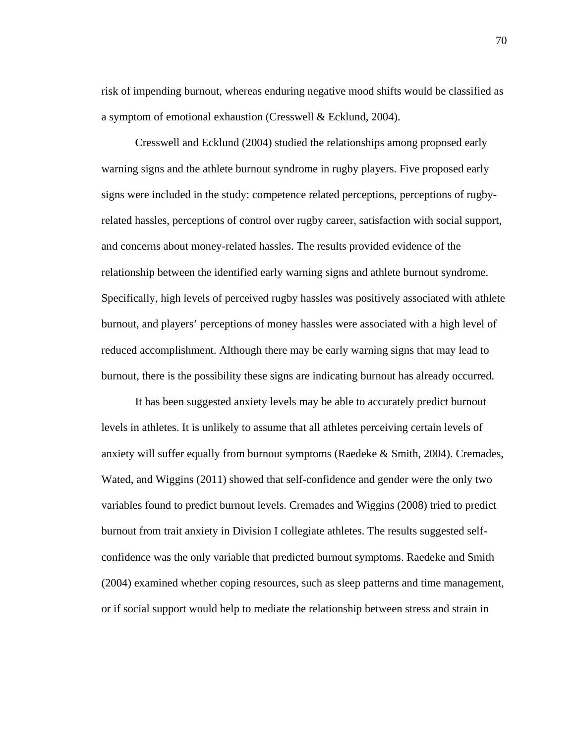risk of impending burnout, whereas enduring negative mood shifts would be classified as a symptom of emotional exhaustion (Cresswell & Ecklund, 2004).

Cresswell and Ecklund (2004) studied the relationships among proposed early warning signs and the athlete burnout syndrome in rugby players. Five proposed early signs were included in the study: competence related perceptions, perceptions of rugby-related hassles, perceptions of control over rugby career, satisfaction with social support, and concerns about money-related hassles. The results provided evidence of the relationship between the identified early warning signs and athlete burnout syndrome. Specifically, high levels of perceived rugby hassles was positively associated with athlete burnout, and players' perceptions of money hassles were associated with a high level of reduced accomplishment. Although there may be early warning signs that may lead to burnout, there is the possibility these signs are indicating burnout has already occurred.

It has been suggested anxiety levels may be able to accurately predict burnout levels in athletes. It is unlikely to assume that all athletes perceiving certain levels of anxiety will suffer equally from burnout symptoms (Raedeke & Smith, 2004). Cremades, Wated, and Wiggins (2011) showed that self-confidence and gender were the only two variables found to predict burnout levels. Cremades and Wiggins (2008) tried to predict burnout from trait anxiety in Division I collegiate athletes. The results suggested self-confidence was the only variable that predicted burnout symptoms. Raedeke and Smith (2004) examined whether coping resources, such as sleep patterns and time management, or if social support would help to mediate the relationship between stress and strain in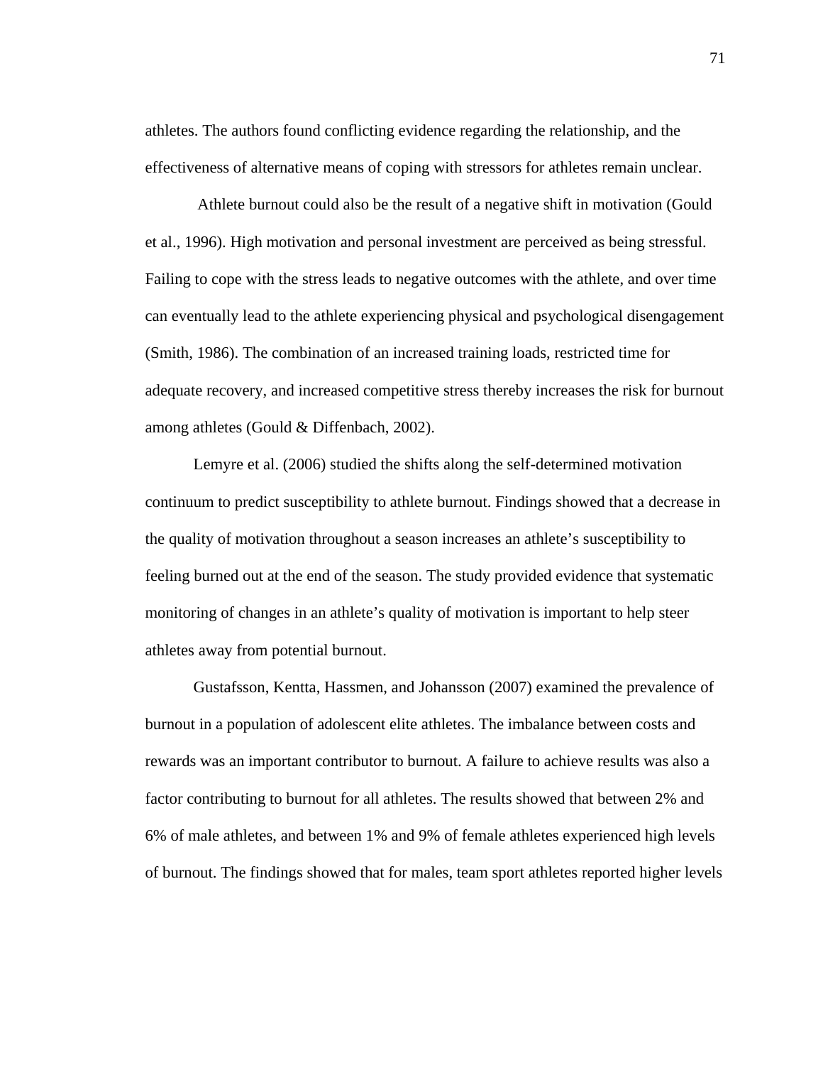athletes. The authors found conflicting evidence regarding the relationship, and the effectiveness of alternative means of coping with stressors for athletes remain unclear.

Athlete burnout could also be the result of a negative shift in motivation (Gould et al., 1996). High motivation and personal investment are perceived as being stressful. Failing to cope with the stress leads to negative outcomes with the athlete, and over time can eventually lead to the athlete experiencing physical and psychological disengagement (Smith, 1986). The combination of an increased training loads, restricted time for adequate recovery, and increased competitive stress thereby increases the risk for burnout among athletes (Gould & Diffenbach, 2002).

Lemyre et al. (2006) studied the shifts along the self-determined motivation continuum to predict susceptibility to athlete burnout. Findings showed that a decrease in the quality of motivation throughout a season increases an athlete's susceptibility to feeling burned out at the end of the season. The study provided evidence that systematic monitoring of changes in an athlete's quality of motivation is important to help steer athletes away from potential burnout.

Gustafsson, Kentta, Hassmen, and Johansson (2007) examined the prevalence of burnout in a population of adolescent elite athletes. The imbalance between costs and rewards was an important contributor to burnout. A failure to achieve results was also a factor contributing to burnout for all athletes. The results showed that between 2% and 6% of male athletes, and between 1% and 9% of female athletes experienced high levels of burnout. The findings showed that for males, team sport athletes reported higher levels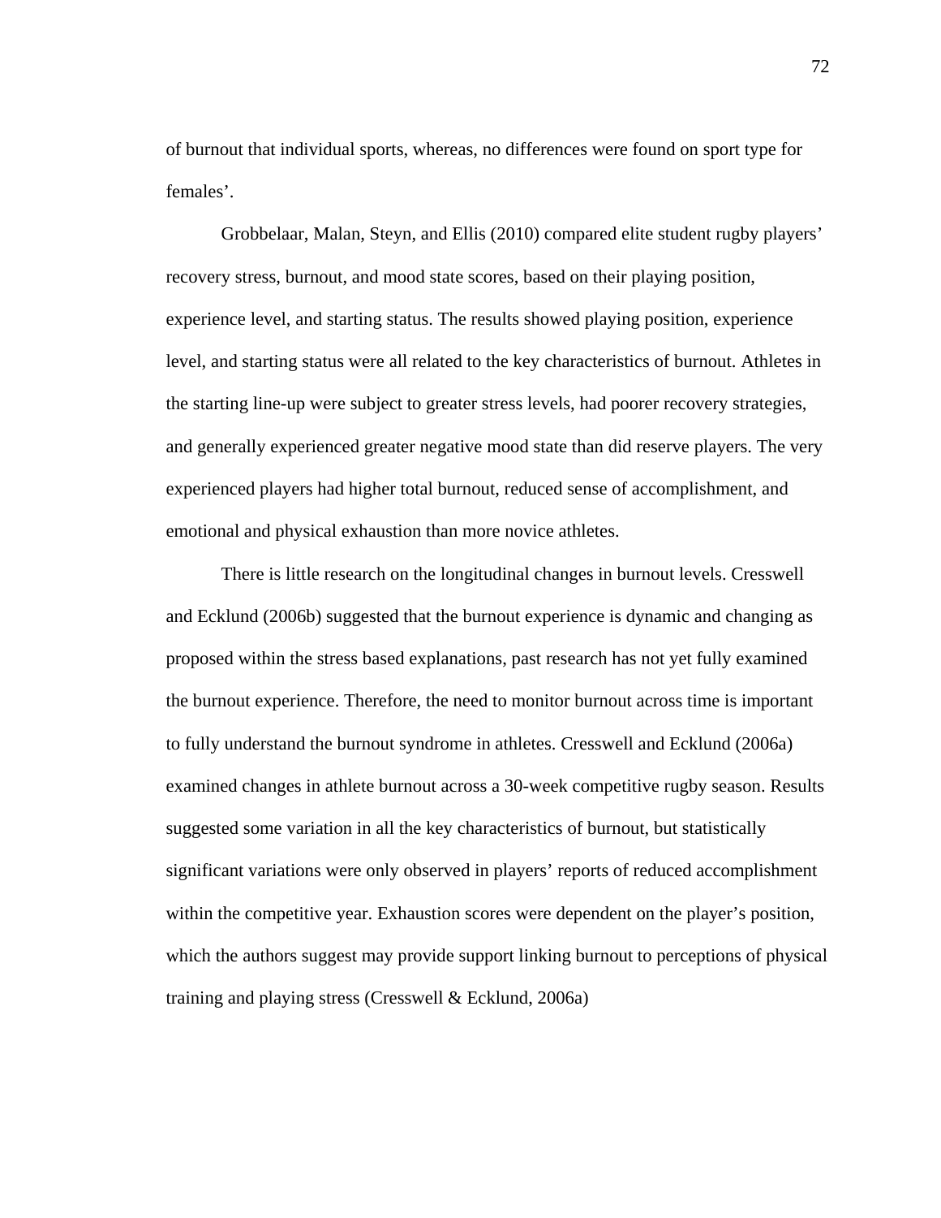of burnout that individual sports, whereas, no differences were found on sport type for females'.

Grobbelaar, Malan, Steyn, and Ellis (2010) compared elite student rugby players' recovery stress, burnout, and mood state scores, based on their playing position, experience level, and starting status. The results showed playing position, experience level, and starting status were all related to the key characteristics of burnout. Athletes in the starting line-up were subject to greater stress levels, had poorer recovery strategies, and generally experienced greater negative mood state than did reserve players. The very experienced players had higher total burnout, reduced sense of accomplishment, and emotional and physical exhaustion than more novice athletes.

There is little research on the longitudinal changes in burnout levels. Cresswell and Ecklund (2006b) suggested that the burnout experience is dynamic and changing as proposed within the stress based explanations, past research has not yet fully examined the burnout experience. Therefore, the need to monitor burnout across time is important to fully understand the burnout syndrome in athletes. Cresswell and Ecklund (2006a) examined changes in athlete burnout across a 30-week competitive rugby season. Results suggested some variation in all the key characteristics of burnout, but statistically significant variations were only observed in players' reports of reduced accomplishment within the competitive year. Exhaustion scores were dependent on the player's position, which the authors suggest may provide support linking burnout to perceptions of physical training and playing stress (Cresswell & Ecklund, 2006a)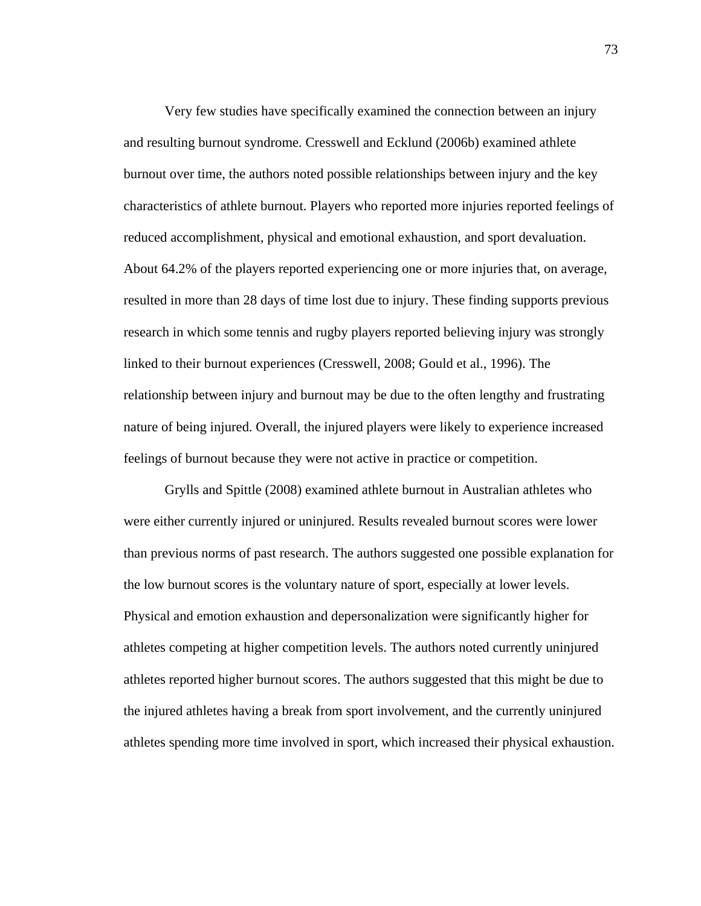Very few studies have specifically examined the connection between an injury and resulting burnout syndrome. Cresswell and Ecklund (2006b) examined athlete burnout over time, the authors noted possible relationships between injury and the key characteristics of athlete burnout. Players who reported more injuries reported feelings of reduced accomplishment, physical and emotional exhaustion, and sport devaluation. About 64.2% of the players reported experiencing one or more injuries that, on average, resulted in more than 28 days of time lost due to injury. These finding supports previous research in which some tennis and rugby players reported believing injury was strongly linked to their burnout experiences (Cresswell, 2008; Gould et al., 1996). The relationship between injury and burnout may be due to the often lengthy and frustrating nature of being injured. Overall, the injured players were likely to experience increased feelings of burnout because they were not active in practice or competition.

Grylls and Spittle (2008) examined athlete burnout in Australian athletes who were either currently injured or uninjured. Results revealed burnout scores were lower than previous norms of past research. The authors suggested one possible explanation for the low burnout scores is the voluntary nature of sport, especially at lower levels. Physical and emotion exhaustion and depersonalization were significantly higher for athletes competing at higher competition levels. The authors noted currently uninjured athletes reported higher burnout scores. The authors suggested that this might be due to the injured athletes having a break from sport involvement, and the currently uninjured athletes spending more time involved in sport, which increased their physical exhaustion.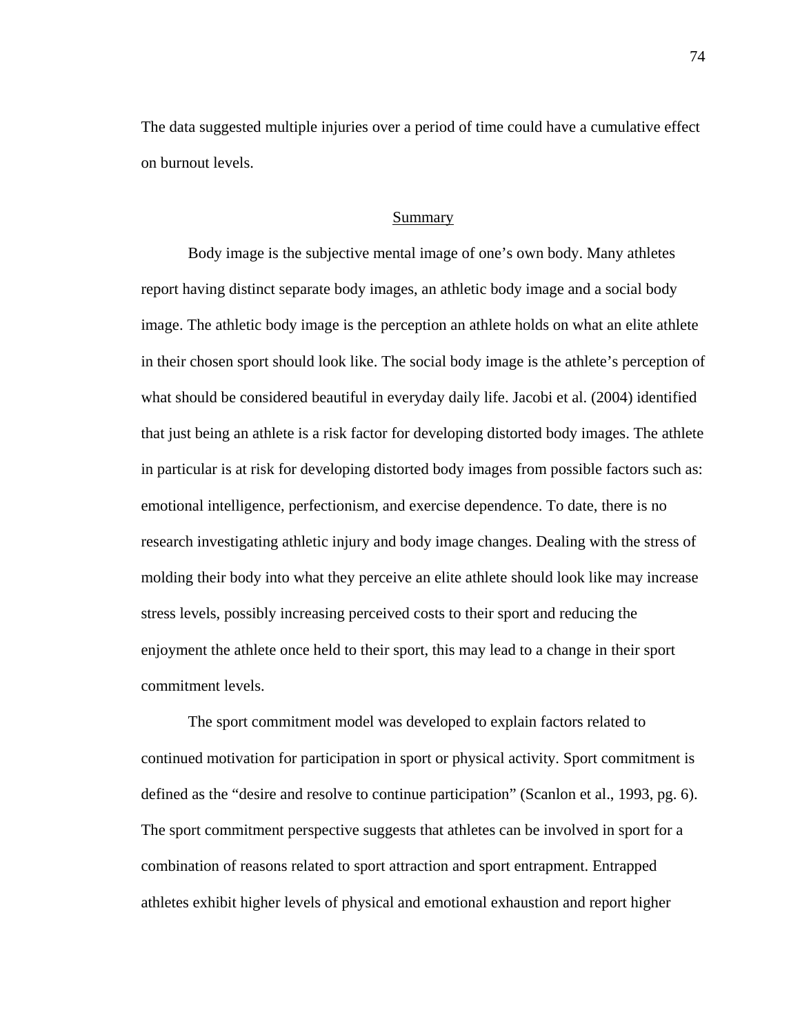The data suggested multiple injuries over a period of time could have a cumulative effect on burnout levels.

## Summary

Body image is the subjective mental image of one's own body. Many athletes report having distinct separate body images, an athletic body image and a social body image. The athletic body image is the perception an athlete holds on what an elite athlete in their chosen sport should look like. The social body image is the athlete's perception of what should be considered beautiful in everyday daily life. Jacobi et al. (2004) identified that just being an athlete is a risk factor for developing distorted body images. The athlete in particular is at risk for developing distorted body images from possible factors such as: emotional intelligence, perfectionism, and exercise dependence. To date, there is no research investigating athletic injury and body image changes. Dealing with the stress of molding their body into what they perceive an elite athlete should look like may increase stress levels, possibly increasing perceived costs to their sport and reducing the enjoyment the athlete once held to their sport, this may lead to a change in their sport commitment levels.

The sport commitment model was developed to explain factors related to continued motivation for participation in sport or physical activity. Sport commitment is defined as the "desire and resolve to continue participation" (Scanlon et al., 1993, pg. 6). The sport commitment perspective suggests that athletes can be involved in sport for a combination of reasons related to sport attraction and sport entrapment. Entrapped athletes exhibit higher levels of physical and emotional exhaustion and report higher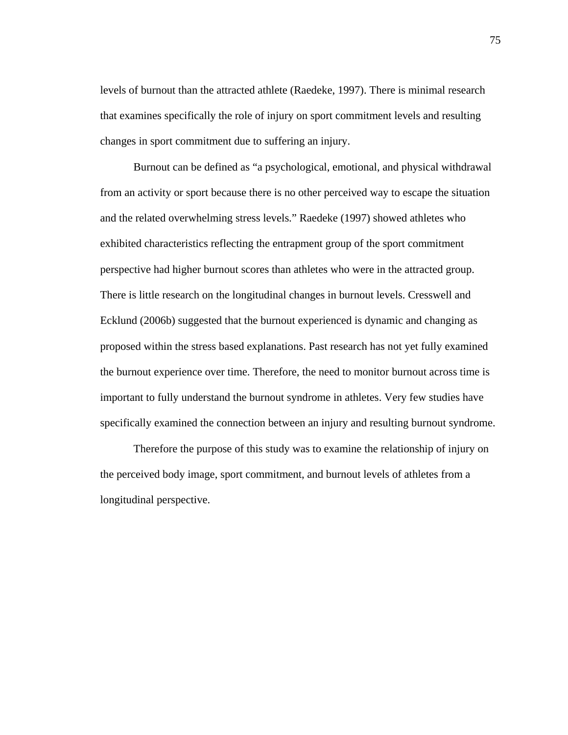levels of burnout than the attracted athlete (Raedeke, 1997). There is minimal research that examines specifically the role of injury on sport commitment levels and resulting changes in sport commitment due to suffering an injury.

Burnout can be defined as "a psychological, emotional, and physical withdrawal from an activity or sport because there is no other perceived way to escape the situation and the related overwhelming stress levels." Raedeke (1997) showed athletes who exhibited characteristics reflecting the entrapment group of the sport commitment perspective had higher burnout scores than athletes who were in the attracted group. There is little research on the longitudinal changes in burnout levels. Cresswell and Ecklund (2006b) suggested that the burnout experienced is dynamic and changing as proposed within the stress based explanations. Past research has not yet fully examined the burnout experience over time. Therefore, the need to monitor burnout across time is important to fully understand the burnout syndrome in athletes. Very few studies have specifically examined the connection between an injury and resulting burnout syndrome.

Therefore the purpose of this study was to examine the relationship of injury on the perceived body image, sport commitment, and burnout levels of athletes from a longitudinal perspective.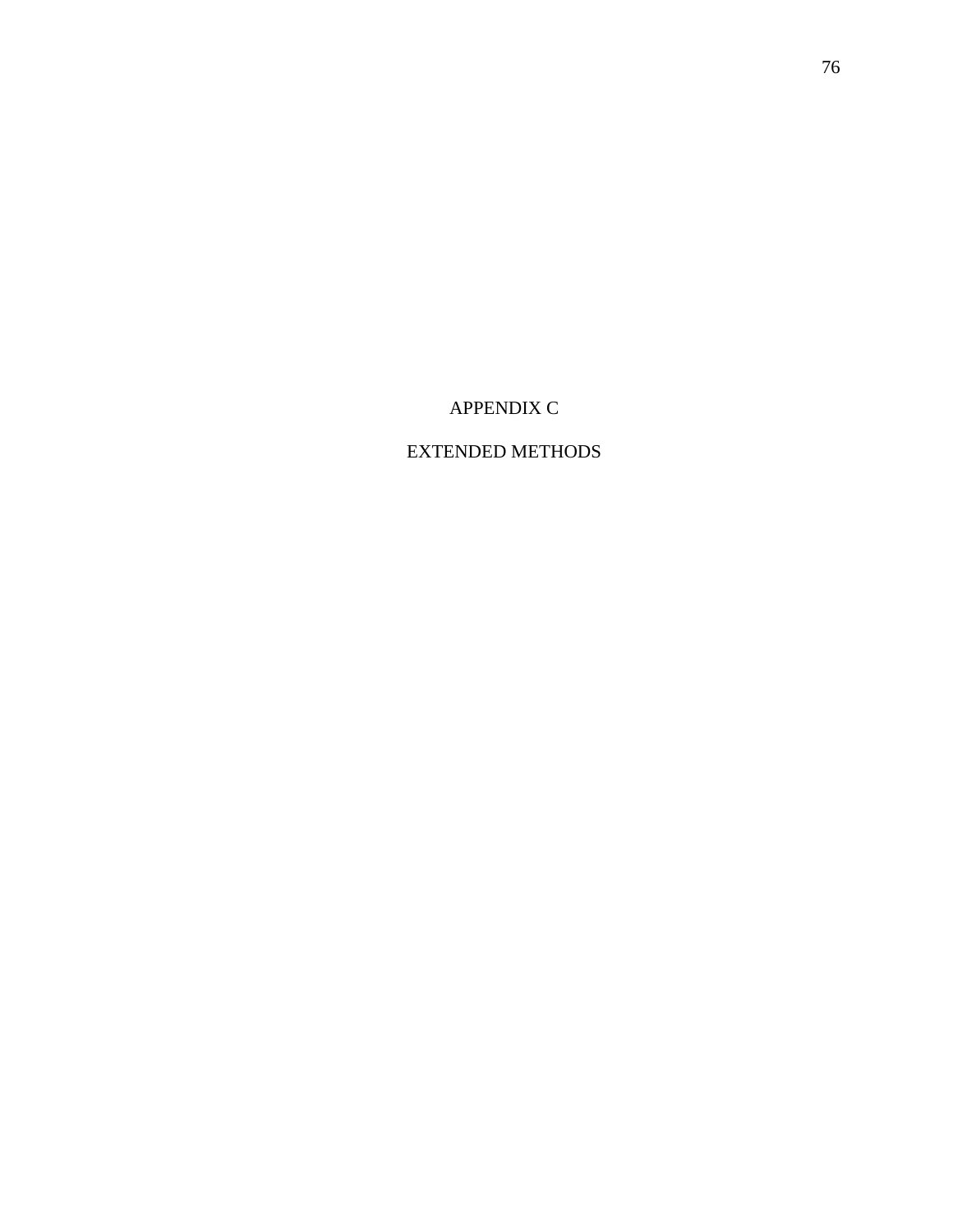# APPENDIX C

# EXTENDED METHODS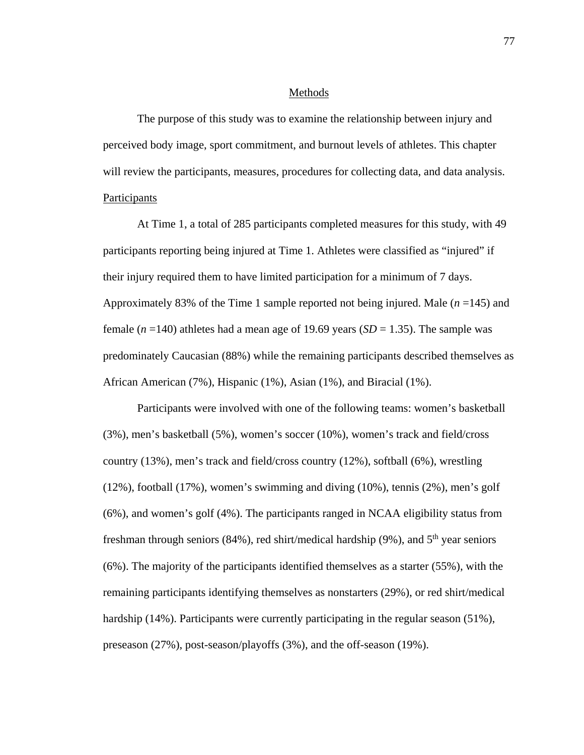## Methods

The purpose of this study was to examine the relationship between injury and perceived body image, sport commitment, and burnout levels of athletes. This chapter will review the participants, measures, procedures for collecting data, and data analysis.

### Participants

At Time 1, a total of 285 participants completed measures for this study, with 49 participants reporting being injured at Time 1. Athletes were classified as "injured" if their injury required them to have limited participation for a minimum of 7 days. Approximately 83% of the Time 1 sample reported not being injured. Male ($n$ =145) and female ($n$ =140) athletes had a mean age of 19.69 years ($SD$ = 1.35). The sample was predominately Caucasian (88%) while the remaining participants described themselves as African American (7%), Hispanic (1%), Asian (1%), and Biracial (1%).

Participants were involved with one of the following teams: women's basketball (3%), men's basketball (5%), women's soccer (10%), women's track and field/cross country (13%), men's track and field/cross country (12%), softball (6%), wrestling (12%), football (17%), women's swimming and diving (10%), tennis (2%), men's golf (6%), and women's golf (4%). The participants ranged in NCAA eligibility status from freshman through seniors (84%), red shirt/medical hardship (9%), and 5$^{th}$ year seniors (6%). The majority of the participants identified themselves as a starter (55%), with the remaining participants identifying themselves as nonstarters (29%), or red shirt/medical hardship (14%). Participants were currently participating in the regular season (51%), preseason (27%), post-season/playoffs (3%), and the off-season (19%).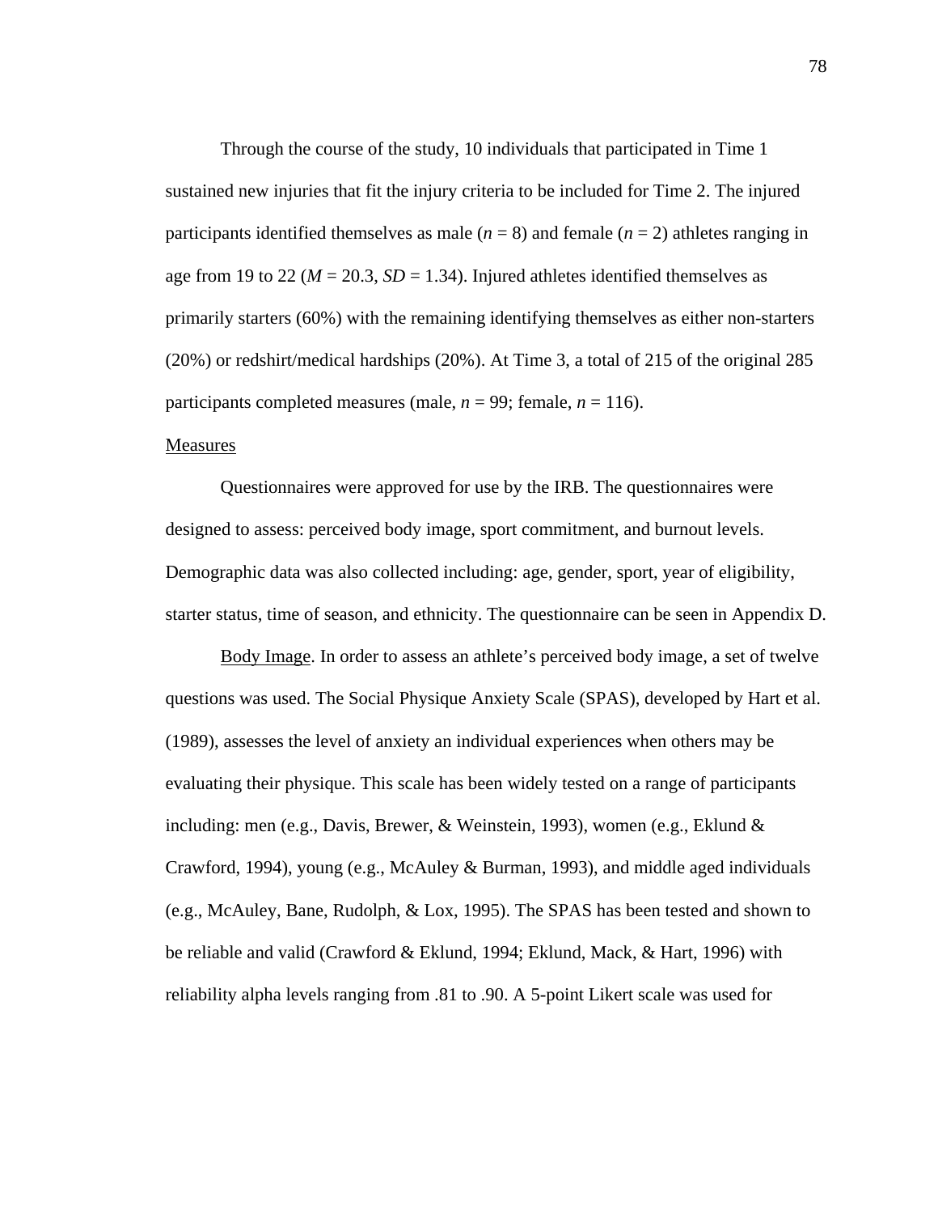Through the course of the study, 10 individuals that participated in Time 1 sustained new injuries that fit the injury criteria to be included for Time 2. The injured participants identified themselves as male ($n$ = 8) and female ($n$ = 2) athletes ranging in age from 19 to 22 ($M$ = 20.3, $SD$ = 1.34). Injured athletes identified themselves as primarily starters (60%) with the remaining identifying themselves as either non-starters (20%) or redshirt/medical hardships (20%). At Time 3, a total of 215 of the original 285 participants completed measures (male, $n$ = 99; female, $n$ = 116).

## Measures

Questionnaires were approved for use by the IRB. The questionnaires were designed to assess: perceived body image, sport commitment, and burnout levels. Demographic data was also collected including: age, gender, sport, year of eligibility, starter status, time of season, and ethnicity. The questionnaire can be seen in Appendix D.

Body Image. In order to assess an athlete's perceived body image, a set of twelve questions was used. The Social Physique Anxiety Scale (SPAS), developed by Hart et al. (1989), assesses the level of anxiety an individual experiences when others may be evaluating their physique. This scale has been widely tested on a range of participants including: men (e.g., Davis, Brewer, & Weinstein, 1993), women (e.g., Eklund & Crawford, 1994), young (e.g., McAuley & Burman, 1993), and middle aged individuals (e.g., McAuley, Bane, Rudolph, & Lox, 1995). The SPAS has been tested and shown to be reliable and valid (Crawford & Eklund, 1994; Eklund, Mack, & Hart, 1996) with reliability alpha levels ranging from .81 to .90. A 5-point Likert scale was used for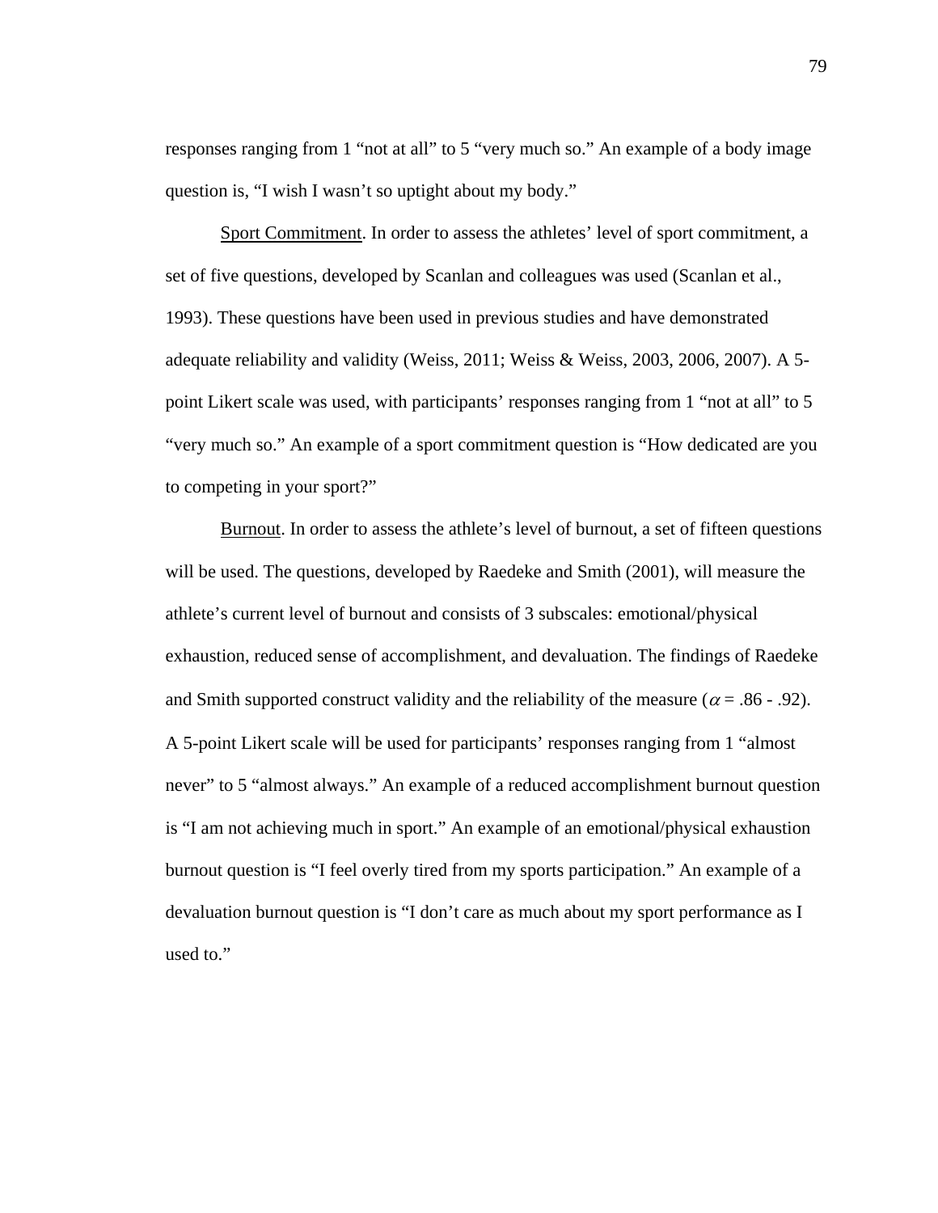responses ranging from 1 “not at all” to 5 “very much so.” An example of a body image question is, “I wish I wasn’t so uptight about my body.”

Sport Commitment. In order to assess the athletes’ level of sport commitment, a set of five questions, developed by Scanlan and colleagues was used (Scanlan et al., 1993). These questions have been used in previous studies and have demonstrated adequate reliability and validity (Weiss, 2011; Weiss & Weiss, 2003, 2006, 2007). A 5-point Likert scale was used, with participants’ responses ranging from 1 “not at all” to 5 “very much so.” An example of a sport commitment question is “How dedicated are you to competing in your sport?”

Burnout. In order to assess the athlete’s level of burnout, a set of fifteen questions will be used. The questions, developed by Raedeke and Smith (2001), will measure the athlete’s current level of burnout and consists of 3 subscales: emotional/physical exhaustion, reduced sense of accomplishment, and devaluation. The findings of Raedeke and Smith supported construct validity and the reliability of the measure ($\alpha$ = .86 - .92). A 5-point Likert scale will be used for participants’ responses ranging from 1 “almost never” to 5 “almost always.” An example of a reduced accomplishment burnout question is “I am not achieving much in sport.” An example of an emotional/physical exhaustion burnout question is “I feel overly tired from my sports participation.” An example of a devaluation burnout question is “I don’t care as much about my sport performance as I used to.”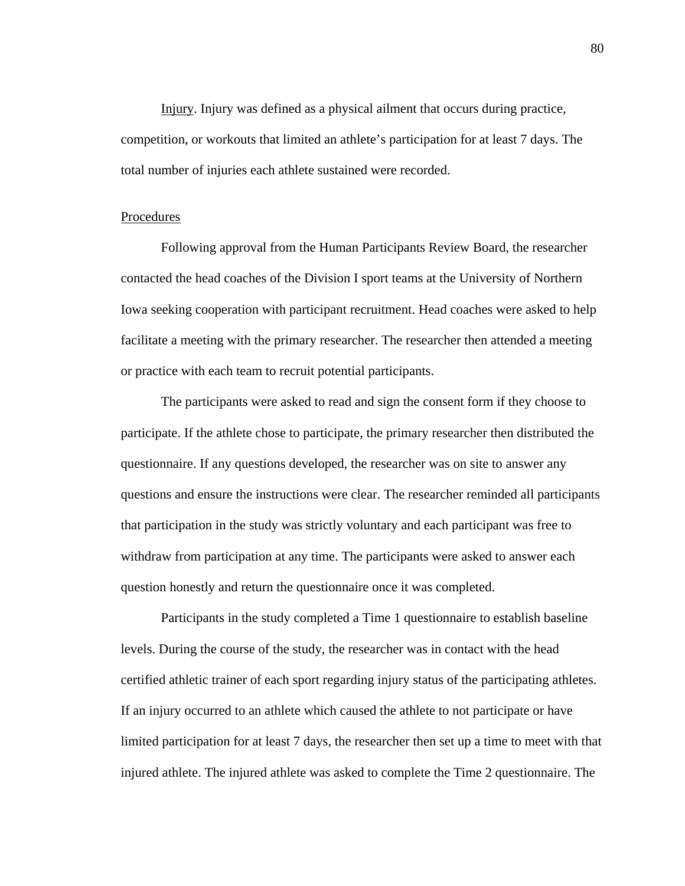Injury. Injury was defined as a physical ailment that occurs during practice, competition, or workouts that limited an athlete's participation for at least 7 days. The total number of injuries each athlete sustained were recorded.

## Procedures

Following approval from the Human Participants Review Board, the researcher contacted the head coaches of the Division I sport teams at the University of Northern Iowa seeking cooperation with participant recruitment. Head coaches were asked to help facilitate a meeting with the primary researcher. The researcher then attended a meeting or practice with each team to recruit potential participants.

The participants were asked to read and sign the consent form if they choose to participate. If the athlete chose to participate, the primary researcher then distributed the questionnaire. If any questions developed, the researcher was on site to answer any questions and ensure the instructions were clear. The researcher reminded all participants that participation in the study was strictly voluntary and each participant was free to withdraw from participation at any time. The participants were asked to answer each question honestly and return the questionnaire once it was completed.

Participants in the study completed a Time 1 questionnaire to establish baseline levels. During the course of the study, the researcher was in contact with the head certified athletic trainer of each sport regarding injury status of the participating athletes. If an injury occurred to an athlete which caused the athlete to not participate or have limited participation for at least 7 days, the researcher then set up a time to meet with that injured athlete. The injured athlete was asked to complete the Time 2 questionnaire. The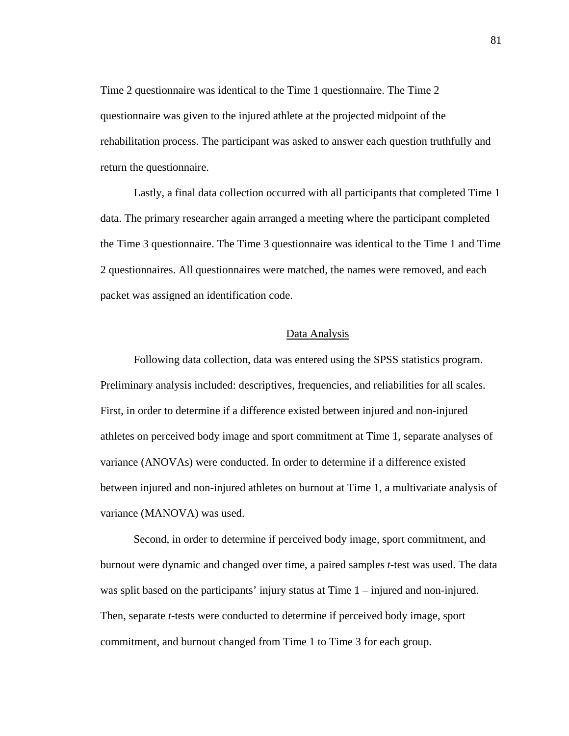Time 2 questionnaire was identical to the Time 1 questionnaire. The Time 2 questionnaire was given to the injured athlete at the projected midpoint of the rehabilitation process. The participant was asked to answer each question truthfully and return the questionnaire.

Lastly, a final data collection occurred with all participants that completed Time 1 data. The primary researcher again arranged a meeting where the participant completed the Time 3 questionnaire. The Time 3 questionnaire was identical to the Time 1 and Time 2 questionnaires. All questionnaires were matched, the names were removed, and each packet was assigned an identification code.

## Data Analysis

Following data collection, data was entered using the SPSS statistics program. Preliminary analysis included: descriptives, frequencies, and reliabilities for all scales. First, in order to determine if a difference existed between injured and non-injured athletes on perceived body image and sport commitment at Time 1, separate analyses of variance (ANOVAs) were conducted. In order to determine if a difference existed between injured and non-injured athletes on burnout at Time 1, a multivariate analysis of variance (MANOVA) was used.

Second, in order to determine if perceived body image, sport commitment, and burnout were dynamic and changed over time, a paired samples *t*-test was used. The data was split based on the participants' injury status at Time 1 – injured and non-injured. Then, separate *t*-tests were conducted to determine if perceived body image, sport commitment, and burnout changed from Time 1 to Time 3 for each group.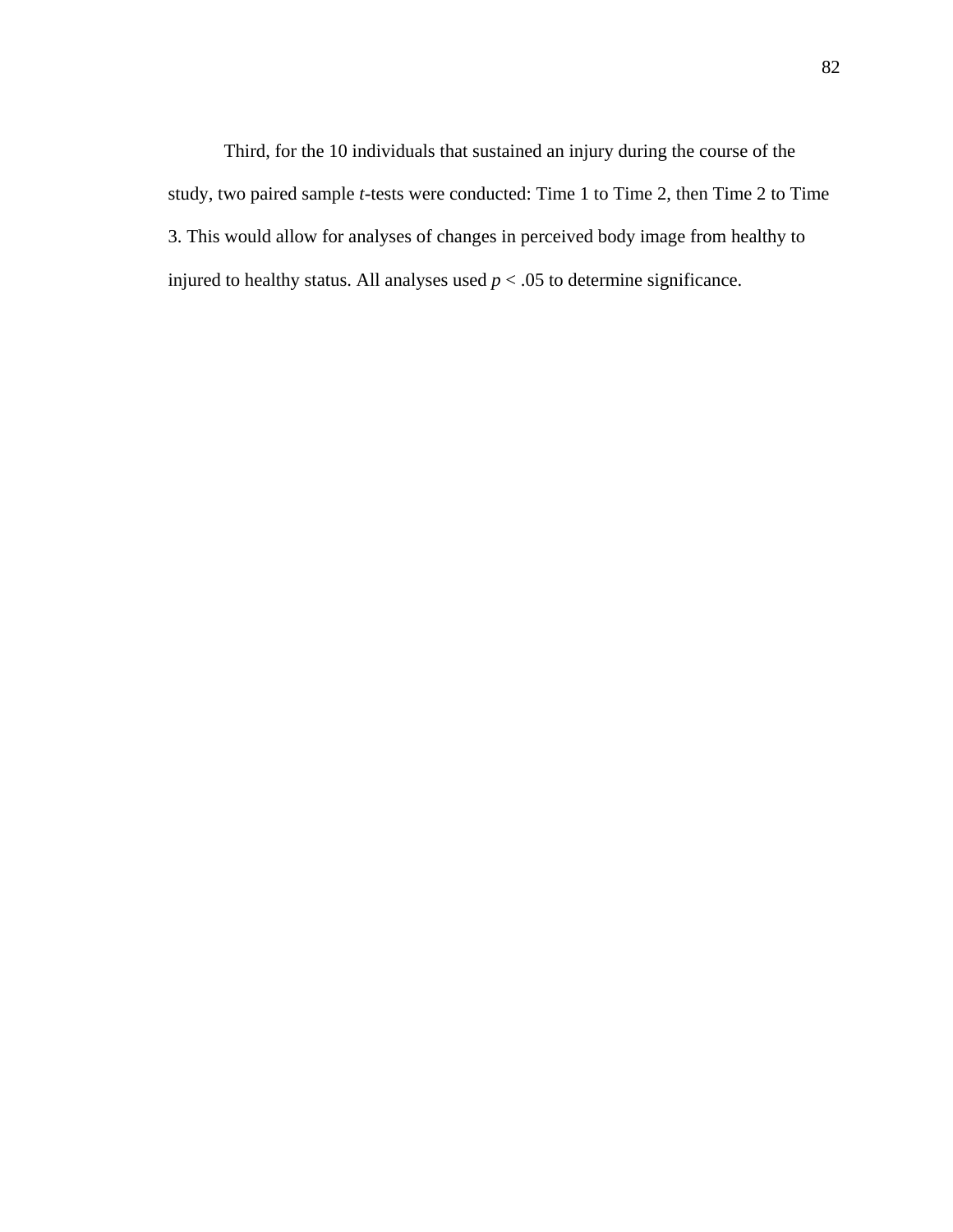Third, for the 10 individuals that sustained an injury during the course of the study, two paired sample *t*-tests were conducted: Time 1 to Time 2, then Time 2 to Time 3. This would allow for analyses of changes in perceived body image from healthy to injured to healthy status. All analyses used $p < .05$ to determine significance.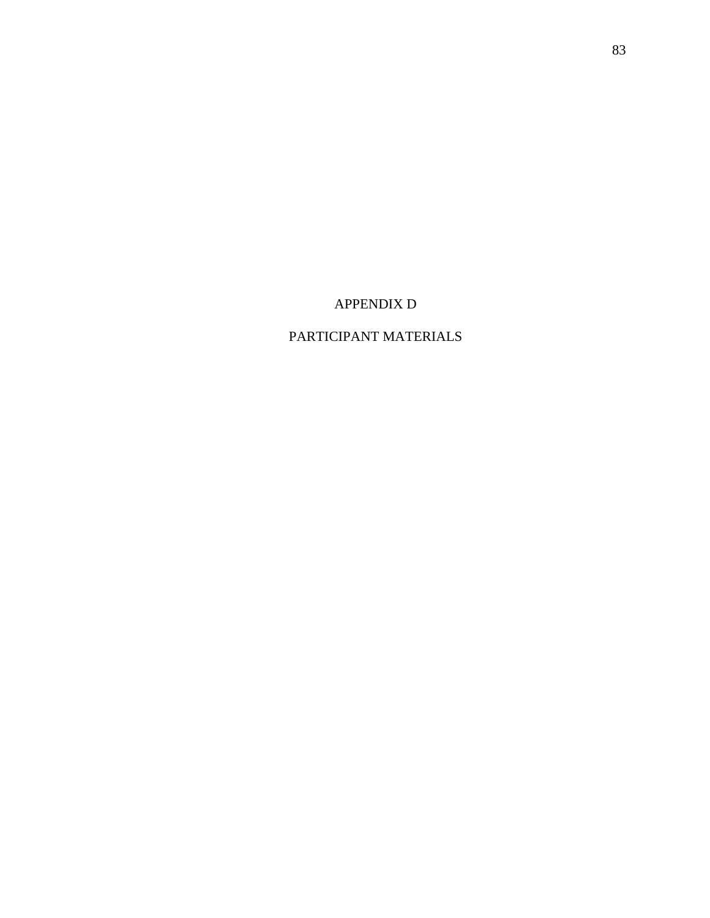# APPENDIX D

# PARTICIPANT MATERIALS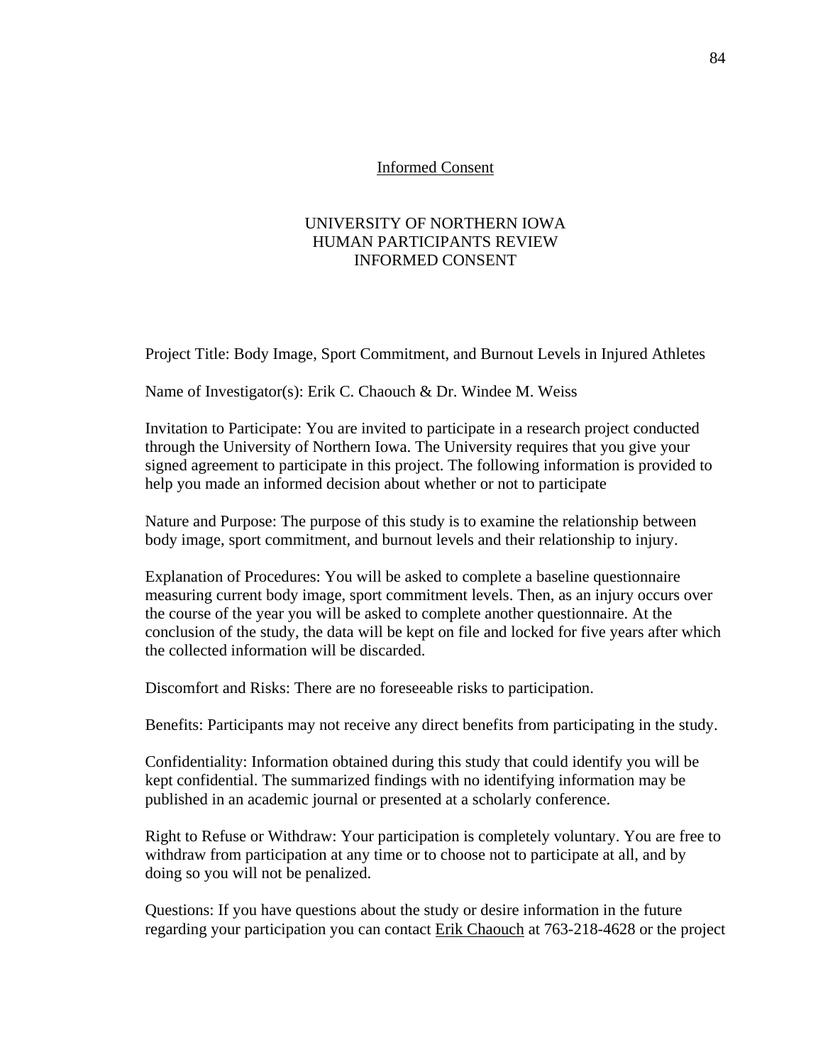Informed Consent

UNIVERSITY OF NORTHERN IOWA
HUMAN PARTICIPANTS REVIEW
INFORMED CONSENT

Project Title: Body Image, Sport Commitment, and Burnout Levels in Injured Athletes

Name of Investigator(s): Erik C. Chaouch & Dr. Windee M. Weiss

Invitation to Participate: You are invited to participate in a research project conducted through the University of Northern Iowa. The University requires that you give your signed agreement to participate in this project. The following information is provided to help you made an informed decision about whether or not to participate

Nature and Purpose: The purpose of this study is to examine the relationship between body image, sport commitment, and burnout levels and their relationship to injury.

Explanation of Procedures: You will be asked to complete a baseline questionnaire measuring current body image, sport commitment levels. Then, as an injury occurs over the course of the year you will be asked to complete another questionnaire. At the conclusion of the study, the data will be kept on file and locked for five years after which the collected information will be discarded.

Discomfort and Risks: There are no foreseeable risks to participation.

Benefits: Participants may not receive any direct benefits from participating in the study.

Confidentiality: Information obtained during this study that could identify you will be kept confidential. The summarized findings with no identifying information may be published in an academic journal or presented at a scholarly conference.

Right to Refuse or Withdraw: Your participation is completely voluntary. You are free to withdraw from participation at any time or to choose not to participate at all, and by doing so you will not be penalized.

Questions: If you have questions about the study or desire information in the future regarding your participation you can contact Erik Chaouch at 763-218-4628 or the project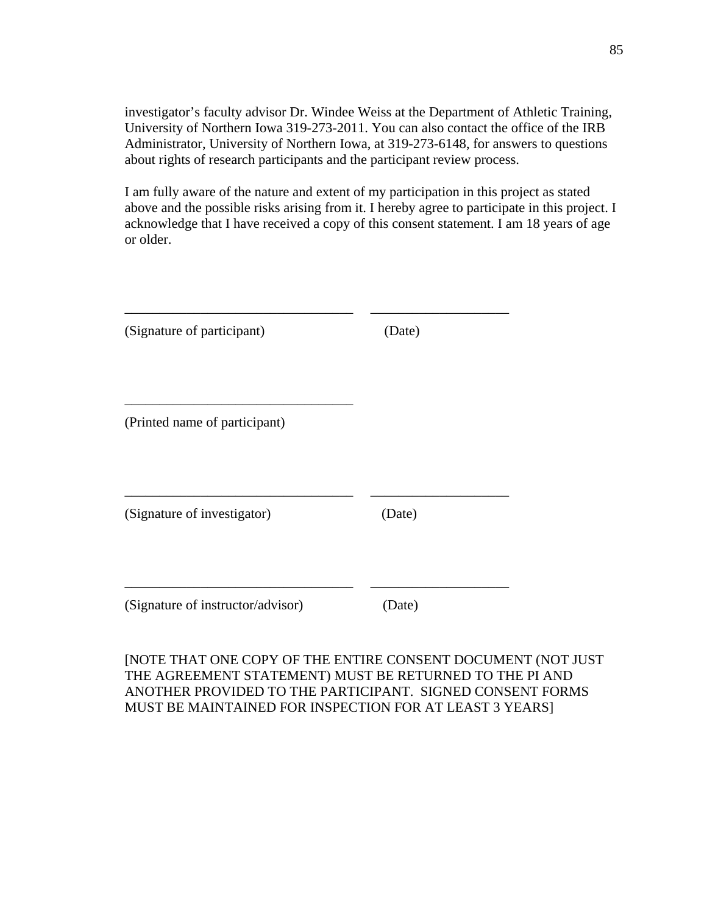investigator's faculty advisor Dr. Windee Weiss at the Department of Athletic Training, University of Northern Iowa 319-273-2011. You can also contact the office of the IRB Administrator, University of Northern Iowa, at 319-273-6148, for answers to questions about rights of research participants and the participant review process.

I am fully aware of the nature and extent of my participation in this project as stated above and the possible risks arising from it. I hereby agree to participate in this project. I acknowledge that I have received a copy of this consent statement. I am 18 years of age or older.

_________________________________ ___________________

(Signature of participant) (Date)

_________________________________

(Printed name of participant)

_________________________________ ___________________

(Signature of investigator) (Date)

_________________________________ ___________________

(Signature of instructor/advisor) (Date)

[NOTE THAT ONE COPY OF THE ENTIRE CONSENT DOCUMENT (NOT JUST THE AGREEMENT STATEMENT) MUST BE RETURNED TO THE PI AND ANOTHER PROVIDED TO THE PARTICIPANT. SIGNED CONSENT FORMS MUST BE MAINTAINED FOR INSPECTION FOR AT LEAST 3 YEARS]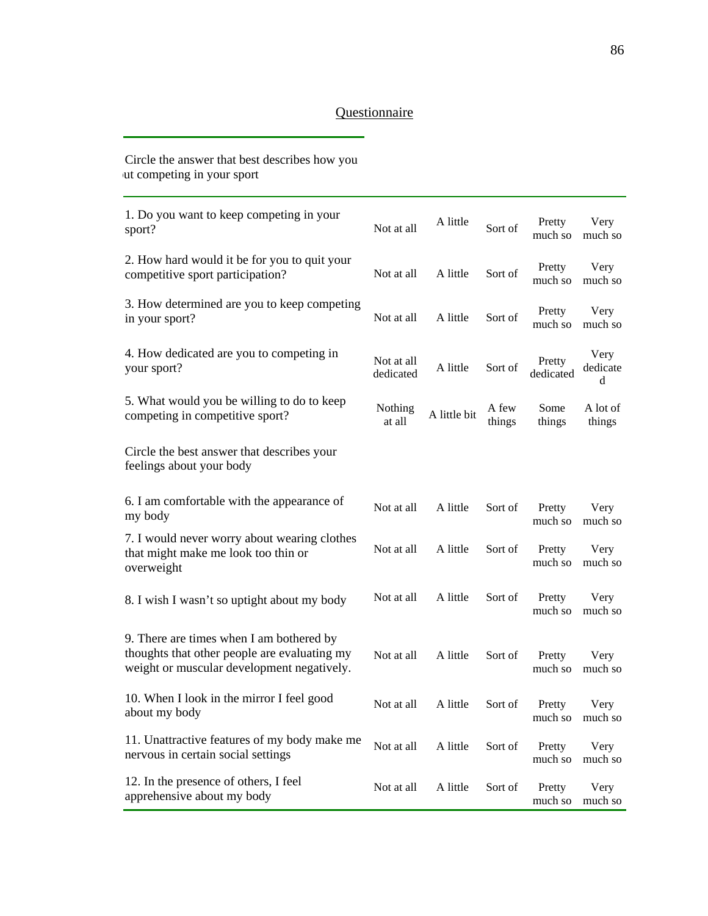Questionnaire

Circle the answer that best describes how you ut competing in your sport

| | | | | | |
|---|---|---|---|---|---|
| 1. Do you want to keep competing in your sport? | Not at all | A little | Sort of | Pretty much so | Very much so |
| 2. How hard would it be for you to quit your competitive sport participation? | Not at all | A little | Sort of | Pretty much so | Very much so |
| 3. How determined are you to keep competing in your sport? | Not at all | A little | Sort of | Pretty much so | Very much so |
| 4. How dedicated are you to competing in your sport? | Not at all dedicated | A little | Sort of | Pretty dedicated | Very dedicate d |
| 5. What would you be willing to do to keep competing in competitive sport? | Nothing at all | A little bit | A few things | Some things | A lot of things |
| Circle the best answer that describes your feelings about your body | | | | | |
| 6. I am comfortable with the appearance of my body | Not at all | A little | Sort of | Pretty much so | Very much so |
| 7. I would never worry about wearing clothes that might make me look too thin or overweight | Not at all | A little | Sort of | Pretty much so | Very much so |
| 8. I wish I wasn't so uptight about my body | Not at all | A little | Sort of | Pretty much so | Very much so |
| 9. There are times when I am bothered by thoughts that other people are evaluating my weight or muscular development negatively. | Not at all | A little | Sort of | Pretty much so | Very much so |
| 10. When I look in the mirror I feel good about my body | Not at all | A little | Sort of | Pretty much so | Very much so |
| 11. Unattractive features of my body make me nervous in certain social settings | Not at all | A little | Sort of | Pretty much so | Very much so |
| 12. In the presence of others, I feel apprehensive about my body | Not at all | A little | Sort of | Pretty much so | Very much so |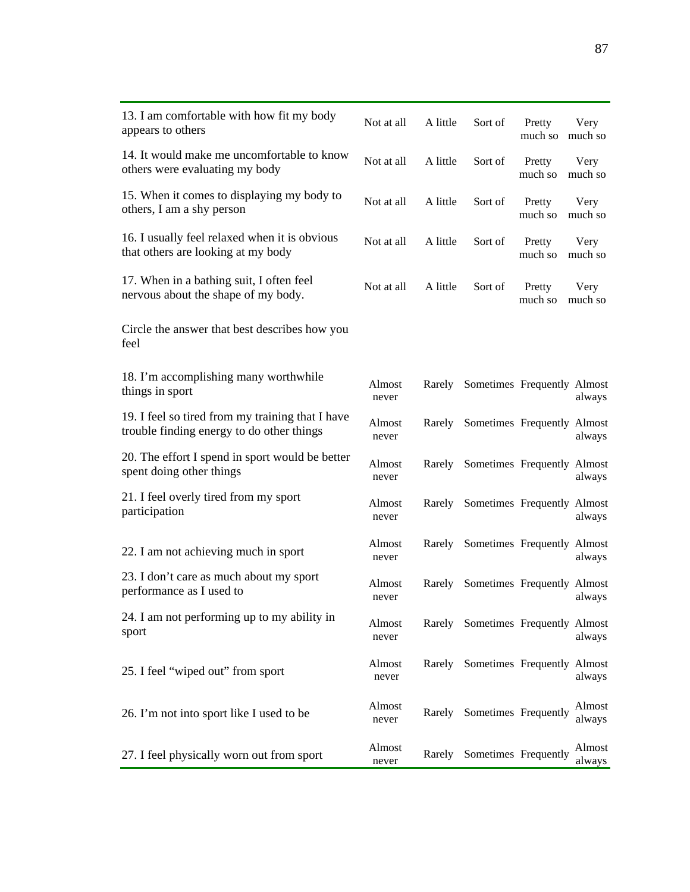| | | | | | |
|---|---|---|---|---|---|
| 13. I am comfortable with how fit my body appears to others | Not at all | A little | Sort of | Pretty much so | Very much so |
| 14. It would make me uncomfortable to know others were evaluating my body | Not at all | A little | Sort of | Pretty much so | Very much so |
| 15. When it comes to displaying my body to others, I am a shy person | Not at all | A little | Sort of | Pretty much so | Very much so |
| 16. I usually feel relaxed when it is obvious that others are looking at my body | Not at all | A little | Sort of | Pretty much so | Very much so |
| 17. When in a bathing suit, I often feel nervous about the shape of my body. | Not at all | A little | Sort of | Pretty much so | Very much so |
| Circle the answer that best describes how you feel | | | | | |
| 18. I'm accomplishing many worthwhile things in sport | Almost never | Rarely | Sometimes | Frequently | Almost always |
| 19. I feel so tired from my training that I have trouble finding energy to do other things | Almost never | Rarely | Sometimes | Frequently | Almost always |
| 20. The effort I spend in sport would be better spent doing other things | Almost never | Rarely | Sometimes | Frequently | Almost always |
| 21. I feel overly tired from my sport participation | Almost never | Rarely | Sometimes | Frequently | Almost always |
| 22. I am not achieving much in sport | Almost never | Rarely | Sometimes | Frequently | Almost always |
| 23. I don't care as much about my sport performance as I used to | Almost never | Rarely | Sometimes | Frequently | Almost always |
| 24. I am not performing up to my ability in sport | Almost never | Rarely | Sometimes | Frequently | Almost always |
| 25. I feel "wiped out" from sport | Almost never | Rarely | Sometimes | Frequently | Almost always |
| 26. I'm not into sport like I used to be | Almost never | Rarely | Sometimes | Frequently | Almost always |
| 27. I feel physically worn out from sport | Almost never | Rarely | Sometimes | Frequently | Almost always |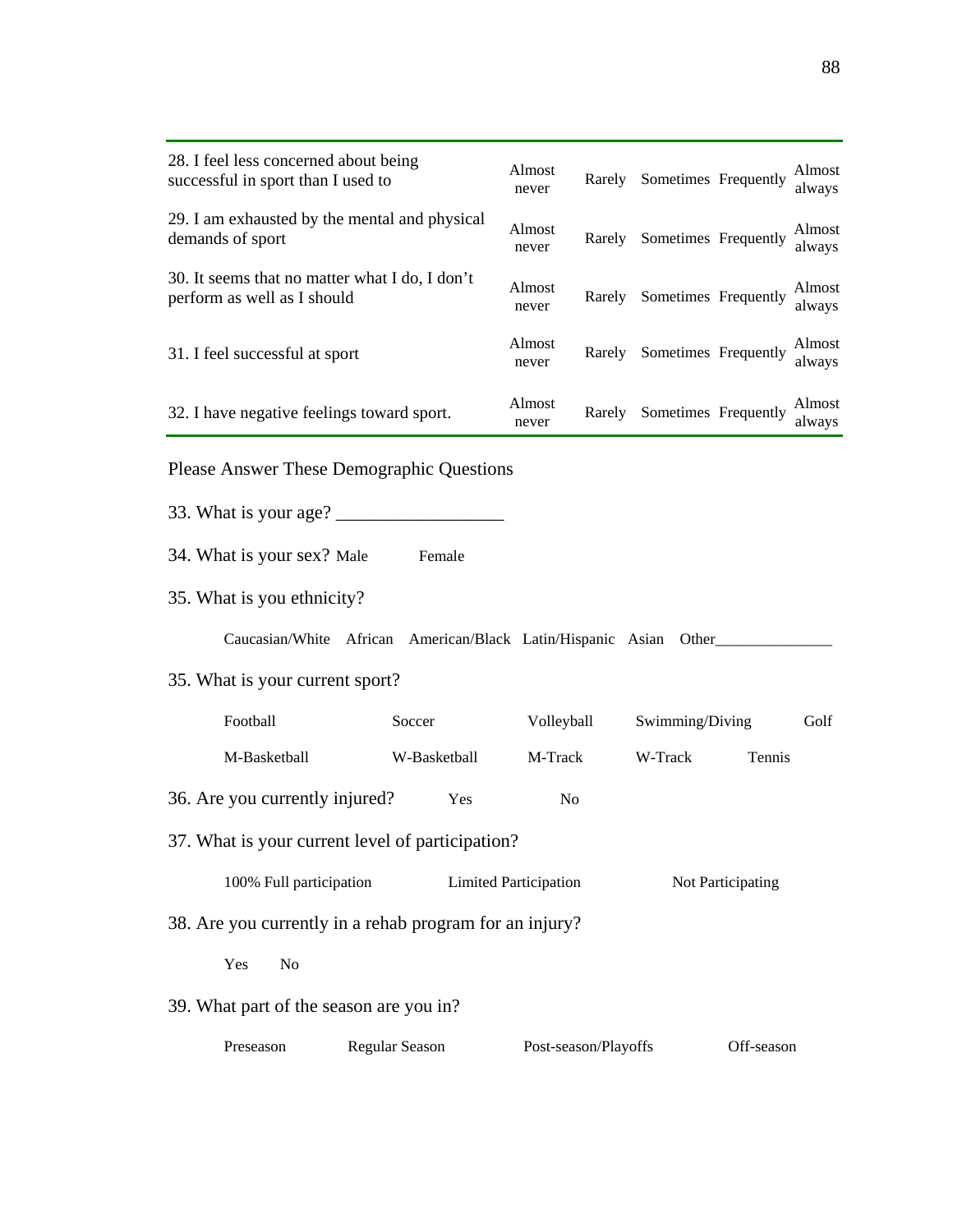| | | | | | |
|---|---|---|---|---|---|
| 28. I feel less concerned about being successful in sport than I used to | Almost never | Rarely | Sometimes | Frequently | Almost always |
| 29. I am exhausted by the mental and physical demands of sport | Almost never | Rarely | Sometimes | Frequently | Almost always |
| 30. It seems that no matter what I do, I don't perform as well as I should | Almost never | Rarely | Sometimes | Frequently | Almost always |
| 31. I feel successful at sport | Almost never | Rarely | Sometimes | Frequently | Almost always |
| 32. I have negative feelings toward sport. | Almost never | Rarely | Sometimes | Frequently | Almost always |

Please Answer These Demographic Questions

33. What is your age? __________________

34. What is your sex? Male Female

35. What is you ethnicity?

Caucasian/White African American/Black Latin/Hispanic Asian Other_______________

35. What is your current sport?

| | | | | |
|---|---|---|---|---|
| Football | Soccer | Volleyball | Swimming/Diving | Golf |
| M-Basketball | W-Basketball | M-Track | W-Track | Tennis |

36. Are you currently injured? Yes No

37. What is your current level of participation?

100% Full participation Limited Participation Not Participating

38. Are you currently in a rehab program for an injury?

Yes No

39. What part of the season are you in?

Preseason Regular Season Post-season/Playoffs Off-season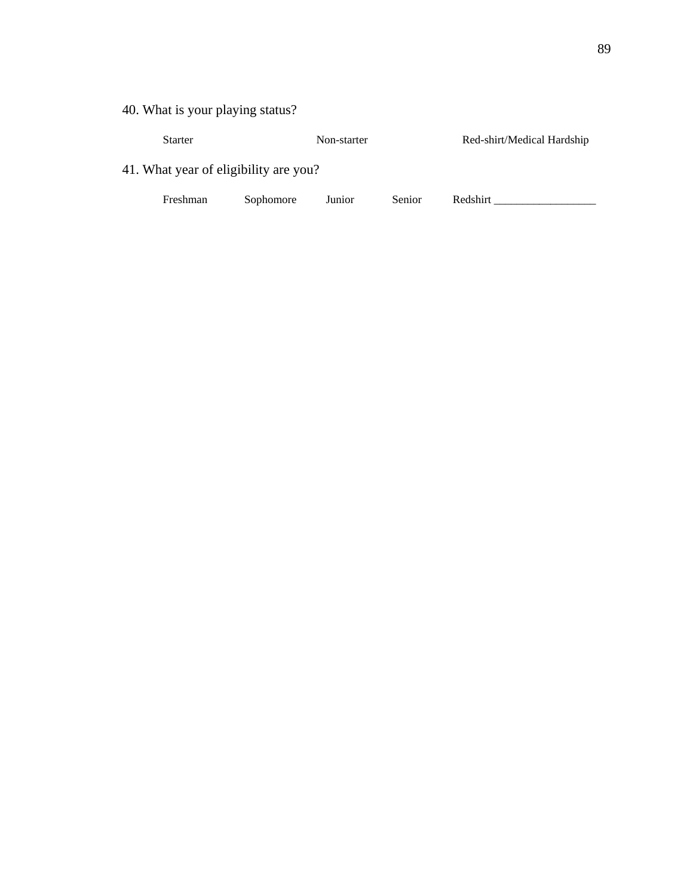40. What is your playing status?

Starter    Non-starter    Red-shirt/Medical Hardship

41. What year of eligibility are you?

Freshman    Sophomore    Junior    Senior    Redshirt __________________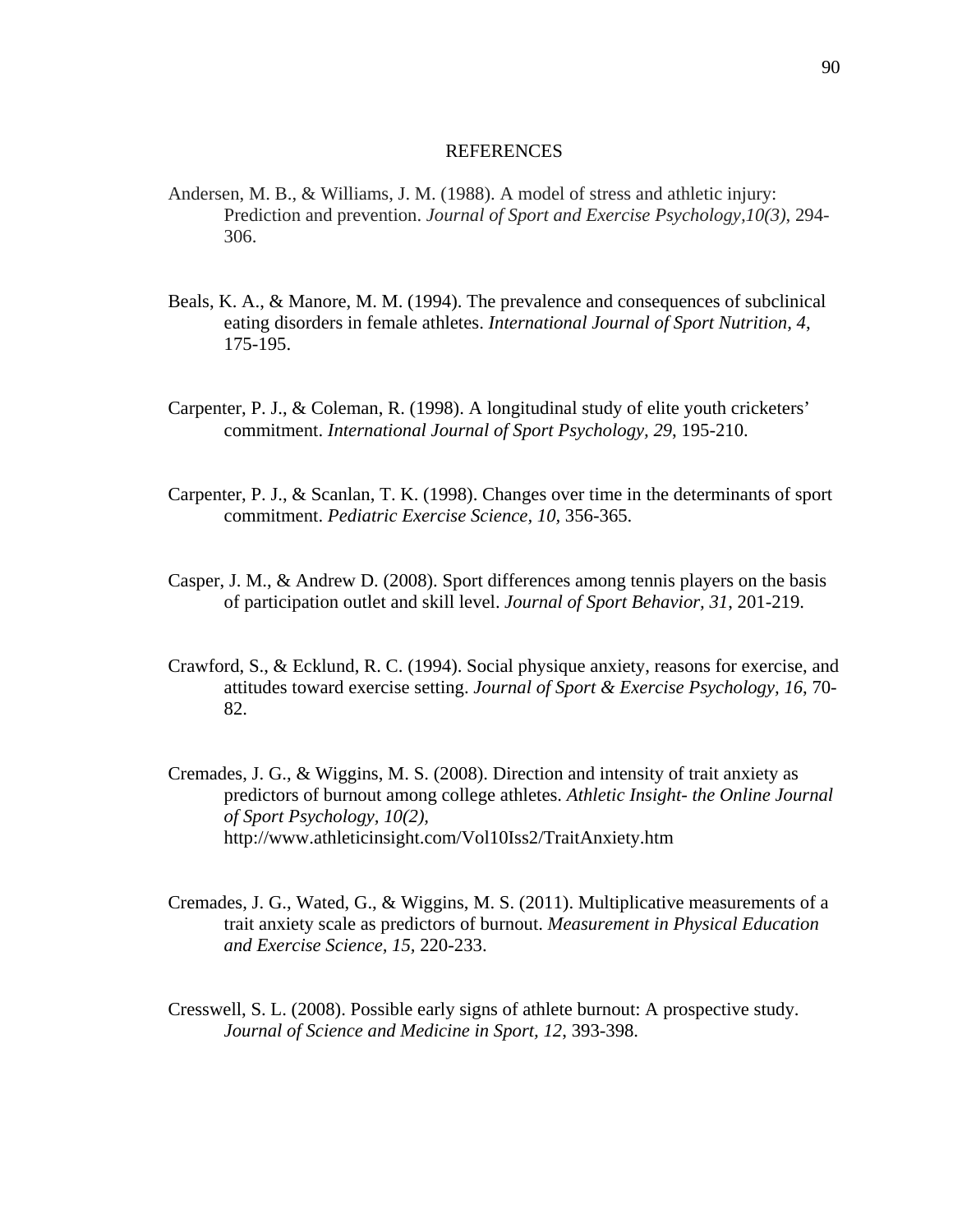# REFERENCES

Andersen, M. B., & Williams, J. M. (1988). A model of stress and athletic injury: Prediction and prevention. *Journal of Sport and Exercise Psychology,10(3)*, 294-306.

Beals, K. A., & Manore, M. M. (1994). The prevalence and consequences of subclinical eating disorders in female athletes. *International Journal of Sport Nutrition, 4*, 175-195.

Carpenter, P. J., & Coleman, R. (1998). A longitudinal study of elite youth cricketers' commitment. *International Journal of Sport Psychology, 29*, 195-210.

Carpenter, P. J., & Scanlan, T. K. (1998). Changes over time in the determinants of sport commitment. *Pediatric Exercise Science, 10,* 356-365.

Casper, J. M., & Andrew D. (2008). Sport differences among tennis players on the basis of participation outlet and skill level. *Journal of Sport Behavior, 31*, 201-219.

Crawford, S., & Ecklund, R. C. (1994). Social physique anxiety, reasons for exercise, and attitudes toward exercise setting. *Journal of Sport & Exercise Psychology, 16*, 70-82.

Cremades, J. G., & Wiggins, M. S. (2008). Direction and intensity of trait anxiety as predictors of burnout among college athletes. *Athletic Insight- the Online Journal of Sport Psychology, 10(2),* http://www.athleticinsight.com/Vol10Iss2/TraitAnxiety.htm

Cremades, J. G., Wated, G., & Wiggins, M. S. (2011). Multiplicative measurements of a trait anxiety scale as predictors of burnout. *Measurement in Physical Education and Exercise Science, 15*, 220-233.

Cresswell, S. L. (2008). Possible early signs of athlete burnout: A prospective study. *Journal of Science and Medicine in Sport, 12*, 393-398.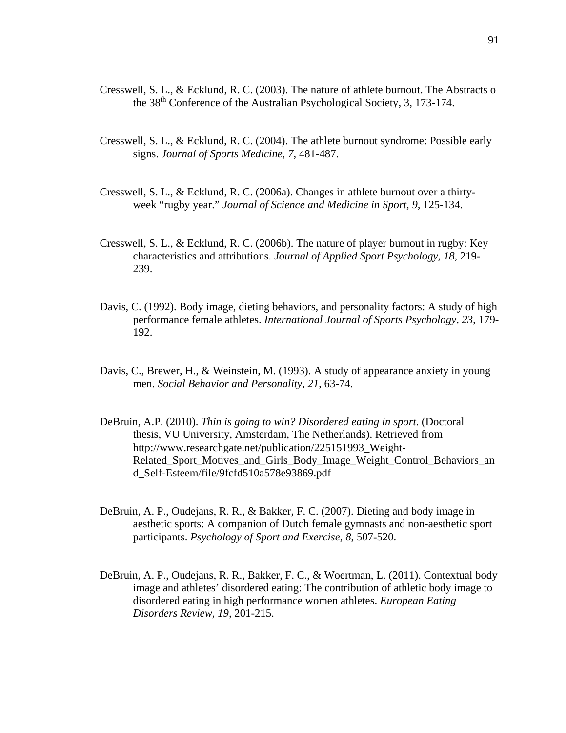Cresswell, S. L., & Ecklund, R. C. (2003). The nature of athlete burnout. The Abstracts o the 38th Conference of the Australian Psychological Society, 3, 173-174.

Cresswell, S. L., & Ecklund, R. C. (2004). The athlete burnout syndrome: Possible early signs. *Journal of Sports Medicine, 7,* 481-487.

Cresswell, S. L., & Ecklund, R. C. (2006a). Changes in athlete burnout over a thirty-week "rugby year." *Journal of Science and Medicine in Sport, 9,* 125-134.

Cresswell, S. L., & Ecklund, R. C. (2006b). The nature of player burnout in rugby: Key characteristics and attributions. *Journal of Applied Sport Psychology, 18,* 219-239.

Davis, C. (1992). Body image, dieting behaviors, and personality factors: A study of high performance female athletes. *International Journal of Sports Psychology, 23,* 179-192.

Davis, C., Brewer, H., & Weinstein, M. (1993). A study of appearance anxiety in young men. *Social Behavior and Personality, 21,* 63-74.

DeBruin, A.P. (2010). *Thin is going to win? Disordered eating in sport*. (Doctoral thesis, VU University, Amsterdam, The Netherlands). Retrieved from http://www.researchgate.net/publication/225151993_Weight-Related_Sport_Motives_and_Girls_Body_Image_Weight_Control_Behaviors_and_Self-Esteem/file/9fcfd510a578e93869.pdf

DeBruin, A. P., Oudejans, R. R., & Bakker, F. C. (2007). Dieting and body image in aesthetic sports: A companion of Dutch female gymnasts and non-aesthetic sport participants. *Psychology of Sport and Exercise, 8,* 507-520.

DeBruin, A. P., Oudejans, R. R., Bakker, F. C., & Woertman, L. (2011). Contextual body image and athletes' disordered eating: The contribution of athletic body image to disordered eating in high performance women athletes. *European Eating Disorders Review, 19,* 201-215.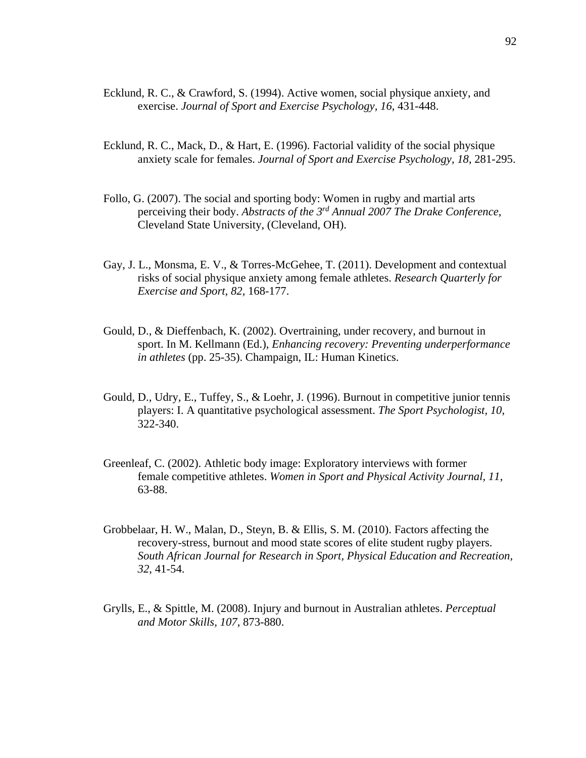Ecklund, R. C., & Crawford, S. (1994). Active women, social physique anxiety, and exercise. *Journal of Sport and Exercise Psychology, 16*, 431-448.

Ecklund, R. C., Mack, D., & Hart, E. (1996). Factorial validity of the social physique anxiety scale for females. *Journal of Sport and Exercise Psychology, 18*, 281-295.

Follo, G. (2007). The social and sporting body: Women in rugby and martial arts perceiving their body. *Abstracts of the 3rd Annual 2007 The Drake Conference*, Cleveland State University, (Cleveland, OH).

Gay, J. L., Monsma, E. V., & Torres-McGehee, T. (2011). Development and contextual risks of social physique anxiety among female athletes. *Research Quarterly for Exercise and Sport, 82*, 168-177.

Gould, D., & Dieffenbach, K. (2002). Overtraining, under recovery, and burnout in sport. In M. Kellmann (Ed.), *Enhancing recovery: Preventing underperformance in athletes* (pp. 25-35). Champaign, IL: Human Kinetics.

Gould, D., Udry, E., Tuffey, S., & Loehr, J. (1996). Burnout in competitive junior tennis players: I. A quantitative psychological assessment. *The Sport Psychologist, 10*, 322-340.

Greenleaf, C. (2002). Athletic body image: Exploratory interviews with former female competitive athletes. *Women in Sport and Physical Activity Journal, 11*, 63-88.

Grobbelaar, H. W., Malan, D., Steyn, B. & Ellis, S. M. (2010). Factors affecting the recovery-stress, burnout and mood state scores of elite student rugby players. *South African Journal for Research in Sport, Physical Education and Recreation, 32*, 41-54.

Grylls, E., & Spittle, M. (2008). Injury and burnout in Australian athletes. *Perceptual and Motor Skills, 107*, 873-880.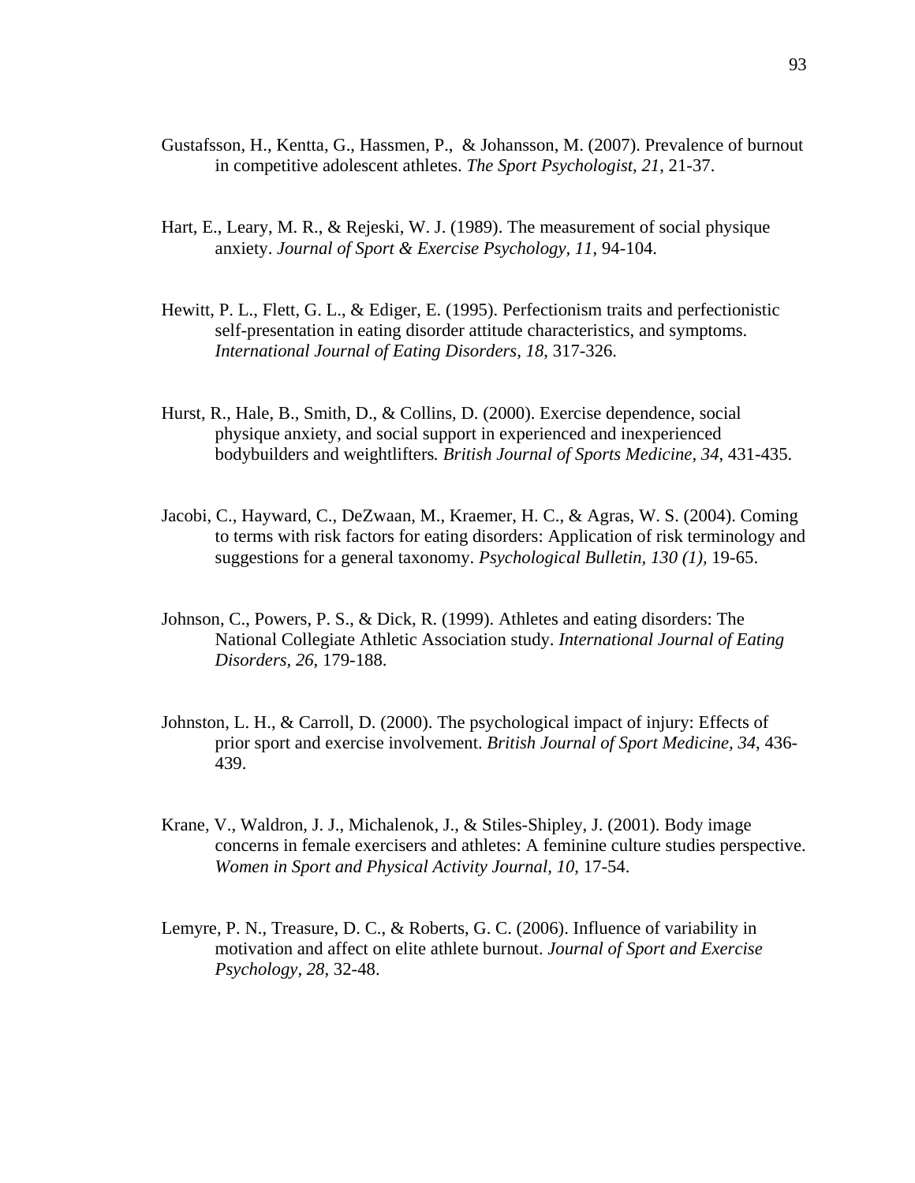Gustafsson, H., Kentta, G., Hassmen, P., & Johansson, M. (2007). Prevalence of burnout in competitive adolescent athletes. *The Sport Psychologist, 21*, 21-37.

Hart, E., Leary, M. R., & Rejeski, W. J. (1989). The measurement of social physique anxiety. *Journal of Sport & Exercise Psychology, 11*, 94-104.

Hewitt, P. L., Flett, G. L., & Ediger, E. (1995). Perfectionism traits and perfectionistic self-presentation in eating disorder attitude characteristics, and symptoms. *International Journal of Eating Disorders, 18*, 317-326.

Hurst, R., Hale, B., Smith, D., & Collins, D. (2000). Exercise dependence, social physique anxiety, and social support in experienced and inexperienced bodybuilders and weightlifters*. British Journal of Sports Medicine, 34*, 431-435.

Jacobi, C., Hayward, C., DeZwaan, M., Kraemer, H. C., & Agras, W. S. (2004). Coming to terms with risk factors for eating disorders: Application of risk terminology and suggestions for a general taxonomy. *Psychological Bulletin, 130 (1),* 19-65.

Johnson, C., Powers, P. S., & Dick, R. (1999). Athletes and eating disorders: The National Collegiate Athletic Association study. *International Journal of Eating Disorders, 26*, 179-188.

Johnston, L. H., & Carroll, D. (2000). The psychological impact of injury: Effects of prior sport and exercise involvement. *British Journal of Sport Medicine*, *34*, 436-439.

Krane, V., Waldron, J. J., Michalenok, J., & Stiles-Shipley, J. (2001). Body image concerns in female exercisers and athletes: A feminine culture studies perspective. *Women in Sport and Physical Activity Journal, 10*, 17-54.

Lemyre, P. N., Treasure, D. C., & Roberts, G. C. (2006). Influence of variability in motivation and affect on elite athlete burnout. *Journal of Sport and Exercise Psychology, 28*, 32-48.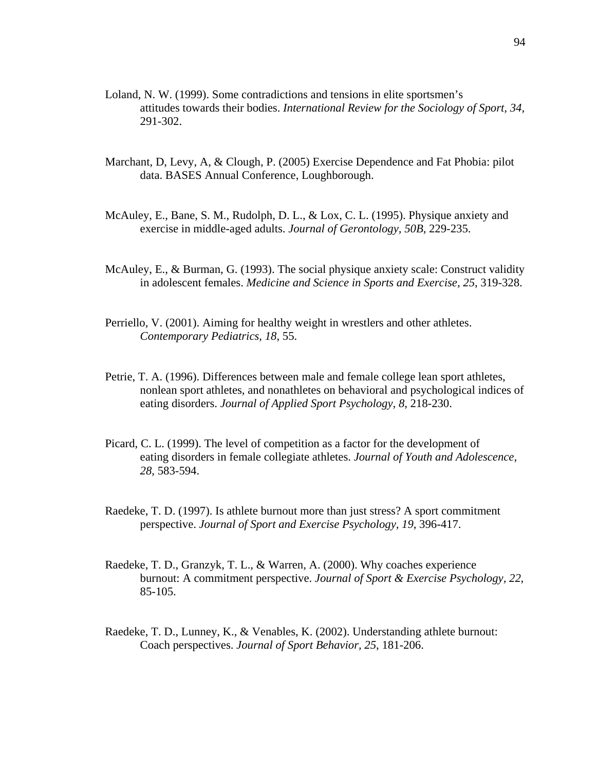Loland, N. W. (1999). Some contradictions and tensions in elite sportsmen's attitudes towards their bodies. *International Review for the Sociology of Sport, 34*, 291-302.

Marchant, D, Levy, A, & Clough, P. (2005) Exercise Dependence and Fat Phobia: pilot data. BASES Annual Conference, Loughborough.

McAuley, E., Bane, S. M., Rudolph, D. L., & Lox, C. L. (1995). Physique anxiety and exercise in middle-aged adults. *Journal of Gerontology, 50B*, 229-235.

McAuley, E., & Burman, G. (1993). The social physique anxiety scale: Construct validity in adolescent females. *Medicine and Science in Sports and Exercise, 25*, 319-328.

Perriello, V. (2001). Aiming for healthy weight in wrestlers and other athletes. *Contemporary Pediatrics, 18*, 55.

Petrie, T. A. (1996). Differences between male and female college lean sport athletes, nonlean sport athletes, and nonathletes on behavioral and psychological indices of eating disorders. *Journal of Applied Sport Psychology, 8*, 218-230.

Picard, C. L. (1999). The level of competition as a factor for the development of eating disorders in female collegiate athletes. *Journal of Youth and Adolescence, 28*, 583-594.

Raedeke, T. D. (1997). Is athlete burnout more than just stress? A sport commitment perspective. *Journal of Sport and Exercise Psychology, 19*, 396-417.

Raedeke, T. D., Granzyk, T. L., & Warren, A. (2000). Why coaches experience burnout: A commitment perspective. *Journal of Sport & Exercise Psychology, 22*, 85-105.

Raedeke, T. D., Lunney, K., & Venables, K. (2002). Understanding athlete burnout: Coach perspectives. *Journal of Sport Behavior, 25*, 181-206.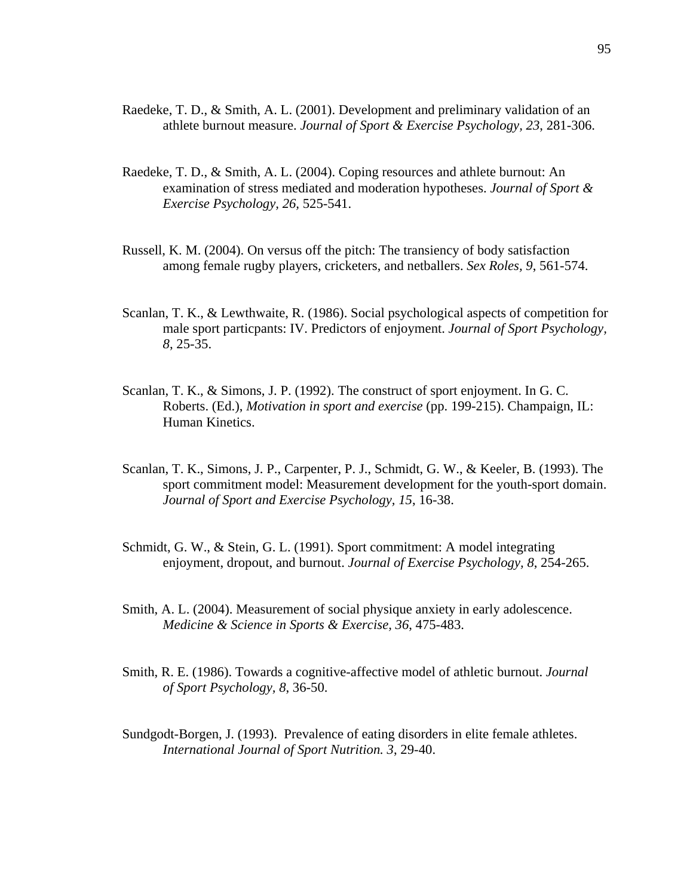Raedeke, T. D., & Smith, A. L. (2001). Development and preliminary validation of an athlete burnout measure. *Journal of Sport & Exercise Psychology, 23*, 281-306.

Raedeke, T. D., & Smith, A. L. (2004). Coping resources and athlete burnout: An examination of stress mediated and moderation hypotheses. *Journal of Sport & Exercise Psychology, 26*, 525-541.

Russell, K. M. (2004). On versus off the pitch: The transiency of body satisfaction among female rugby players, cricketers, and netballers. *Sex Roles, 9*, 561-574.

Scanlan, T. K., & Lewthwaite, R. (1986). Social psychological aspects of competition for male sport particpants: IV. Predictors of enjoyment. *Journal of Sport Psychology, 8*, 25-35.

Scanlan, T. K., & Simons, J. P. (1992). The construct of sport enjoyment. In G. C. Roberts. (Ed.), *Motivation in sport and exercise* (pp. 199-215). Champaign, IL: Human Kinetics.

Scanlan, T. K., Simons, J. P., Carpenter, P. J., Schmidt, G. W., & Keeler, B. (1993). The sport commitment model: Measurement development for the youth-sport domain. *Journal of Sport and Exercise Psychology, 15*, 16-38.

Schmidt, G. W., & Stein, G. L. (1991). Sport commitment: A model integrating enjoyment, dropout, and burnout. *Journal of Exercise Psychology, 8*, 254-265.

Smith, A. L. (2004). Measurement of social physique anxiety in early adolescence. *Medicine & Science in Sports & Exercise, 36*, 475-483.

Smith, R. E. (1986). Towards a cognitive-affective model of athletic burnout. *Journal of Sport Psychology, 8*, 36-50.

Sundgodt-Borgen, J. (1993). Prevalence of eating disorders in elite female athletes. *International Journal of Sport Nutrition. 3*, 29-40.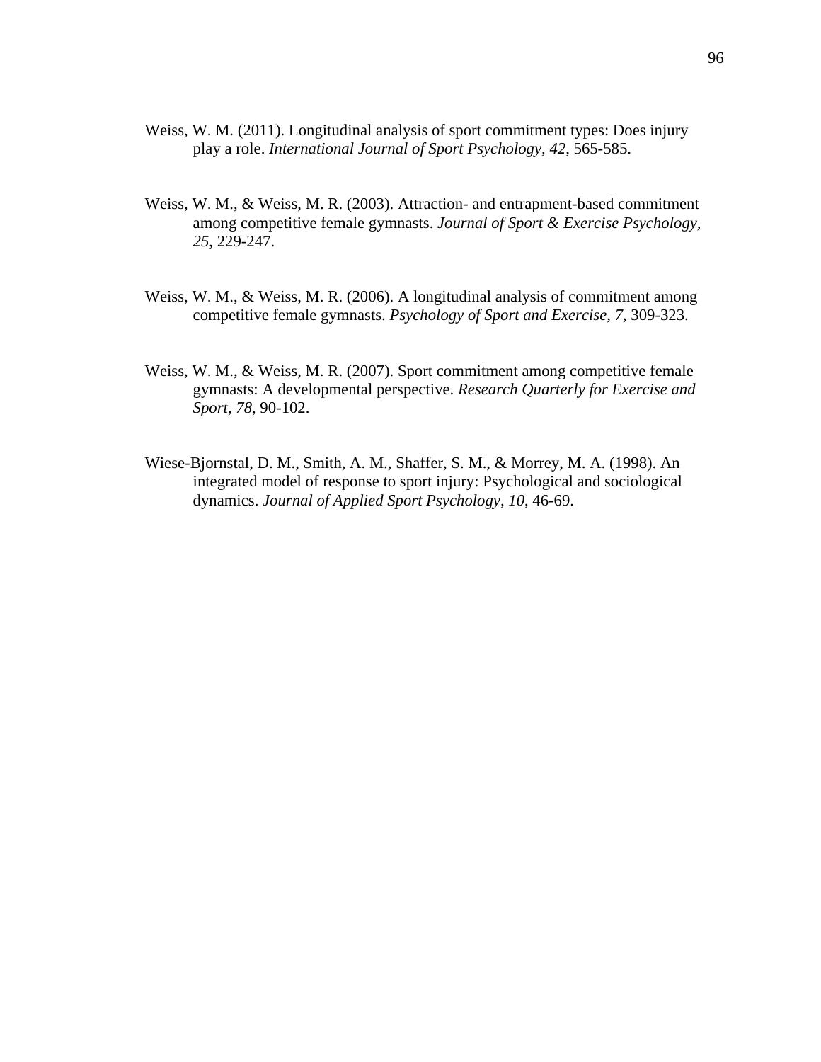Weiss, W. M. (2011). Longitudinal analysis of sport commitment types: Does injury play a role. *International Journal of Sport Psychology, 42*, 565-585.

Weiss, W. M., & Weiss, M. R. (2003). Attraction- and entrapment-based commitment among competitive female gymnasts. *Journal of Sport & Exercise Psychology, 25*, 229-247.

Weiss, W. M., & Weiss, M. R. (2006). A longitudinal analysis of commitment among competitive female gymnasts. *Psychology of Sport and Exercise, 7*, 309-323.

Weiss, W. M., & Weiss, M. R. (2007). Sport commitment among competitive female gymnasts: A developmental perspective. *Research Quarterly for Exercise and Sport, 78*, 90-102.

Wiese-Bjornstal, D. M., Smith, A. M., Shaffer, S. M., & Morrey, M. A. (1998). An integrated model of response to sport injury: Psychological and sociological dynamics. *Journal of Applied Sport Psychology, 10*, 46-69.